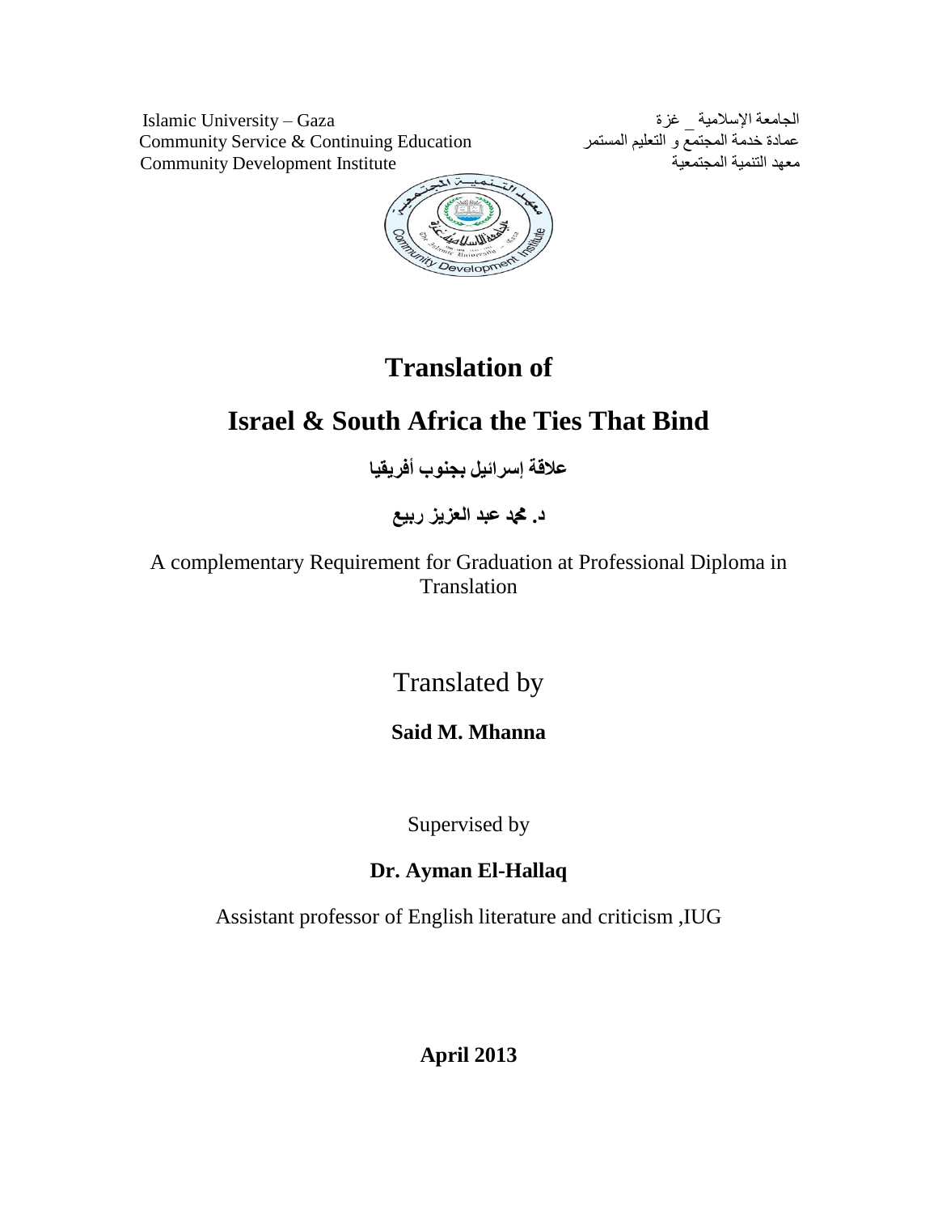Islamic University – Gaza
Community Service & Continuing Education
Community Development Institute

الجامعة الإسلامية _ غزة
عمادة خدمة المجتمع و التعليم المستمر
معهد التنمية المجتمعية

# Translation of

# Israel & South Africa the Ties That Bind

**علاقة إسرائيل بجنوب أفريقيا**

**د. محمد عبد العزيز ربيع**

A complementary Requirement for Graduation at Professional Diploma in Translation

Translated by

**Said M. Mhanna**

Supervised by

**Dr. Ayman El-Hallaq**

Assistant professor of English literature and criticism ,IUG

**April 2013**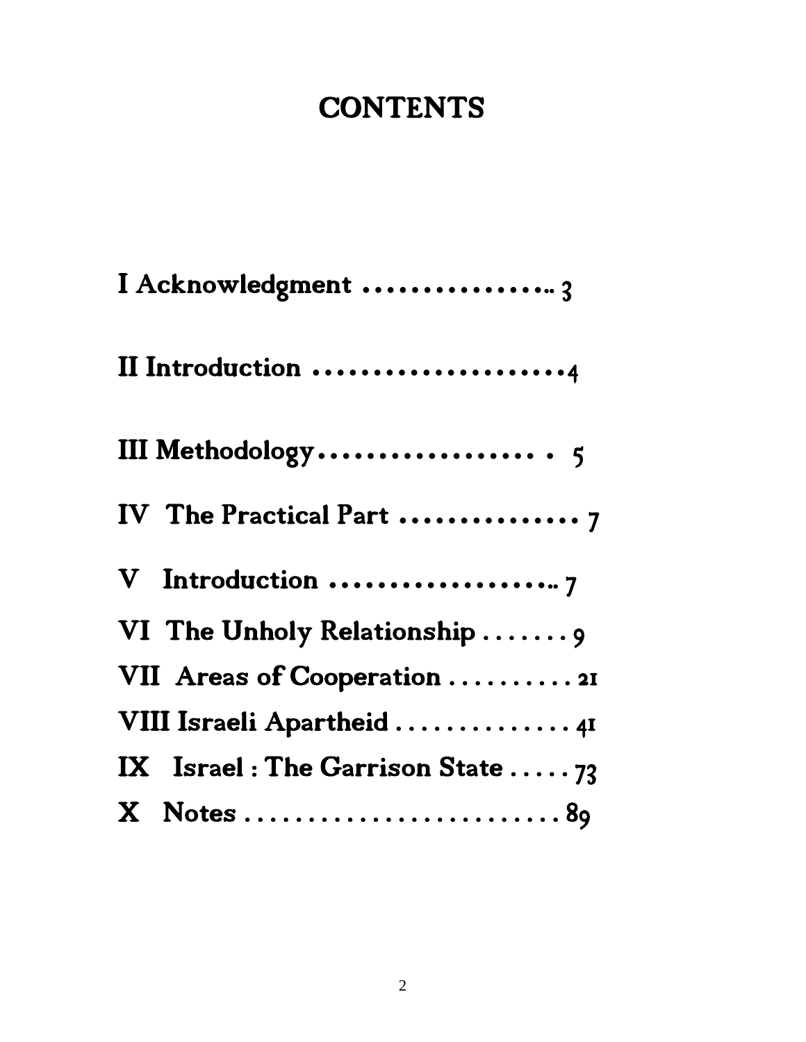# CONTENTS

I Acknowledgment ................ 3

II Introduction ...................... 4

III Methodology .................. 5

IV The Practical Part ............... 7

V Introduction .................... 7

VI The Unholy Relationship ........ 9

VII Areas of Cooperation .......... 21

VIII Israeli Apartheid .............. 41

IX Israel : The Garrison State ..... 73

X Notes ......................... 89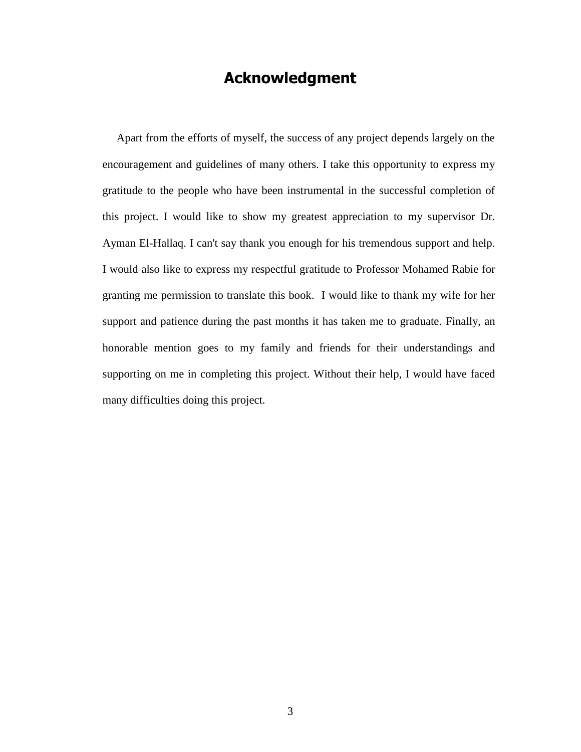# Acknowledgment

Apart from the efforts of myself, the success of any project depends largely on the encouragement and guidelines of many others. I take this opportunity to express my gratitude to the people who have been instrumental in the successful completion of this project. I would like to show my greatest appreciation to my supervisor Dr. Ayman El-Hallaq. I can't say thank you enough for his tremendous support and help. I would also like to express my respectful gratitude to Professor Mohamed Rabie for granting me permission to translate this book. I would like to thank my wife for her support and patience during the past months it has taken me to graduate. Finally, an honorable mention goes to my family and friends for their understandings and supporting on me in completing this project. Without their help, I would have faced many difficulties doing this project.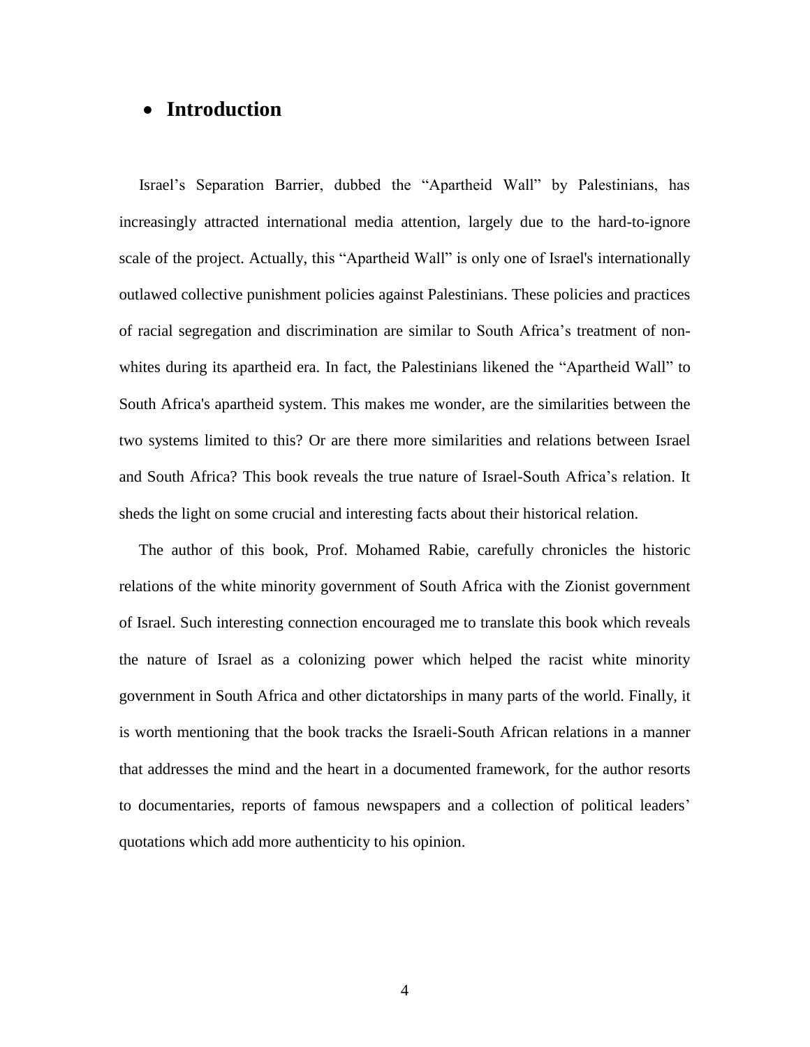- **Introduction**

Israel's Separation Barrier, dubbed the "Apartheid Wall" by Palestinians, has increasingly attracted international media attention, largely due to the hard-to-ignore scale of the project. Actually, this "Apartheid Wall" is only one of Israel's internationally outlawed collective punishment policies against Palestinians. These policies and practices of racial segregation and discrimination are similar to South Africa's treatment of non-whites during its apartheid era. In fact, the Palestinians likened the "Apartheid Wall" to South Africa's apartheid system. This makes me wonder, are the similarities between the two systems limited to this? Or are there more similarities and relations between Israel and South Africa? This book reveals the true nature of Israel-South Africa's relation. It sheds the light on some crucial and interesting facts about their historical relation.

The author of this book, Prof. Mohamed Rabie, carefully chronicles the historic relations of the white minority government of South Africa with the Zionist government of Israel. Such interesting connection encouraged me to translate this book which reveals the nature of Israel as a colonizing power which helped the racist white minority government in South Africa and other dictatorships in many parts of the world. Finally, it is worth mentioning that the book tracks the Israeli-South African relations in a manner that addresses the mind and the heart in a documented framework, for the author resorts to documentaries, reports of famous newspapers and a collection of political leaders' quotations which add more authenticity to his opinion.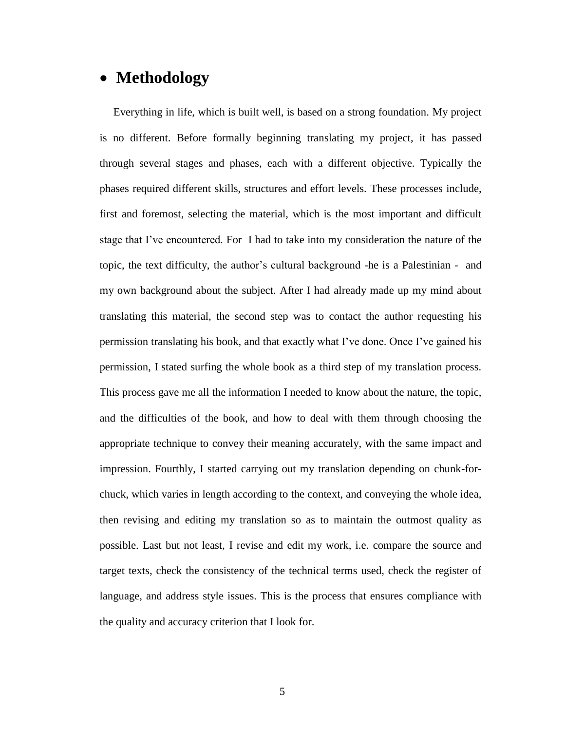- **Methodology**

Everything in life, which is built well, is based on a strong foundation. My project is no different. Before formally beginning translating my project, it has passed through several stages and phases, each with a different objective. Typically the phases required different skills, structures and effort levels. These processes include, first and foremost, selecting the material, which is the most important and difficult stage that I've encountered. For I had to take into my consideration the nature of the topic, the text difficulty, the author's cultural background -he is a Palestinian - and my own background about the subject. After I had already made up my mind about translating this material, the second step was to contact the author requesting his permission translating his book, and that exactly what I've done. Once I've gained his permission, I stated surfing the whole book as a third step of my translation process. This process gave me all the information I needed to know about the nature, the topic, and the difficulties of the book, and how to deal with them through choosing the appropriate technique to convey their meaning accurately, with the same impact and impression. Fourthly, I started carrying out my translation depending on chunk-for-chuck, which varies in length according to the context, and conveying the whole idea, then revising and editing my translation so as to maintain the outmost quality as possible. Last but not least, I revise and edit my work, i.e. compare the source and target texts, check the consistency of the technical terms used, check the register of language, and address style issues. This is the process that ensures compliance with the quality and accuracy criterion that I look for.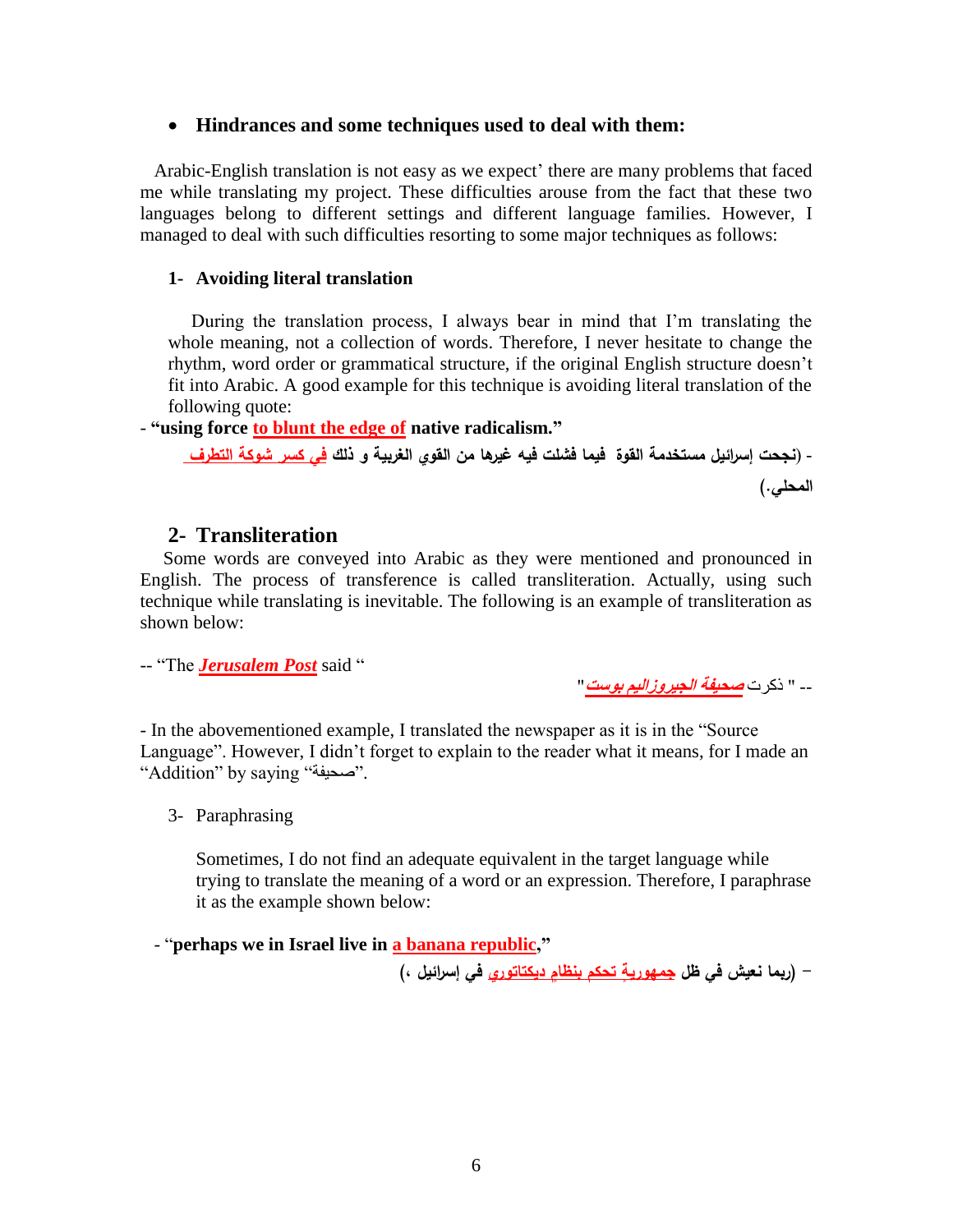- **Hindrances and some techniques used to deal with them:**

Arabic-English translation is not easy as we expect' there are many problems that faced me while translating my project. These difficulties arouse from the fact that these two languages belong to different settings and different language families. However, I managed to deal with such difficulties resorting to some major techniques as follows:

### 1- Avoiding literal translation

During the translation process, I always bear in mind that I'm translating the whole meaning, not a collection of words. Therefore, I never hesitate to change the rhythm, word order or grammatical structure, if the original English structure doesn't fit into Arabic. A good example for this technique is avoiding literal translation of the following quote:

- **"using force <u>to blunt the edge of</u> native radicalism."**

**- (نجحت إسرائيل مستخدمة القوة فيما فشلت فيه غيرها من القوي الغربية و ذلك <u>في كسر شوكة التطرف</u> المحلي.)**

## 2- Transliteration

Some words are conveyed into Arabic as they were mentioned and pronounced in English. The process of transference is called transliteration. Actually, using such technique while translating is inevitable. The following is an example of transliteration as shown below:

-- "The ***<u>Jerusalem Post</u>*** said "

-- " ذكرت ***<u>صحيفة الجيروزاليم بوست</u>***"

- In the abovementioned example, I translated the newspaper as it is in the "Source Language". However, I didn't forget to explain to the reader what it means, for I made an "Addition" by saying "صحيفة".

3- Paraphrasing

Sometimes, I do not find an adequate equivalent in the target language while trying to translate the meaning of a word or an expression. Therefore, I paraphrase it as the example shown below:

- "**perhaps we in Israel live in <u>a banana republic</u>,**"

**– (ربما نعيش في ظل <u>جمهوريةٍ تحكم بنظامٍ ديكتاتوري</u> في إسرائيل ،)**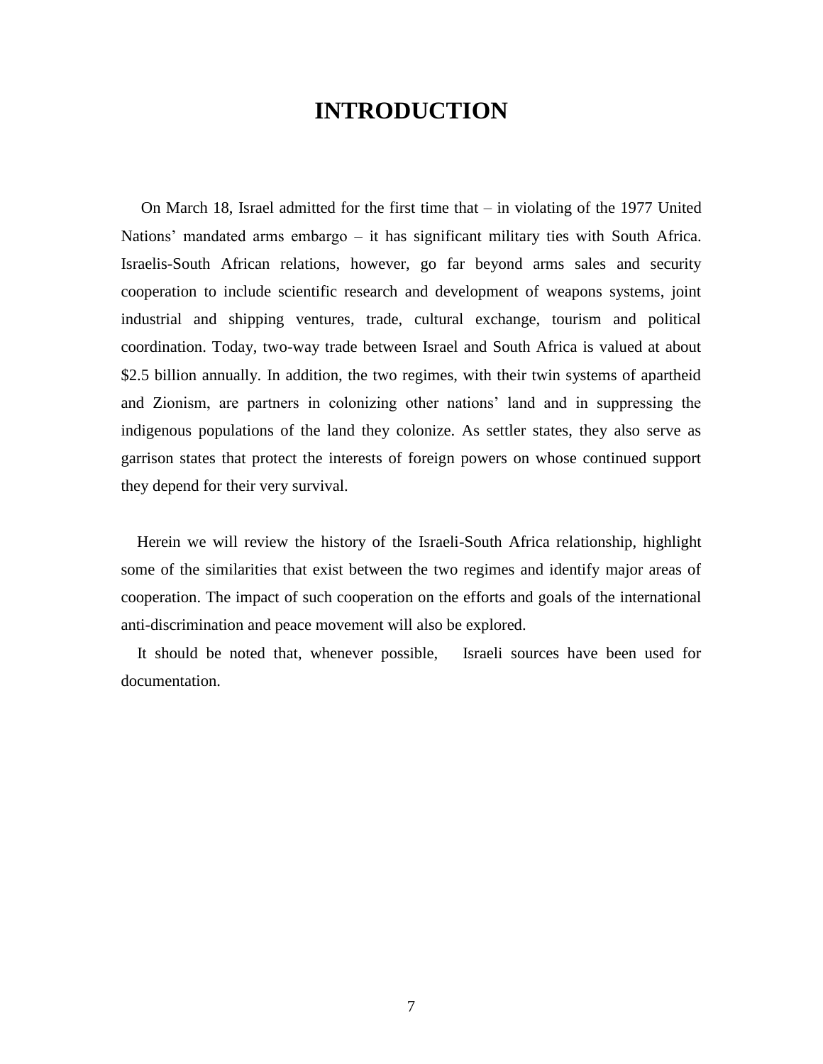# INTRODUCTION

On March 18, Israel admitted for the first time that – in violating of the 1977 United Nations' mandated arms embargo – it has significant military ties with South Africa. Israelis-South African relations, however, go far beyond arms sales and security cooperation to include scientific research and development of weapons systems, joint industrial and shipping ventures, trade, cultural exchange, tourism and political coordination. Today, two-way trade between Israel and South Africa is valued at about $2.5 billion annually. In addition, the two regimes, with their twin systems of apartheid and Zionism, are partners in colonizing other nations' land and in suppressing the indigenous populations of the land they colonize. As settler states, they also serve as garrison states that protect the interests of foreign powers on whose continued support they depend for their very survival.

Herein we will review the history of the Israeli-South Africa relationship, highlight some of the similarities that exist between the two regimes and identify major areas of cooperation. The impact of such cooperation on the efforts and goals of the international anti-discrimination and peace movement will also be explored.

It should be noted that, whenever possible, Israeli sources have been used for documentation.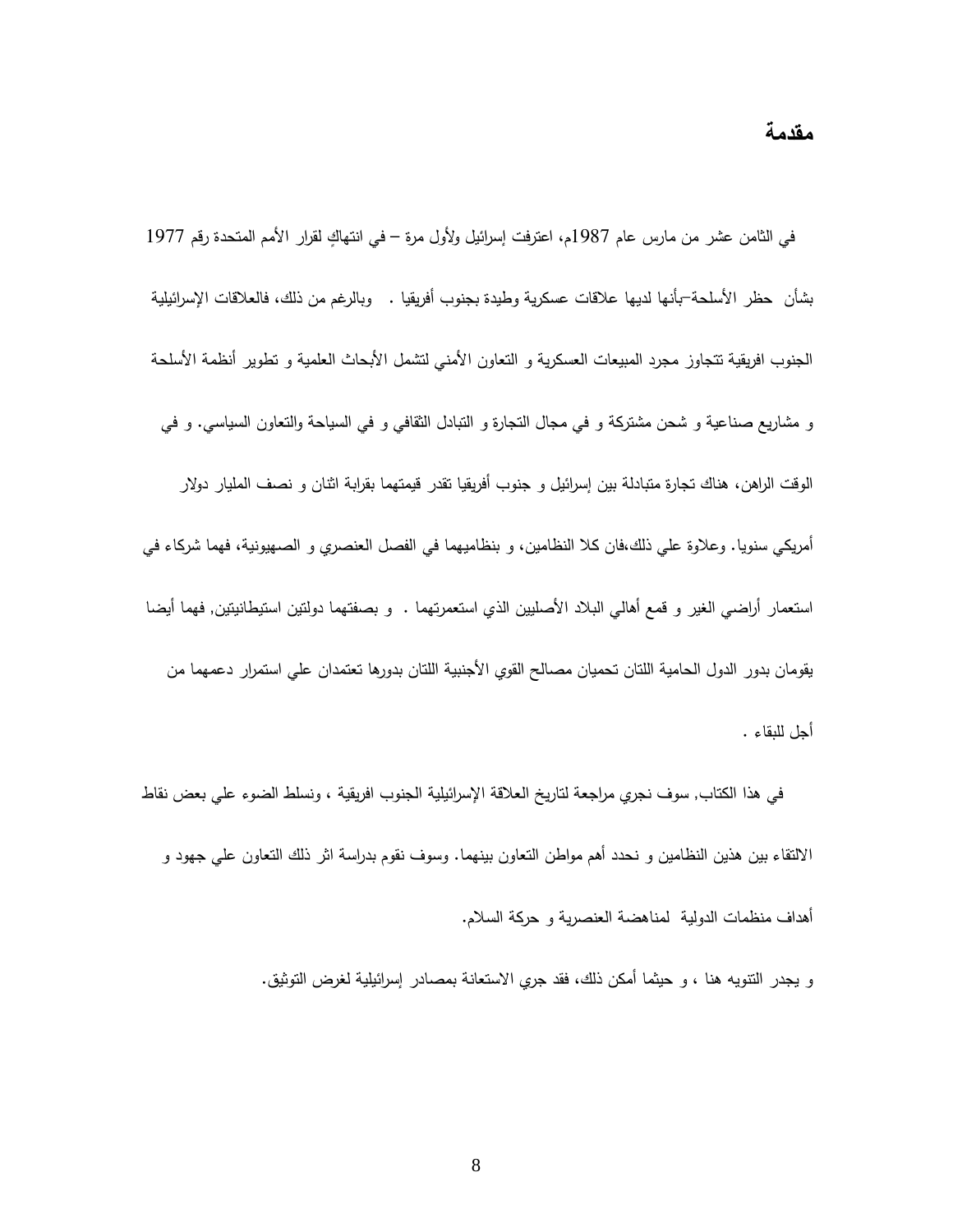# مقدمة

في الثامن عشر من مارس عام 1987م، اعترفت إسرائيل ولأول مرة – في انتهاكٍ لقرار الأمم المتحدة رقم 1977 بشأن حظر الأسلحة–بأنها لديها علاقات عسكرية وطيدة بجنوب أفريقيا . وبالرغم من ذلك، فالعلاقات الإسرائيلية الجنوب افريقية تتجاوز مجرد المبيعات العسكرية و التعاون الأمني لتشمل الأبحاث العلمية و تطوير أنظمة الأسلحة و مشاريع صناعية و شحن مشتركة و في مجال التجارة و التبادل الثقافي و في السياحة والتعاون السياسي. و في الوقت الراهن، هناك تجارة متبادلة بين إسرائيل و جنوب أفريقيا تقدر قيمتهما بقرابة اثنان و نصف المليار دولار أمريكي سنويا. وعلاوة علي ذلك،فان كلا النظامين، و بنظاميهما في الفصل العنصري و الصهيونية، فهما شركاء في استعمار أراضي الغير و قمع أهالي البلاد الأصليين الذي استعمرتهما . و بصفتهما دولتين استيطانيتين, فهما أيضا يقومان بدور الدول الحامية اللتان تحميان مصالح القوي الأجنبية اللتان بدورها تعتمدان علي استمرار دعمهما من أجل للبقاء .

في هذا الكتاب, سوف نجري مراجعة لتاريخ العلاقة الإسرائيلية الجنوب افريقية ، ونسلط الضوء علي بعض نقاط الالتقاء بين هذين النظامين و نحدد أهم مواطن التعاون بينهما. وسوف نقوم بدراسة اثر ذلك التعاون علي جهود و أهداف منظمات الدولية لمناهضة العنصرية و حركة السلام.

و يجدر التنويه هنا ، و حيثما أمكن ذلك، فقد جري الاستعانة بمصادر إسرائيلية لغرض التوثيق.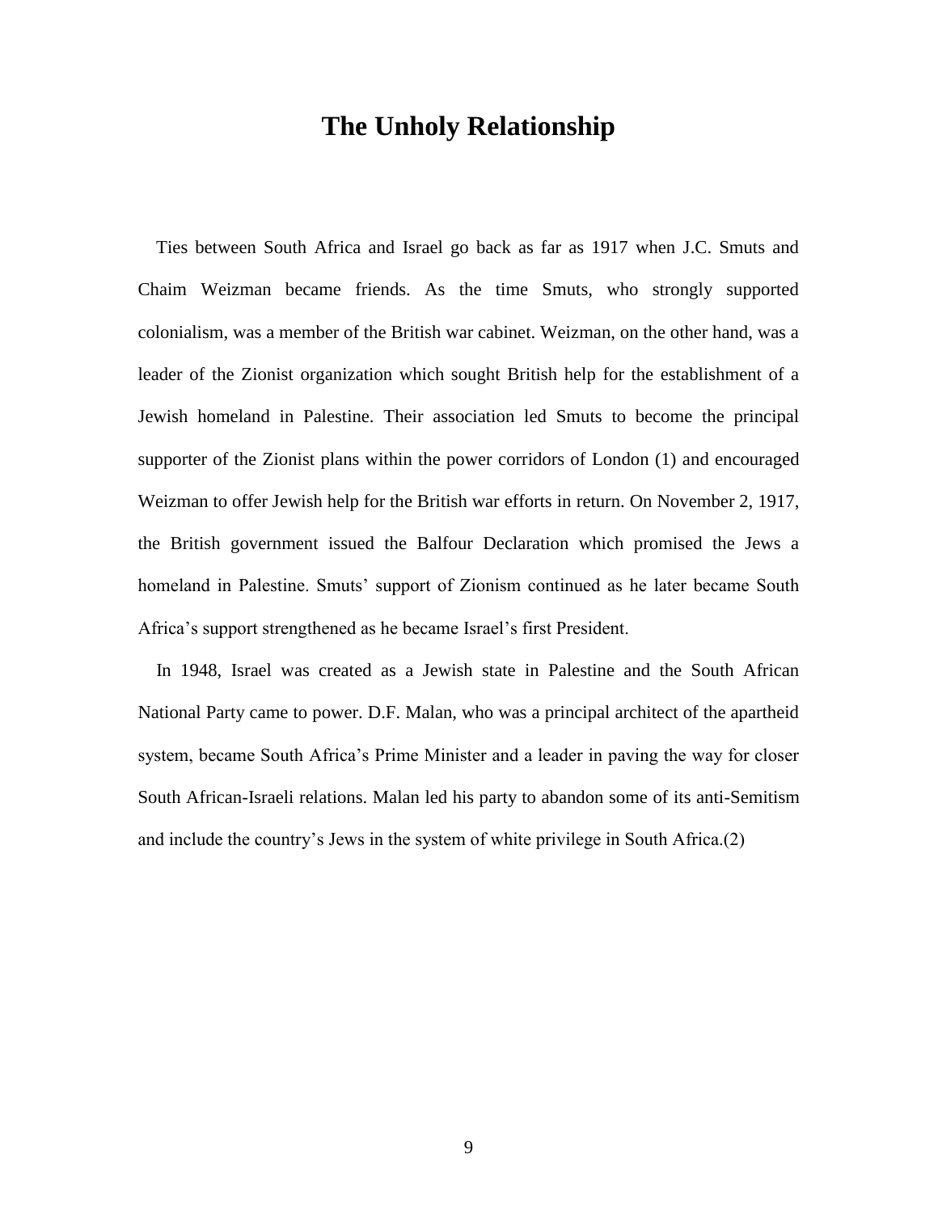# The Unholy Relationship

Ties between South Africa and Israel go back as far as 1917 when J.C. Smuts and Chaim Weizman became friends. As the time Smuts, who strongly supported colonialism, was a member of the British war cabinet. Weizman, on the other hand, was a leader of the Zionist organization which sought British help for the establishment of a Jewish homeland in Palestine. Their association led Smuts to become the principal supporter of the Zionist plans within the power corridors of London (1) and encouraged Weizman to offer Jewish help for the British war efforts in return. On November 2, 1917, the British government issued the Balfour Declaration which promised the Jews a homeland in Palestine. Smuts' support of Zionism continued as he later became South Africa's support strengthened as he became Israel's first President.

In 1948, Israel was created as a Jewish state in Palestine and the South African National Party came to power. D.F. Malan, who was a principal architect of the apartheid system, became South Africa's Prime Minister and a leader in paving the way for closer South African-Israeli relations. Malan led his party to abandon some of its anti-Semitism and include the country's Jews in the system of white privilege in South Africa.(2)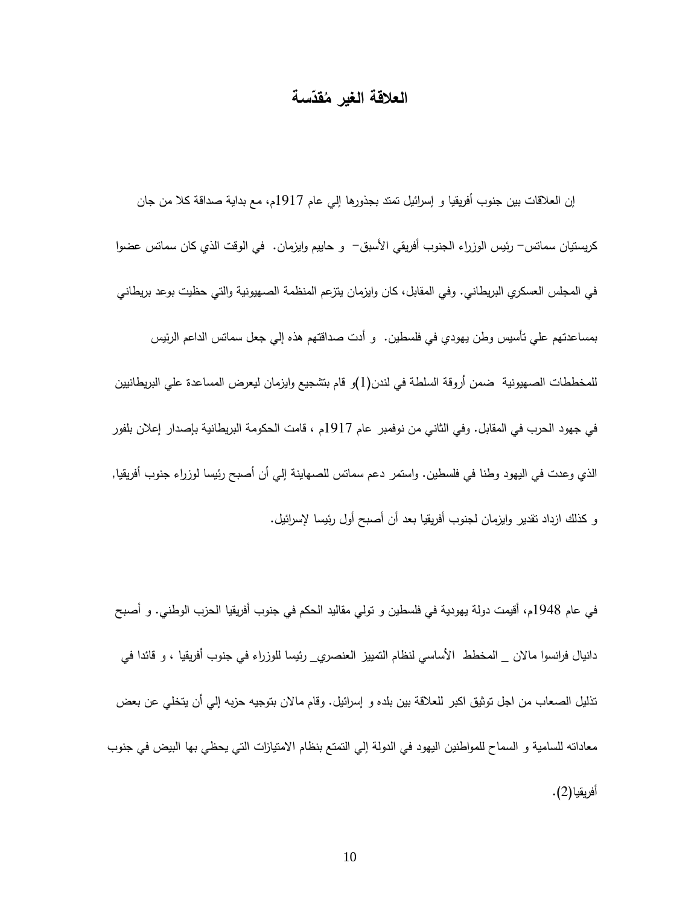## العلاقة الغير مُقدّسة

إن العلاقات بين جنوب أفريقيا و إسرائيل تمتد بجذورها إلي عام 1917م، مع بداية صداقة كلا من جان كريستيان سماتس– رئيس الوزراء الجنوب أفريقي الأسبق– و حاييم وايزمان. في الوقت الذي كان سماتس عضوا في المجلس العسكري البريطاني. وفي المقابل، كان وايزمان يتزعم المنظمة الصهيونية والتي حظيت بوعد بريطاني بمساعدتهم علي تأسيس وطن يهودي في فلسطين. و أدت صداقتهم هذه إلي جعل سماتس الداعم الرئيس للمخططات الصهيونية ضمن أروقة السلطة في لندن(1)و قام بتشجيع وايزمان ليعرض المساعدة علي البريطانيين في جهود الحرب في المقابل. وفي الثاني من نوفمبر عام 1917م ، قامت الحكومة البريطانية بإصدار إعلان بلفور الذي وعدت في اليهود وطنا في فلسطين. واستمر دعم سماتس للصهاينة إلي أن أصبح رئيسا لوزراء جنوب أفريقيا, و كذلك ازداد تقدير وايزمان لجنوب أفريقيا بعد أن أصبح أول رئيسا لإسرائيل.

في عام 1948م، أقيمت دولة يهودية في فلسطين و تولي مقاليد الحكم في جنوب أفريقيا الحزب الوطني. و أصبح دانيال فرانسوا مالان _ المخطط الأساسي لنظام التمييز العنصري_ رئيسا للوزراء في جنوب أفريقيا ، و قائدا في تذليل الصعاب من اجل توثيق اكبر للعلاقة بين بلده و إسرائيل. وقام مالان بتوجيه حزبه إلي أن يتخلي عن بعض معاداته للسامية و السماح للمواطنين اليهود في الدولة إلي التمتع بنظام الامتيازات التي يحظي بها البيض في جنوب أفريقيا(2).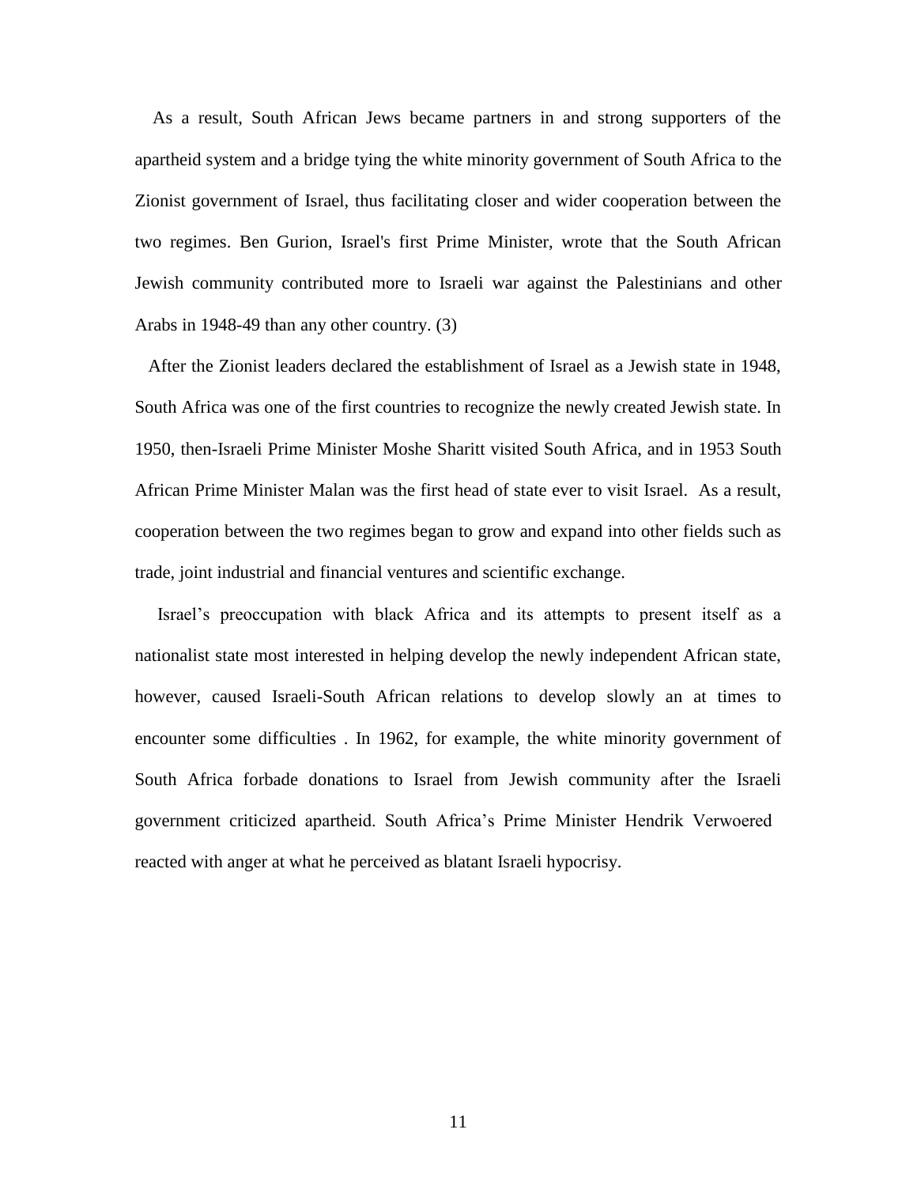As a result, South African Jews became partners in and strong supporters of the apartheid system and a bridge tying the white minority government of South Africa to the Zionist government of Israel, thus facilitating closer and wider cooperation between the two regimes. Ben Gurion, Israel's first Prime Minister, wrote that the South African Jewish community contributed more to Israeli war against the Palestinians and other Arabs in 1948-49 than any other country. (3)

After the Zionist leaders declared the establishment of Israel as a Jewish state in 1948, South Africa was one of the first countries to recognize the newly created Jewish state. In 1950, then-Israeli Prime Minister Moshe Sharitt visited South Africa, and in 1953 South African Prime Minister Malan was the first head of state ever to visit Israel. As a result, cooperation between the two regimes began to grow and expand into other fields such as trade, joint industrial and financial ventures and scientific exchange.

Israel's preoccupation with black Africa and its attempts to present itself as a nationalist state most interested in helping develop the newly independent African state, however, caused Israeli-South African relations to develop slowly an at times to encounter some difficulties . In 1962, for example, the white minority government of South Africa forbade donations to Israel from Jewish community after the Israeli government criticized apartheid. South Africa's Prime Minister Hendrik Verwoered reacted with anger at what he perceived as blatant Israeli hypocrisy.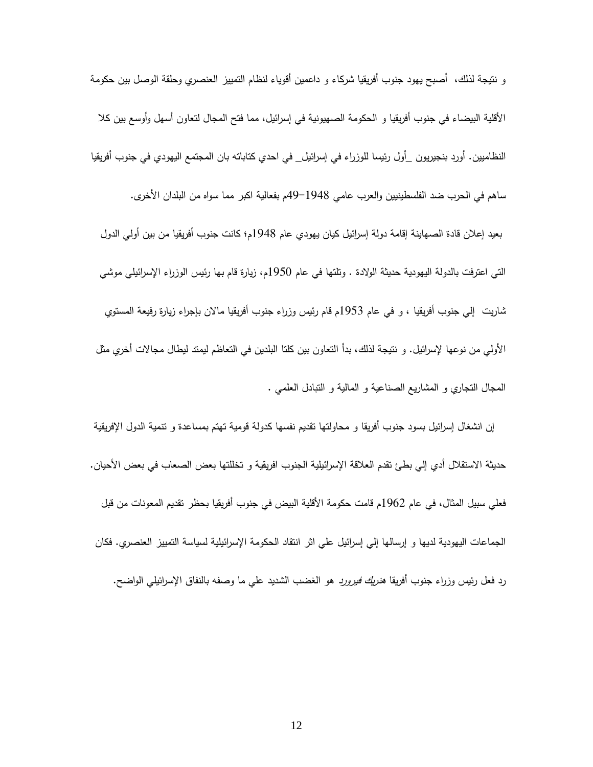و نتيجة لذلك، أصبح يهود جنوب أفريقيا شركاء و داعمين أقوياء لنظام التمييز العنصري وحلقة الوصل بين حكومة الأقلية البيضاء في جنوب أفريقيا و الحكومة الصهيونية في إسرائيل، مما فتح المجال لتعاون أسهل وأوسع بين كلا النظاميين. أورد بنجيريون _أول رئيسا للوزراء في إسرائيل_ في احدي كتاباته بان المجتمع اليهودي في جنوب أفريقيا ساهم في الحرب ضد الفلسطينيين والعرب عامي 1948–49م بفعالية اكبر مما سواه من البلدان الأخرى.

بعيد إعلان قادة الصهاينة إقامة دولة إسرائيل كيان يهودي عام 1948م؛ كانت جنوب أفريقيا من بين أولي الدول التي اعترفت بالدولة اليهودية حديثة الولادة . وتلتها في عام 1950م، زيارة قام بها رئيس الوزراء الإسرائيلي موشي شاريت إلي جنوب أفريقيا ، و في عام 1953م قام رئيس وزراء جنوب أفريقيا مالان بإجراء زيارة رفيعة المستوي الأولي من نوعها لإسرائيل. و نتيجة لذلك، بدأ التعاون بين كلتا البلدين في التعاظم ليمتد ليطال مجالات أخري مثل المجال التجاري و المشاريع الصناعية و المالية و التبادل العلمي .

إن انشغال إسرائيل بسود جنوب أفريقا و محاولتها تقديم نفسها كدولة قومية تهتم بمساعدة و تنمية الدول الإفريقية حديثة الاستقلال أدي إلي بطئ تقدم العلاقة الإسرائيلية الجنوب افريقية و تخللتها بعض الصعاب في بعض الأحيان. فعلي سبيل المثال، في عام 1962م قامت حكومة الأقلية البيض في جنوب أفريقيا بحظر تقديم المعونات من قبل الجماعات اليهودية لديها و إرسالها إلي إسرائيل علي اثر انتقاد الحكومة الإسرائيلية لسياسة التمييز العنصري. فكان رد فعل رئيس وزراء جنوب أفريقا *هنريك فيرورد* هو الغضب الشديد علي ما وصفه بالنفاق الإسرائيلي الواضح.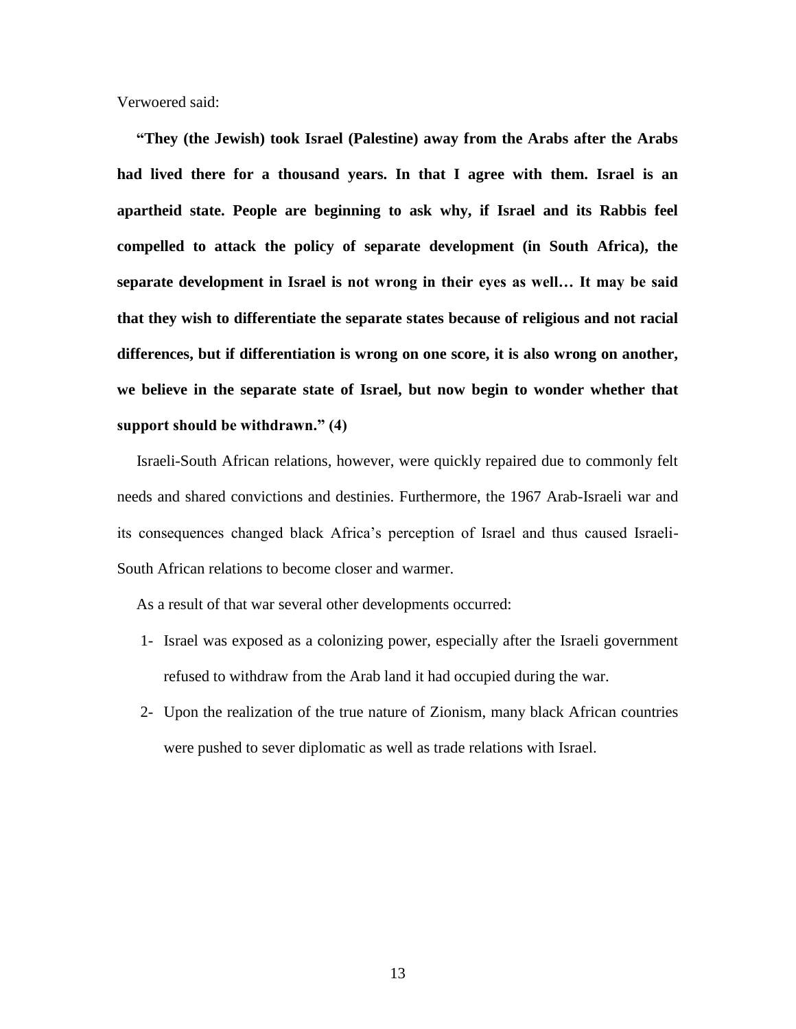Verwoered said:

**"They (the Jewish) took Israel (Palestine) away from the Arabs after the Arabs had lived there for a thousand years. In that I agree with them. Israel is an apartheid state. People are beginning to ask why, if Israel and its Rabbis feel compelled to attack the policy of separate development (in South Africa), the separate development in Israel is not wrong in their eyes as well… It may be said that they wish to differentiate the separate states because of religious and not racial differences, but if differentiation is wrong on one score, it is also wrong on another, we believe in the separate state of Israel, but now begin to wonder whether that support should be withdrawn." (4)**

Israeli-South African relations, however, were quickly repaired due to commonly felt needs and shared convictions and destinies. Furthermore, the 1967 Arab-Israeli war and its consequences changed black Africa's perception of Israel and thus caused Israeli-South African relations to become closer and warmer.

As a result of that war several other developments occurred:

1- Israel was exposed as a colonizing power, especially after the Israeli government refused to withdraw from the Arab land it had occupied during the war.
2- Upon the realization of the true nature of Zionism, many black African countries were pushed to sever diplomatic as well as trade relations with Israel.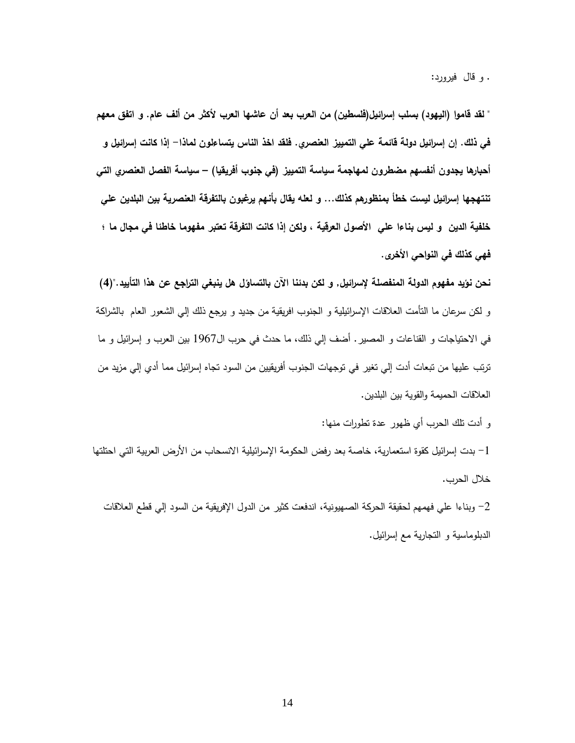. و قال فيرورد:

**" لقد قاموا (اليهود) بسلب إسرائيل(فلسطين) من العرب بعد أن عاشها العرب لأكثر من ألف عام. و اتفق معهم في ذلك. إن إسرائيل دولة قائمة علي التمييز العنصري. فلقد اخذ الناس يتساءلون لماذا– إذا كانت إسرائيل و أحبارها يجدون أنفسهم مضطرون لمهاجمة سياسة التمييز (في جنوب أفريقيا) – سياسة الفصل العنصري التي تنتهجها إسرائيل ليست خطأ بمنظورهم كذلك... و لعله يقال بأنهم يرغبون بالتفرقة العنصرية بين البلدين علي خلفية الدين و ليس بناءا علي الأصول العرقية ، ولكن إذا كانت التفرقة تعتبر مفهوما خاطئا في مجال ما ؛ فهي كذلك في النواحي الأخرى.**

**نحن نؤيد مفهوم الدولة المنفصلة لإسرائيل, و لكن بدئنا الآن بالتساؤل هل ينبغي التراجع عن هذا التأييد."(4)**

و لكن سرعان ما التأمت العلاقات الإسرائيلية و الجنوب افريقية من جديد و يرجع ذلك إلي الشعور العام بالشراكة في الاحتياجات و القناعات و المصير. أضف إلي ذلك، ما حدث في حرب ال1967 بين العرب و إسرائيل و ما ترتب عليها من تبعات أدت إلي تغير في توجهات الجنوب أفريقيين من السود تجاه إسرائيل مما أدي إلي مزيد من العلاقات الحميمة والقوية بين البلدين.

و أدت تلك الحرب أي ظهور عدة تطورات منها:

1- بدت إسرائيل كقوة استعمارية، خاصة بعد رفض الحكومة الإسرائيلية الانسحاب من الأرض العربية التي احتلتها خلال الحرب.

2- وبناءا علي فهمهم لحقيقة الحركة الصهيونية، اندفعت كثير من الدول الإفريقية من السود إلي قطع العلاقات الدبلوماسية و التجارية مع إسرائيل.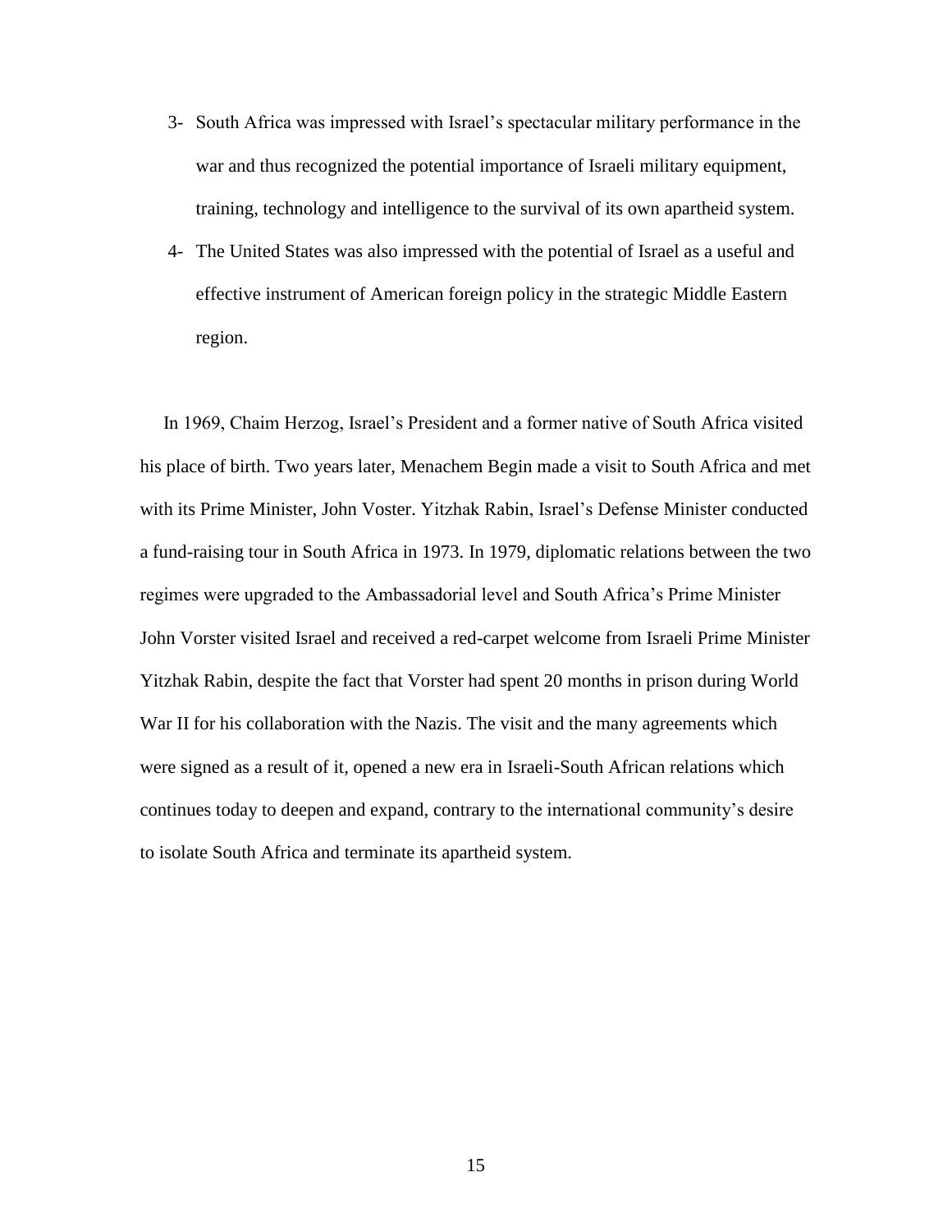3- South Africa was impressed with Israel's spectacular military performance in the war and thus recognized the potential importance of Israeli military equipment, training, technology and intelligence to the survival of its own apartheid system.

4- The United States was also impressed with the potential of Israel as a useful and effective instrument of American foreign policy in the strategic Middle Eastern region.

In 1969, Chaim Herzog, Israel's President and a former native of South Africa visited his place of birth. Two years later, Menachem Begin made a visit to South Africa and met with its Prime Minister, John Voster. Yitzhak Rabin, Israel's Defense Minister conducted a fund-raising tour in South Africa in 1973. In 1979, diplomatic relations between the two regimes were upgraded to the Ambassadorial level and South Africa's Prime Minister John Vorster visited Israel and received a red-carpet welcome from Israeli Prime Minister Yitzhak Rabin, despite the fact that Vorster had spent 20 months in prison during World War II for his collaboration with the Nazis. The visit and the many agreements which were signed as a result of it, opened a new era in Israeli-South African relations which continues today to deepen and expand, contrary to the international community's desire to isolate South Africa and terminate its apartheid system.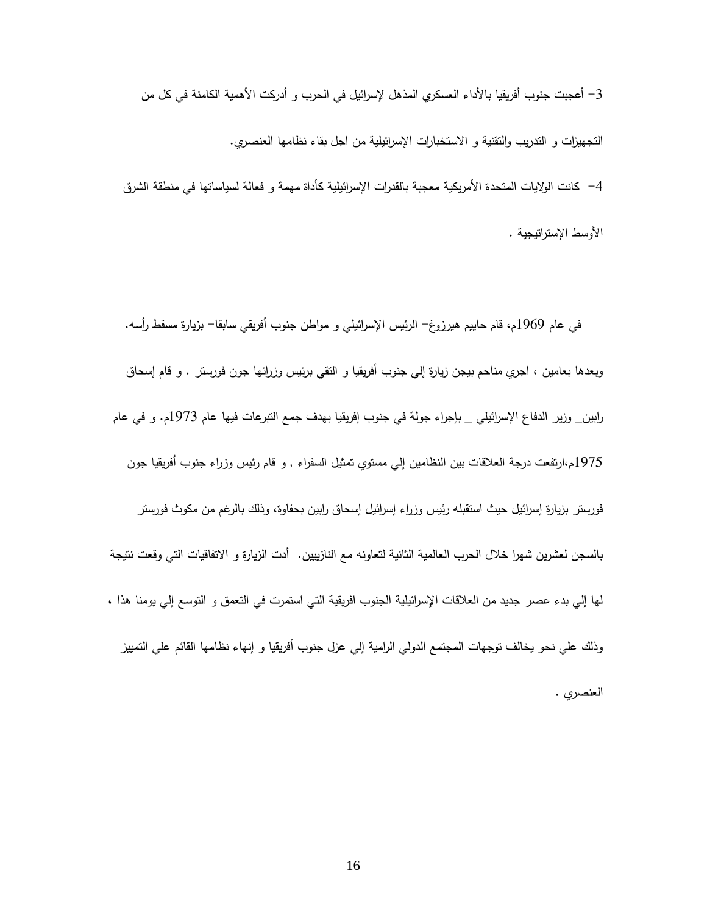3- أعجبت جنوب أفريقيا بالأداء العسكري المذهل لإسرائيل في الحرب و أدركت الأهمية الكامنة في كل من التجهيزات و التدريب والتقنية و الاستخبارات الإسرائيلية من اجل بقاء نظامها العنصري.

4- كانت الولايات المتحدة الأمريكية معجبة بالقدرات الإسرائيلية كأداة مهمة و فعالة لسياساتها في منطقة الشرق الأوسط الإستراتيجية .

في عام 1969م، قام حاييم هيرزوغ- الرئيس الإسرائيلي و مواطن جنوب أفريقي سابقا- بزيارة مسقط رأسه. وبعدها بعامين ، اجري مناحم بيجن زيارة إلي جنوب أفريقيا و التقي برئيس وزرائها جون فورستر . و قام إسحاق رابين_ وزير الدفاع الإسرائيلي _ بإجراء جولة في جنوب إفريقيا بهدف جمع التبرعات فيها عام 1973م. و في عام 1975م،ارتفعت درجة العلاقات بين النظامين إلي مستوي تمثيل السفراء , و قام رئيس وزراء جنوب أفريقيا جون فورستر بزيارة إسرائيل حيث استقبله رئيس وزراء إسرائيل إسحاق رابين بحفاوة، وذلك بالرغم من مكوث فورستر بالسجن لعشرين شهرا خلال الحرب العالمية الثانية لتعاونه مع النازيين. أدت الزيارة و الاتفاقيات التي وقعت نتيجة لها إلي بدء عصر جديد من العلاقات الإسرائيلية الجنوب افريقية التي استمرت في التعمق و التوسع إلي يومنا هذا ، وذلك علي نحو يخالف توجهات المجتمع الدولي الرامية إلي عزل جنوب أفريقيا و إنهاء نظامها القائم علي التمييز العنصري .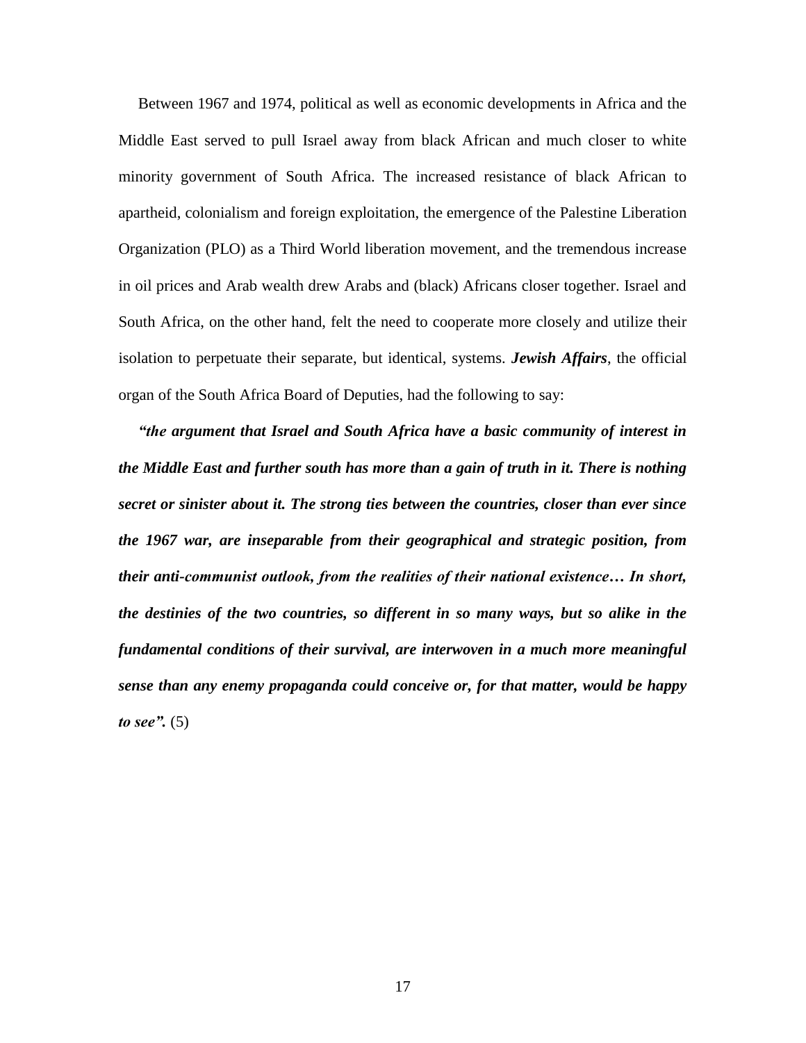Between 1967 and 1974, political as well as economic developments in Africa and the Middle East served to pull Israel away from black African and much closer to white minority government of South Africa. The increased resistance of black African to apartheid, colonialism and foreign exploitation, the emergence of the Palestine Liberation Organization (PLO) as a Third World liberation movement, and the tremendous increase in oil prices and Arab wealth drew Arabs and (black) Africans closer together. Israel and South Africa, on the other hand, felt the need to cooperate more closely and utilize their isolation to perpetuate their separate, but identical, systems. ***Jewish Affairs***, the official organ of the South Africa Board of Deputies, had the following to say:

***"the argument that Israel and South Africa have a basic community of interest in the Middle East and further south has more than a gain of truth in it. There is nothing secret or sinister about it. The strong ties between the countries, closer than ever since the 1967 war, are inseparable from their geographical and strategic position, from their anti-communist outlook, from the realities of their national existence… In short, the destinies of the two countries, so different in so many ways, but so alike in the fundamental conditions of their survival, are interwoven in a much more meaningful sense than any enemy propaganda could conceive or, for that matter, would be happy to see".*** (5)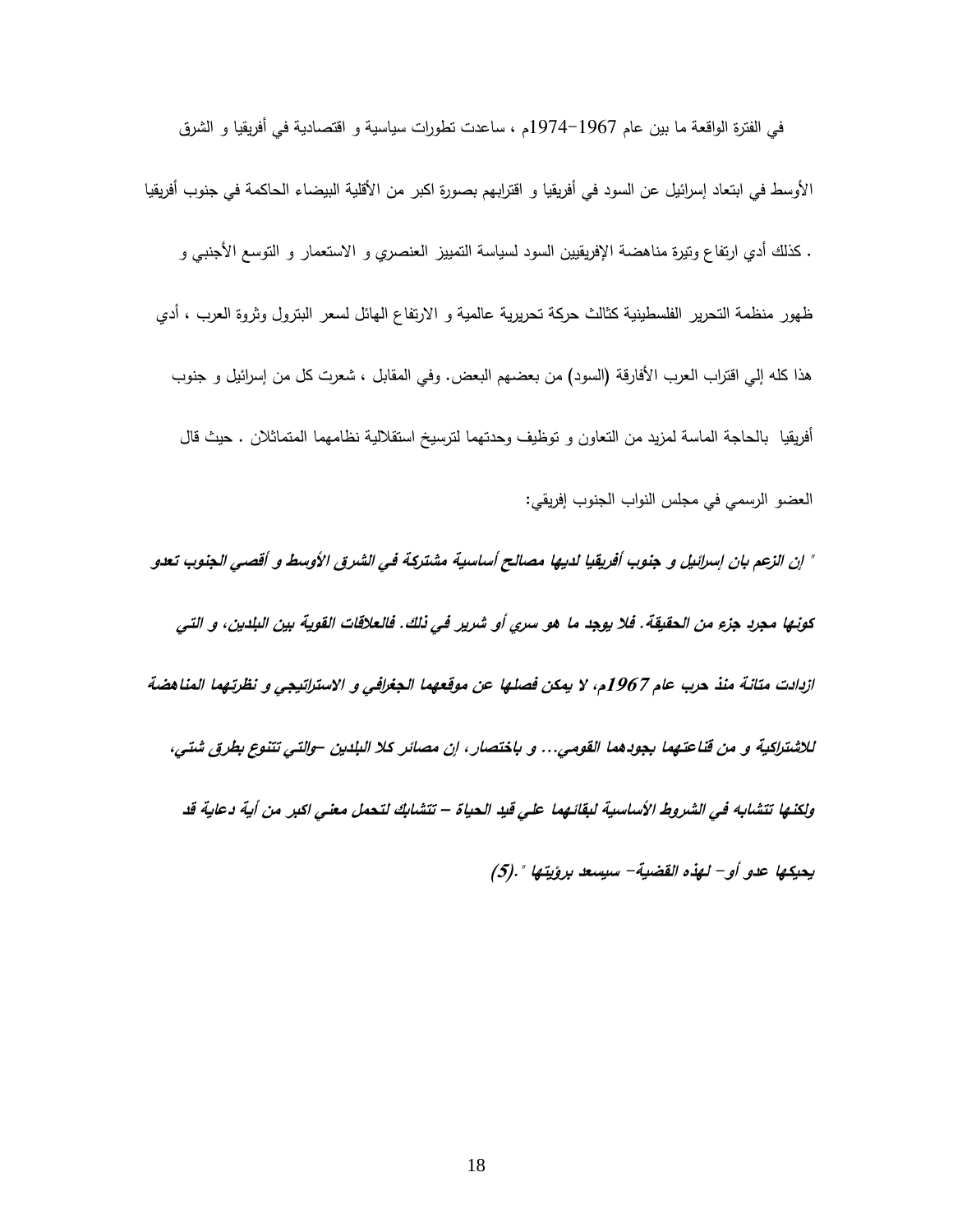في الفترة الواقعة ما بين عام 1967–1974م ، ساعدت تطورات سياسية و اقتصادية في أفريقيا و الشرق الأوسط في ابتعاد إسرائيل عن السود في أفريقيا و اقترابهم بصورة اكبر من الأقلية البيضاء الحاكمة في جنوب أفريقيا . كذلك أدي ارتفاع وتيرة مناهضة الإفريقيين السود لسياسة التمييز العنصري و الاستعمار و التوسع الأجنبي و ظهور منظمة التحرير الفلسطينية كثالث حركة تحريرية عالمية و الارتفاع الهائل لسعر البترول وثروة العرب ، أدي هذا كله إلي اقتراب العرب الأفارقة (السود) من بعضهم البعض. وفي المقابل ، شعرت كل من إسرائيل و جنوب أفريقيا بالحاجة الماسة لمزيد من التعاون و توظيف وحدتهما لترسيخ استقلالية نظامهما المتماثلان . حيث قال العضو الرسمي في مجلس النواب الجنوب إفريقي:

***" إن الزعم بان إسرائيل و جنوب أفريقيا لديها مصالح أساسية مشتركة في الشرق الأوسط و أقصي الجنوب تعدو كونها مجرد جزء من الحقيقة. فلا يوجد ما هو سري أو شرير في ذلك. فالعلاقات القوية بين البلدين، و التي ازدادت متانة منذ حرب عام 1967م، لا يمكن فصلها عن موقعهما الجغرافي و الاستراتيجي و نظرتهما المناهضة للاشتراكية و من قناعتهما بجودهما القومي... و باختصار، إن مصائر كلا البلدين –والتي تتنوع بطرق شتي، ولكنها تتشابه في الشروط الأساسية لبقائهما علي قيد الحياة – تتشابك لتحمل معني اكبر من أية دعاية قد يحيكها عدو أو– لهذه القضية– سيسعد برؤيتها ".(5).***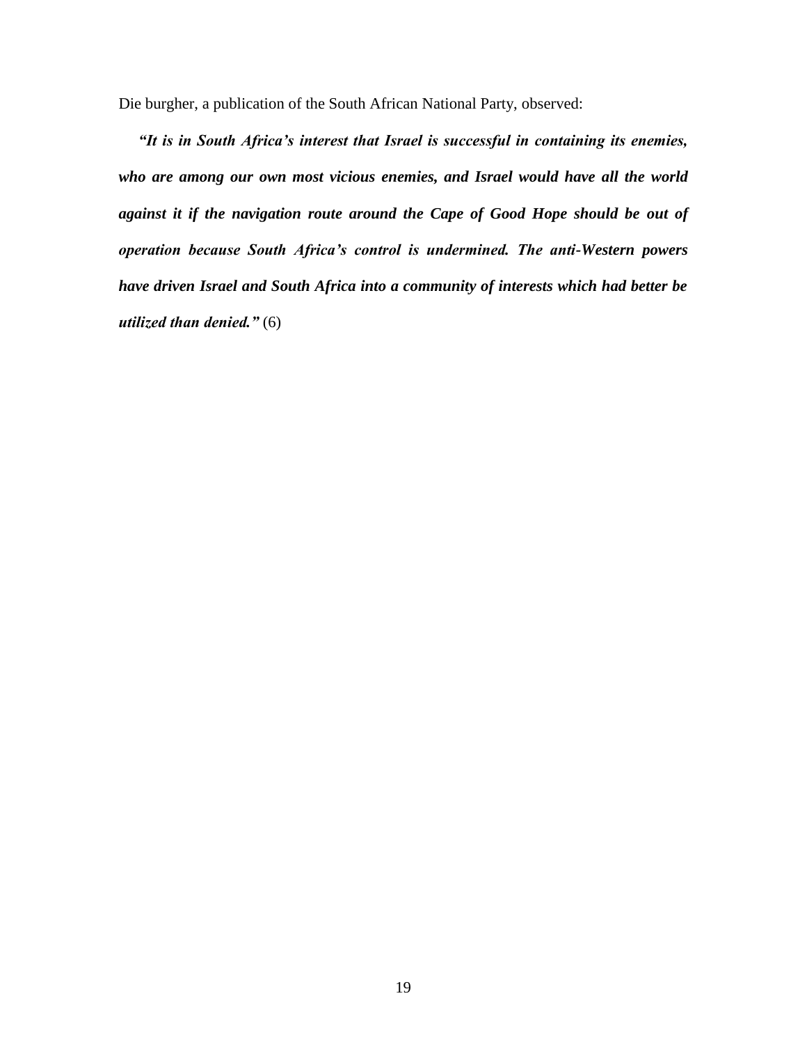Die burgher, a publication of the South African National Party, observed:

***"It is in South Africa's interest that Israel is successful in containing its enemies, who are among our own most vicious enemies, and Israel would have all the world against it if the navigation route around the Cape of Good Hope should be out of operation because South Africa's control is undermined. The anti-Western powers have driven Israel and South Africa into a community of interests which had better be utilized than denied."*** (6)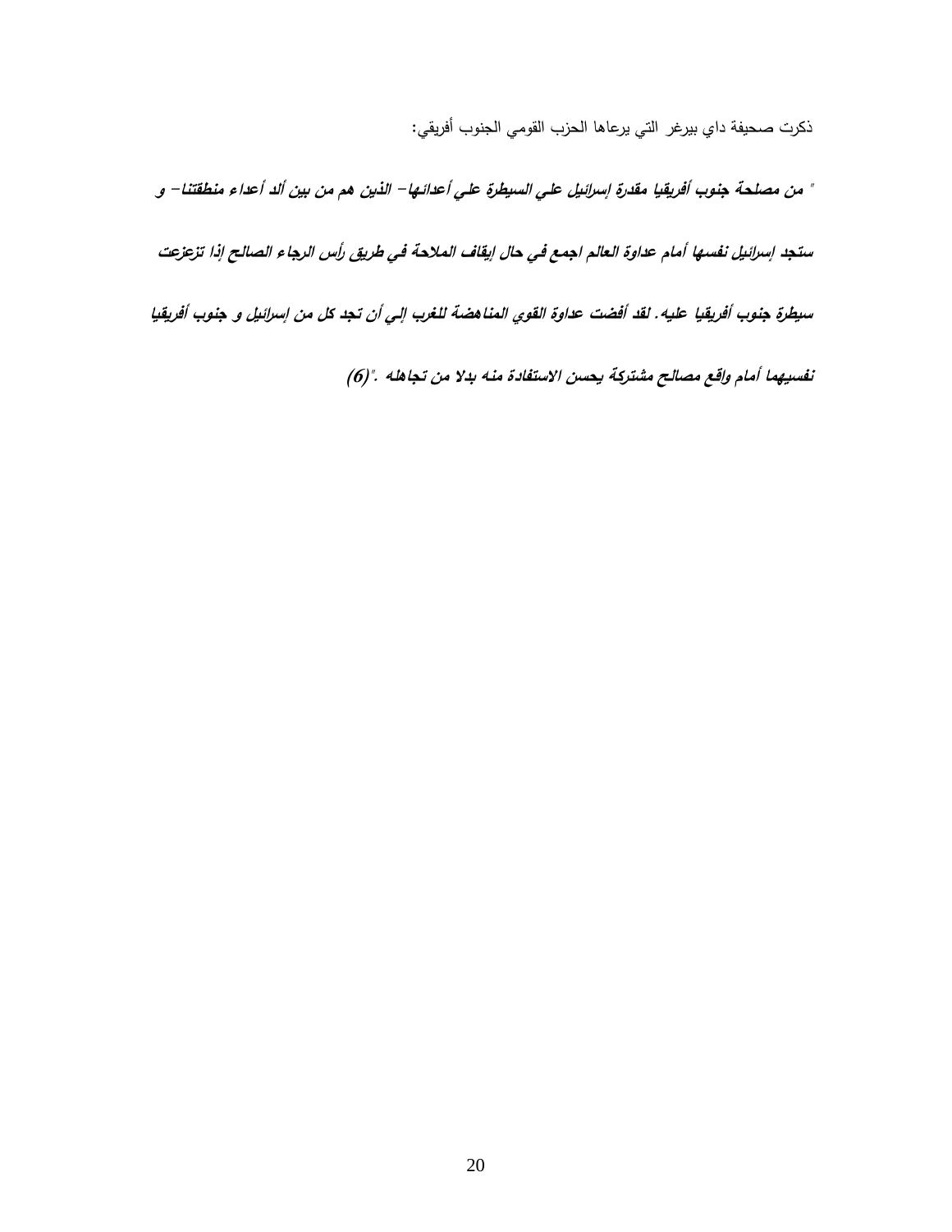ذكرت صحيفة داي بيرغر التي يرعاها الحزب القومي الجنوب أفريقي:

***" من مصلحة جنوب أفريقيا مقدرة إسرائيل علي السيطرة علي أعدائها- الذين هم من بين ألد أعداء منطقتنا- و ستجد إسرائيل نفسها أمام عداوة العالم اجمع في حال إيقاف الملاحة في طريق رأس الرجاء الصالح إذا تزعزعت سيطرة جنوب أفريقيا عليه. لقد أفضت عداوة القوي المناهضة للغرب إلي أن تجد كل من إسرائيل و جنوب أفريقيا نفسيهما أمام واقع مصالح مشتركة يحسن الاستفادة منه بدلا من تجاهله ."(6)***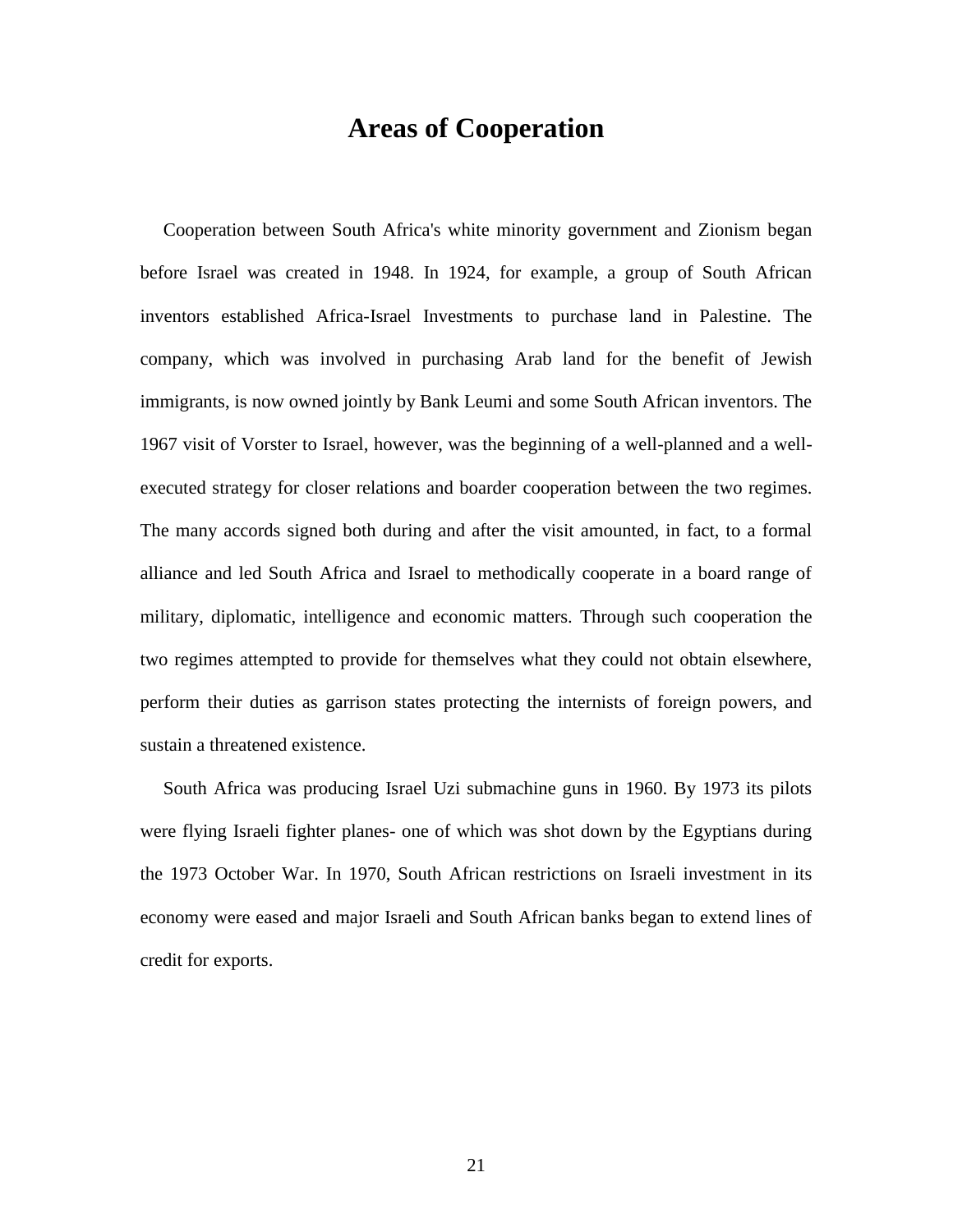# Areas of Cooperation

Cooperation between South Africa's white minority government and Zionism began before Israel was created in 1948. In 1924, for example, a group of South African inventors established Africa-Israel Investments to purchase land in Palestine. The company, which was involved in purchasing Arab land for the benefit of Jewish immigrants, is now owned jointly by Bank Leumi and some South African inventors. The 1967 visit of Vorster to Israel, however, was the beginning of a well-planned and a well-executed strategy for closer relations and boarder cooperation between the two regimes. The many accords signed both during and after the visit amounted, in fact, to a formal alliance and led South Africa and Israel to methodically cooperate in a board range of military, diplomatic, intelligence and economic matters. Through such cooperation the two regimes attempted to provide for themselves what they could not obtain elsewhere, perform their duties as garrison states protecting the internists of foreign powers, and sustain a threatened existence.

South Africa was producing Israel Uzi submachine guns in 1960. By 1973 its pilots were flying Israeli fighter planes- one of which was shot down by the Egyptians during the 1973 October War. In 1970, South African restrictions on Israeli investment in its economy were eased and major Israeli and South African banks began to extend lines of credit for exports.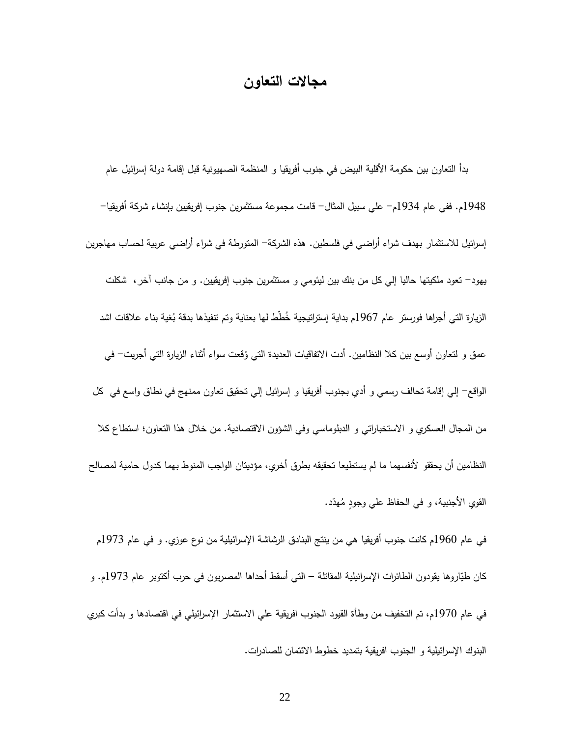# مجالات التعاون

بدأ التعاون بين حكومة الأقلية البيض في جنوب أفريقيا و المنظمة الصهيونية قبل إقامة دولة إسرائيل عام 1948م. ففي عام 1934م– علي سبيل المثال– قامت مجموعة مستثمرين جنوب إفريقيين بإنشاء شركة أفريقيا– إسرائيل للاستثمار بهدف شراء أراضي في فلسطين. هذه الشركة– المتورطة في شراء أراضي عربية لحساب مهاجرين يهود– تعود ملكيتها حاليا إلي كل من بنك بين ليئومي و مستثمرين جنوب إفريقيين. و من جانب آخر، شكلت الزيارة التي أجراها فورستر عام 1967م بداية إستراتيجية خُطّط لها بعناية وتم تنفيذها بدقة بُغية بناء علاقات اشد عمق و لتعاون أوسع بين كلا النظامين. أدت الاتفاقيات العديدة التي وُقعت سواء أثناء الزيارة التي أجريت– في الواقع– إلي إقامة تحالف رسمي و أدي بجنوب أفريقيا و إسرائيل إلي تحقيق تعاون ممنهج في نطاق واسع في كل من المجال العسكري و الاستخباراتي و الدبلوماسي وفي الشؤون الاقتصادية. من خلال هذا التعاون؛ استطاع كلا النظامين أن يحققو لأنفسهما ما لم يستطيعا تحقيقه بطرق أخري، مؤديتان الواجب المنوط بهما كدول حامية لمصالح القوي الأجنبية، و في الحفاظ علي وجودٍ مُهدّد.

في عام 1960م كانت جنوب أفريقيا هي من ينتج البنادق الرشاشة الإسرائيلية من نوع عوزي. و في عام 1973م كان طيّاروها يقودون الطائرات الإسرائيلية المقاتلة – التي أسقط أحداها المصريون في حرب أكتوبر عام 1973م. و في عام 1970م، تم التخفيف من وطأة القيود الجنوب افريقية علي الاستثمار الإسرائيلي في اقتصادها و بدأت كبري البنوك الإسرائيلية و الجنوب افريقية بتمديد خطوط الائتمان للصادرات.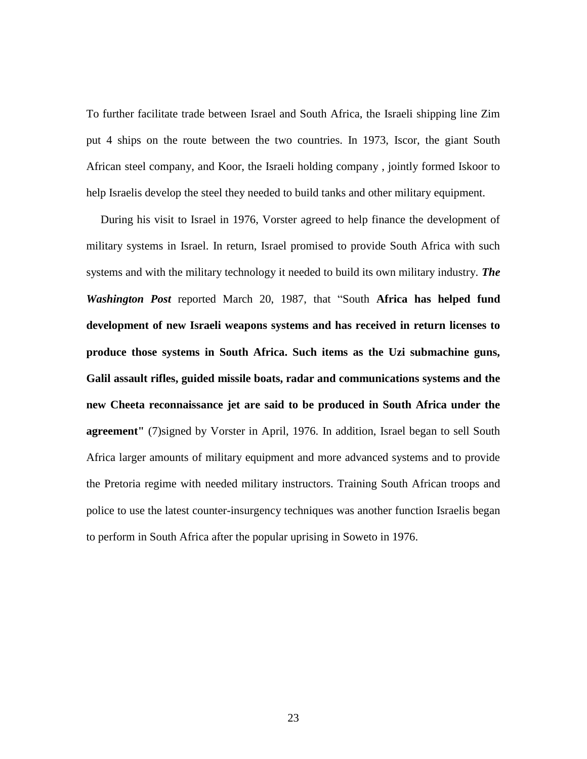To further facilitate trade between Israel and South Africa, the Israeli shipping line Zim put 4 ships on the route between the two countries. In 1973, Iscor, the giant South African steel company, and Koor, the Israeli holding company , jointly formed Iskoor to help Israelis develop the steel they needed to build tanks and other military equipment.

During his visit to Israel in 1976, Vorster agreed to help finance the development of military systems in Israel. In return, Israel promised to provide South Africa with such systems and with the military technology it needed to build its own military industry. ***The Washington Post*** reported March 20, 1987, that "South **Africa has helped fund development of new Israeli weapons systems and has received in return licenses to produce those systems in South Africa. Such items as the Uzi submachine guns, Galil assault rifles, guided missile boats, radar and communications systems and the new Cheeta reconnaissance jet are said to be produced in South Africa under the agreement"** (7)signed by Vorster in April, 1976. In addition, Israel began to sell South Africa larger amounts of military equipment and more advanced systems and to provide the Pretoria regime with needed military instructors. Training South African troops and police to use the latest counter-insurgency techniques was another function Israelis began to perform in South Africa after the popular uprising in Soweto in 1976.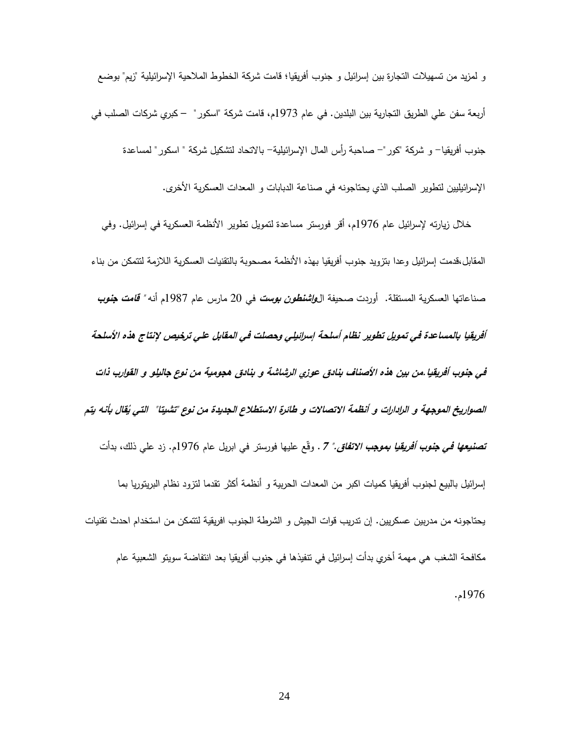و لمزيد من تسهيلات التجارة بين إسرائيل و جنوب أفريقيا؛ قامت شركة الخطوط الملاحية الإسرائيلية "زيم" بوضع أربعة سفن علي الطريق التجارية بين البلدين. في عام 1973م، قامت شركة "اسكور" – كبري شركات الصلب في جنوب أفريقيا– و شركة "كور"– صاحبة رأس المال الإسرائيلية– بالاتحاد لتشكيل شركة " اسكور" لمساعدة الإسرائيليين لتطوير الصلب الذي يحتاجونه في صناعة الدبابات و المعدات العسكرية الأخرى.

خلال زيارته لإسرائيل عام 1976م، أقر فورستر مساعدة لتمويل تطوير الأنظمة العسكرية في إسرائيل. وفي المقابل،قدمت إسرائيل وعدا بتزويد جنوب أفريقيا بهذه الأنظمة مصحوبة بالتقنيات العسكرية اللازمة لتتمكن من بناء صناعاتها العسكرية المستقلة. أوردت صحيفة ال***واشنطون بوست*** في 20 مارس عام 1987م أنه" ***قامت جنوب أفريقيا بالمساعدة في تمويل تطوير نظام أسلحة إسرائيلي وحصلت في المقابل علي ترخيص لإنتاج هذه الأسلحة في جنوب أفريقيا.من بين هذه الأصناف بنادق عوزي الرشاشة و بنادق هجومية من نوع جاليلو و القوارب ذات الصواريخ الموجهة و الرادارات و أنظمة الاتصالات و طائرة الاستطلاع الجديدة من نوع "تشيتا" التي يُقال بأنه يتم تصنيعها في جنوب أفريقيا بموجب الاتفاق."*** *7* . وقّع عليها فورستر في ابريل عام 1976م. زد علي ذلك، بدأت إسرائيل بالبيع لجنوب أفريقيا كميات اكبر من المعدات الحربية و أنظمة أكثر تقدما لتزود نظام البريتوريا بما يحتاجونه من مدربين عسكريين. إن تدريب قوات الجيش و الشرطة الجنوب افريقية لتتمكن من استخدام احدث تقنيات مكافحة الشغب هي مهمة أخري بدأت إسرائيل في تنفيذها في جنوب أفريقيا بعد انتفاضة سويتو الشعبية عام 1976م.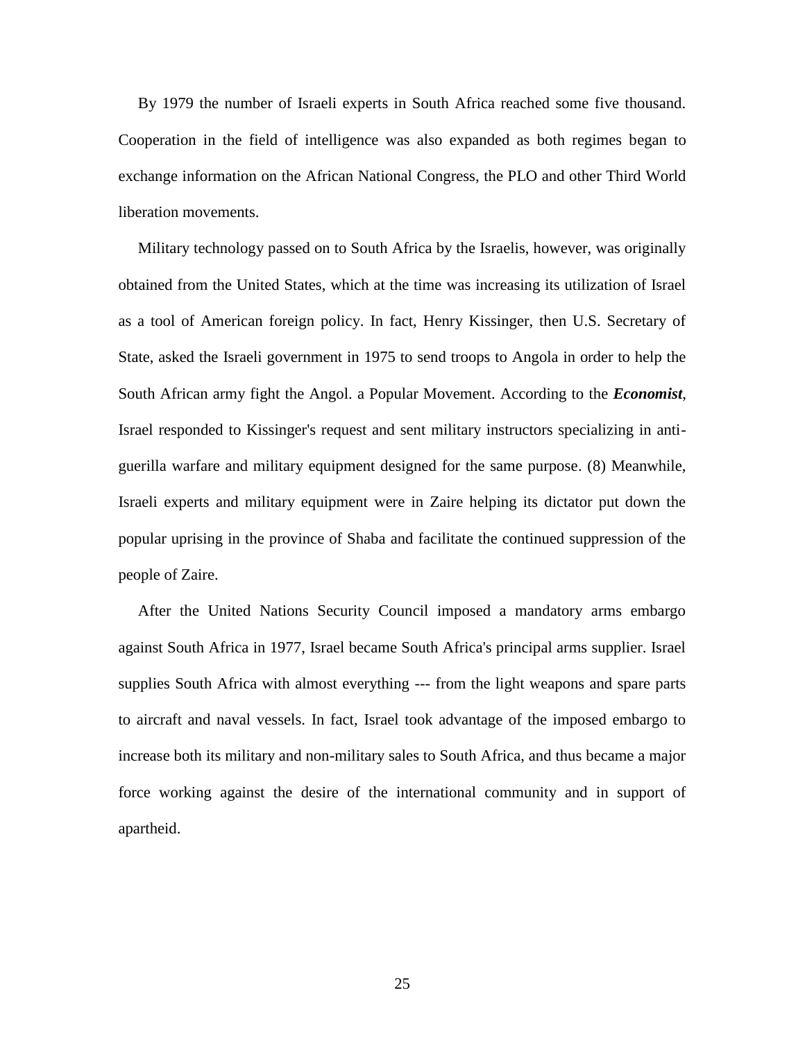By 1979 the number of Israeli experts in South Africa reached some five thousand. Cooperation in the field of intelligence was also expanded as both regimes began to exchange information on the African National Congress, the PLO and other Third World liberation movements.

Military technology passed on to South Africa by the Israelis, however, was originally obtained from the United States, which at the time was increasing its utilization of Israel as a tool of American foreign policy. In fact, Henry Kissinger, then U.S. Secretary of State, asked the Israeli government in 1975 to send troops to Angola in order to help the South African army fight the Angol. a Popular Movement. According to the ***Economist***, Israel responded to Kissinger's request and sent military instructors specializing in anti-guerilla warfare and military equipment designed for the same purpose. (8) Meanwhile, Israeli experts and military equipment were in Zaire helping its dictator put down the popular uprising in the province of Shaba and facilitate the continued suppression of the people of Zaire.

After the United Nations Security Council imposed a mandatory arms embargo against South Africa in 1977, Israel became South Africa's principal arms supplier. Israel supplies South Africa with almost everything --- from the light weapons and spare parts to aircraft and naval vessels. In fact, Israel took advantage of the imposed embargo to increase both its military and non-military sales to South Africa, and thus became a major force working against the desire of the international community and in support of apartheid.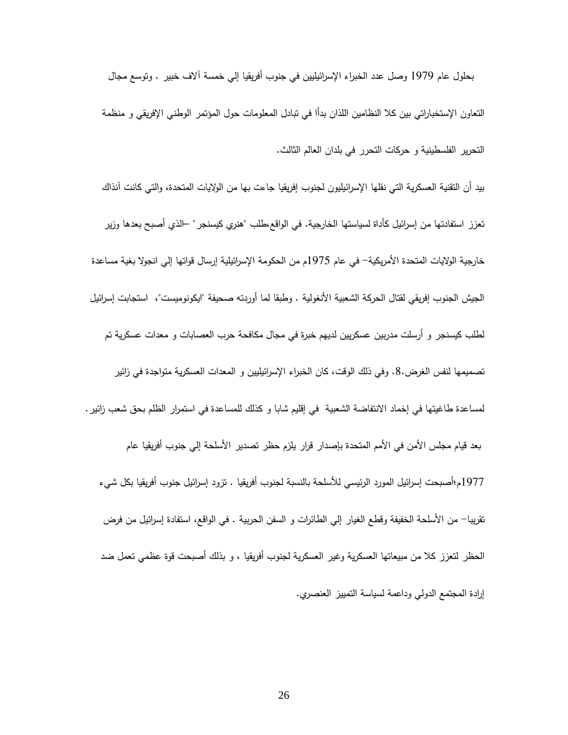بحلول عام 1979 وصل عدد الخبراء الإسرائيليين في جنوب أفريقيا إلي خمسة آلاف خبير . وتوسع مجال التعاون الإستخباراتي بين كلا النظامين اللذان بدأا في تبادل المعلومات حول المؤتمر الوطني الإفريقي و منظمة التحرير الفلسطينية و حركات التحرر في بلدان العالم الثالث.

بيد أن التقنية العسكرية التي نقلها الإسرائيليون لجنوب إفريقيا جاءت بها من الولايات المتحدة، والتي كانت آنذاك تعزز استفادتها من إسرائيل كأداة لسياستها الخارجية. في الواقع،طلب "هنري كيسنجر" –الذي أصبح بعدها وزير خارجية الولايات المتحدة الأمريكية– في عام 1975م من الحكومة الإسرائيلية إرسال قواتها إلي انجولا بغية مساعدة الجيش الجنوب إفريقي لقتال الحركة الشعبية الأنغولية . وطبقا لما أوردته صحيفة "ايكونوميست"، استجابت إسرائيل لطلب كيسنجر و أرسلت مدربين عسكريين لديهم خبرة في مجال مكافحة حرب العصابات و معدات عسكرية تم تصميمها لنفس الغرض.8. وفي ذلك الوقت، كان الخبراء الإسرائيليين و المعدات العسكرية متواجدة في زائير لمساعدة طاغيتها في إخماد الانتفاضة الشعبية في إقليم شابا و كذلك للمساعدة في استمرار الظلم بحق شعب زائير.

بعد قيام مجلس الأمن في الأمم المتحدة بإصدار قرار يلزم حظر تصدير الأسلحة إلي جنوب أفريقيا عام 1977م؛أصبحت إسرائيل المورد الرئيسي للأسلحة بالنسبة لجنوب أفريقيا . تزود إسرائيل جنوب أفريقيا بكل شيء تقريبا– من الأسلحة الخفيفة وقطع الغيار إلي الطائرات و السفن الحربية . في الواقع، استفادة إسرائيل من فرض الحظر لتعزز كلا من مبيعاتها العسكرية وغير العسكرية لجنوب أفريقيا ، و بذلك أصبحت قوة عظمي تعمل ضد إرادة المجتمع الدولي وداعمة لسياسة التمييز العنصري.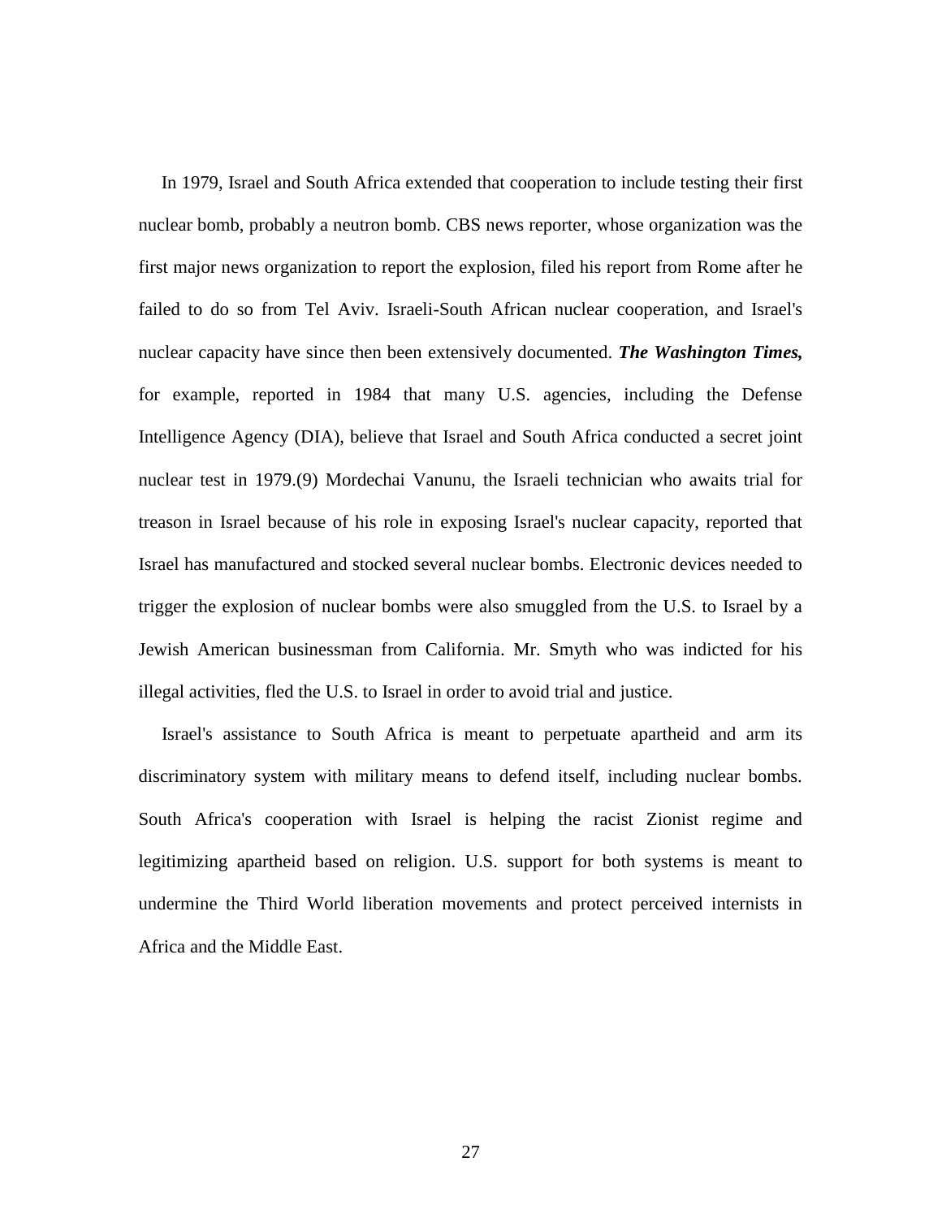In 1979, Israel and South Africa extended that cooperation to include testing their first nuclear bomb, probably a neutron bomb. CBS news reporter, whose organization was the first major news organization to report the explosion, filed his report from Rome after he failed to do so from Tel Aviv. Israeli-South African nuclear cooperation, and Israel's nuclear capacity have since then been extensively documented. ***The Washington Times,*** for example, reported in 1984 that many U.S. agencies, including the Defense Intelligence Agency (DIA), believe that Israel and South Africa conducted a secret joint nuclear test in 1979.(9) Mordechai Vanunu, the Israeli technician who awaits trial for treason in Israel because of his role in exposing Israel's nuclear capacity, reported that Israel has manufactured and stocked several nuclear bombs. Electronic devices needed to trigger the explosion of nuclear bombs were also smuggled from the U.S. to Israel by a Jewish American businessman from California. Mr. Smyth who was indicted for his illegal activities, fled the U.S. to Israel in order to avoid trial and justice.

Israel's assistance to South Africa is meant to perpetuate apartheid and arm its discriminatory system with military means to defend itself, including nuclear bombs. South Africa's cooperation with Israel is helping the racist Zionist regime and legitimizing apartheid based on religion. U.S. support for both systems is meant to undermine the Third World liberation movements and protect perceived internists in Africa and the Middle East.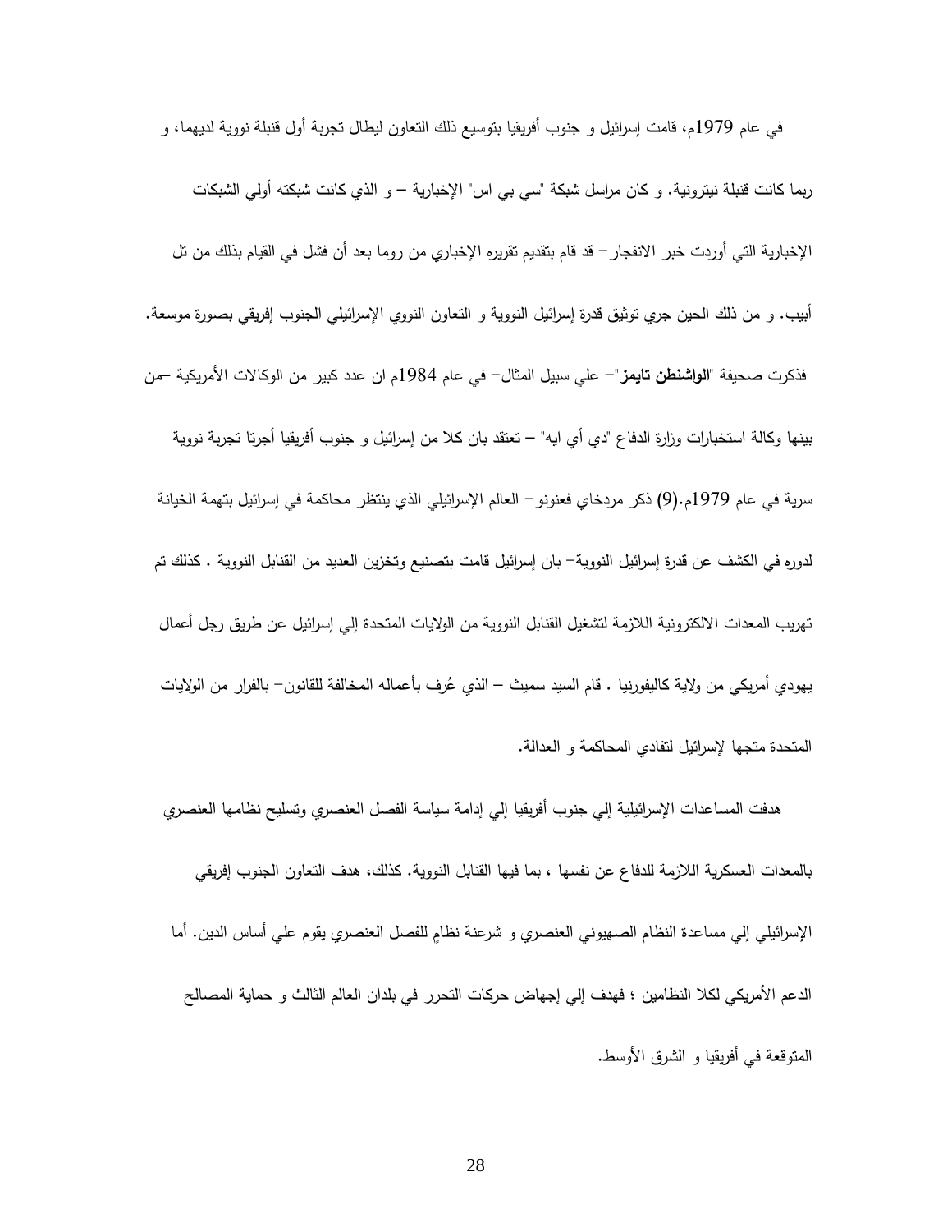في عام 1979م، قامت إسرائيل و جنوب أفريقيا بتوسيع ذلك التعاون ليطال تجربة أول قنبلة نووية لديهما، و ربما كانت قنبلة نيترونية. و كان مراسل شبكة "سي بي اس" الإخبارية – و الذي كانت شبكته أولي الشبكات الإخبارية التي أوردت خبر الانفجار– قد قام بتقديم تقريره الإخباري من روما بعد أن فشل في القيام بذلك من تل أبيب. و من ذلك الحين جري توثيق قدرة إسرائيل النووية و التعاون النووي الإسرائيلي الجنوب إفريقي بصورة موسعة. فذكرت صحيفة "**الواشنطن تايمز**"– علي سبيل المثال– في عام 1984م ان عدد كبير من الوكالات الأمريكية –من بينها وكالة استخبارات وزارة الدفاع "دي أي ايه" – تعتقد بان كلا من إسرائيل و جنوب أفريقيا أجرتا تجربة نووية سرية في عام 1979م.(9) ذكر مردخاي فعنونو– العالم الإسرائيلي الذي ينتظر محاكمة في إسرائيل بتهمة الخيانة لدوره في الكشف عن قدرة إسرائيل النووية– بان إسرائيل قامت بتصنيع وتخزين العديد من القنابل النووية . كذلك تم تهريب المعدات الالكترونية اللازمة لتشغيل القنابل النووية من الولايات المتحدة إلي إسرائيل عن طريق رجل أعمال يهودي أمريكي من ولاية كاليفورنيا . قام السيد سميث – الذي عُرف بأعماله المخالفة للقانون– بالفرار من الولايات المتحدة متجها لإسرائيل لتفادي المحاكمة و العدالة.

هدفت المساعدات الإسرائيلية إلي جنوب أفريقيا إلي إدامة سياسة الفصل العنصري وتسليح نظامها العنصري بالمعدات العسكرية اللازمة للدفاع عن نفسها ، بما فيها القنابل النووية. كذلك، هدف التعاون الجنوب إفريقي الإسرائيلي إلي مساعدة النظام الصهيوني العنصري و شرعنة نظامٍ للفصل العنصري يقوم علي أساس الدين. أما الدعم الأمريكي لكلا النظامين ؛ فهدف إلي إجهاض حركات التحرر في بلدان العالم الثالث و حماية المصالح المتوقعة في أفريقيا و الشرق الأوسط.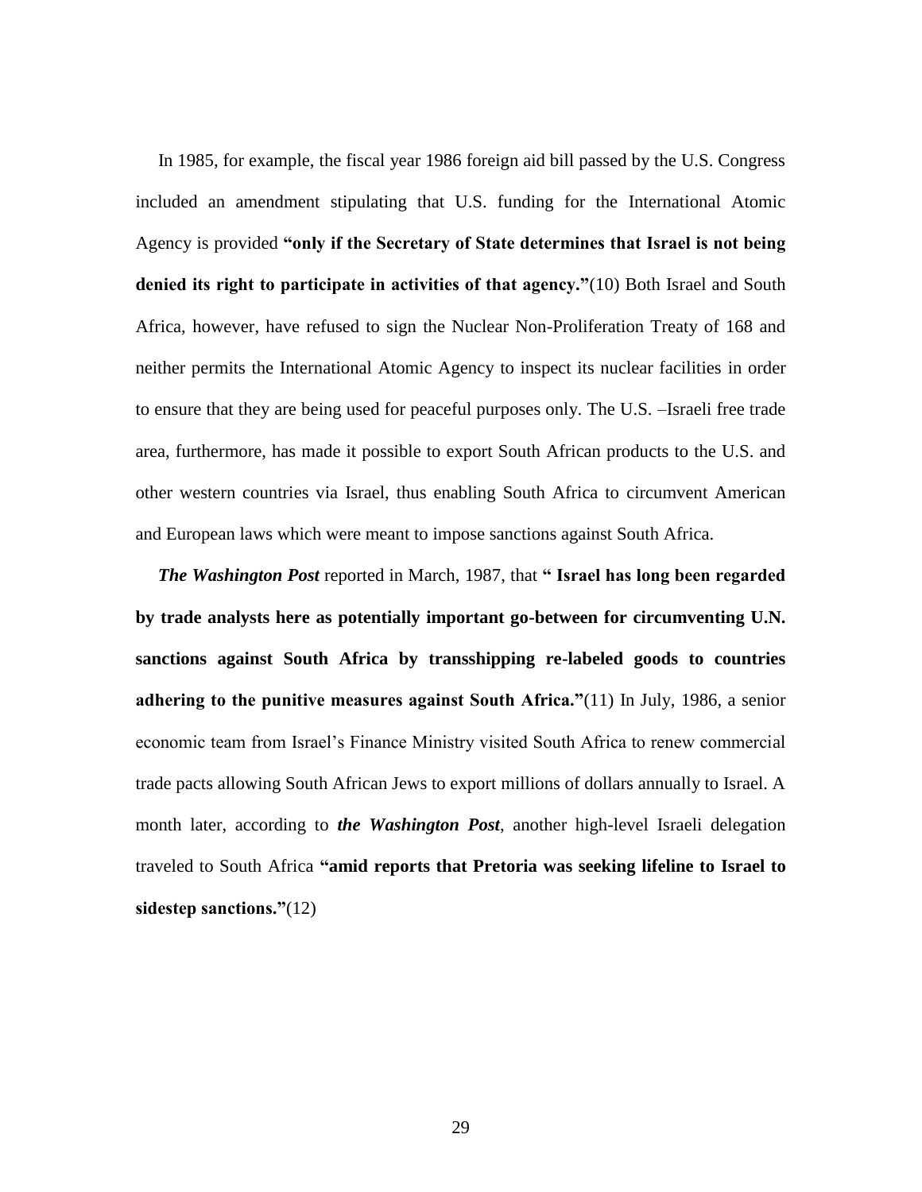In 1985, for example, the fiscal year 1986 foreign aid bill passed by the U.S. Congress included an amendment stipulating that U.S. funding for the International Atomic Agency is provided **"only if the Secretary of State determines that Israel is not being denied its right to participate in activities of that agency."**(10) Both Israel and South Africa, however, have refused to sign the Nuclear Non-Proliferation Treaty of 168 and neither permits the International Atomic Agency to inspect its nuclear facilities in order to ensure that they are being used for peaceful purposes only. The U.S. –Israeli free trade area, furthermore, has made it possible to export South African products to the U.S. and other western countries via Israel, thus enabling South Africa to circumvent American and European laws which were meant to impose sanctions against South Africa.

***The Washington Post*** reported in March, 1987, that **" Israel has long been regarded by trade analysts here as potentially important go-between for circumventing U.N. sanctions against South Africa by transshipping re-labeled goods to countries adhering to the punitive measures against South Africa."**(11) In July, 1986, a senior economic team from Israel's Finance Ministry visited South Africa to renew commercial trade pacts allowing South African Jews to export millions of dollars annually to Israel. A month later, according to ***the Washington Post***, another high-level Israeli delegation traveled to South Africa **"amid reports that Pretoria was seeking lifeline to Israel to sidestep sanctions."**(12)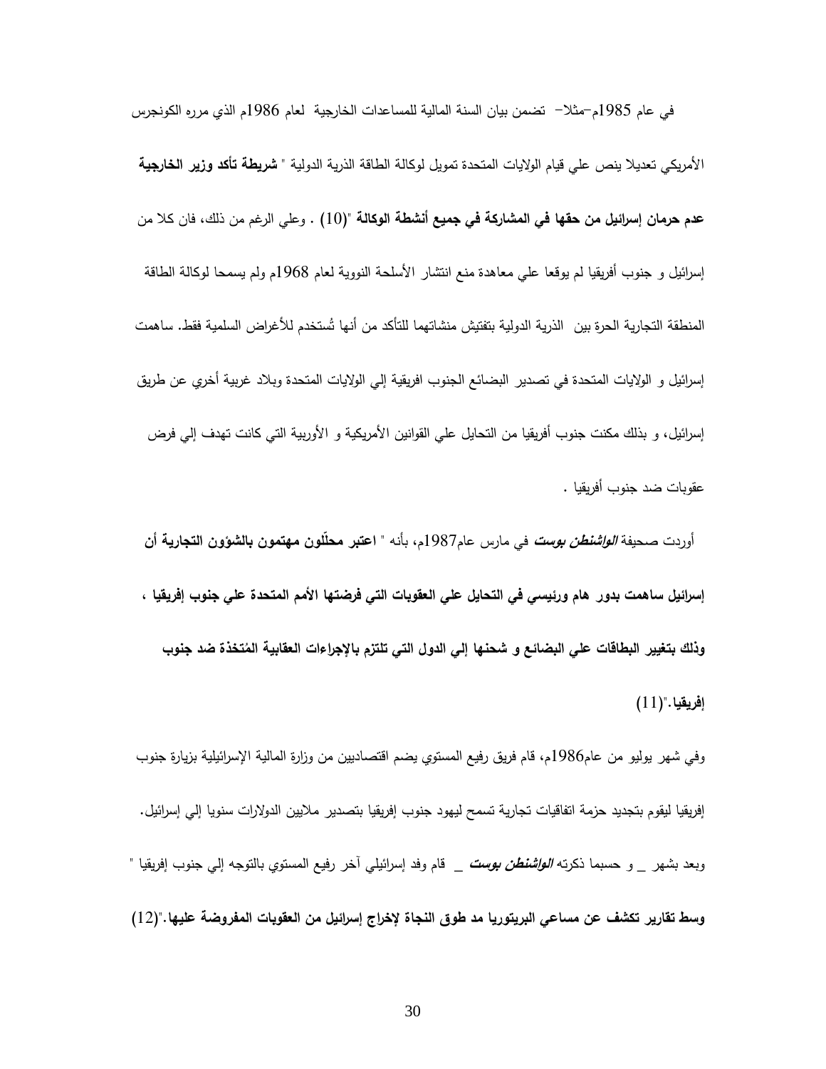في عام 1985م-مثلا- تضمن بيان السنة المالية للمساعدات الخارجية لعام 1986م الذي مرره الكونجرس الأمريكي تعديلا ينص علي قيام الولايات المتحدة تمويل لوكالة الطاقة الذرية الدولية " **شريطة تأكد وزير الخارجية عدم حرمان إسرائيل من حقها في المشاركة في جميع أنشطة الوكالة** "(10) . وعلي الرغم من ذلك، فان كلا من إسرائيل و جنوب أفريقيا لم يوقعا علي معاهدة منع انتشار الأسلحة النووية لعام 1968م ولم يسمحا لوكالة الطاقة المنطقة التجارية الحرة بين الذرية الدولية بتفتيش منشاتهما للتأكد من أنها تُستخدم للأغراض السلمية فقط. ساهمت إسرائيل و الولايات المتحدة في تصدير البضائع الجنوب افريقية إلي الولايات المتحدة وبلاد غربية أخري عن طريق إسرائيل، و بذلك مكنت جنوب أفريقيا من التحايل علي القوانين الأمريكية و الأوربية التي كانت تهدف إلي فرض عقوبات ضد جنوب أفريقيا .

أوردت صحيفة ***الواشنطن بوست*** في مارس عام1987م، بأنه " **اعتبر محلّلون مهتمون بالشؤون التجارية أن إسرائيل ساهمت بدور هام ورئيسي في التحايل علي العقوبات التي فرضتها الأمم المتحدة علي جنوب إفريقيا ، وذلك بتغيير البطاقات علي البضائع و شحنها إلي الدول التي تلتزم بالإجراءات العقابية المُتخذة ضد جنوب إفريقيا.**"(11)

وفي شهر يوليو من عام1986م، قام فريق رفيع المستوي يضم اقتصاديين من وزارة المالية الإسرائيلية بزيارة جنوب إفريقيا ليقوم بتجديد حزمة اتفاقيات تجارية تسمح ليهود جنوب إفريقيا بتصدير ملايين الدولارات سنويا إلي إسرائيل. وبعد بشهر _ و حسبما ذكرته ***الواشنطن بوست*** _ قام وفد إسرائيلي آخر رفيع المستوي بالتوجه إلي جنوب إفريقيا " **وسط تقارير تكشف عن مساعي البريتوريا مد طوق النجاة لإخراج إسرائيل من العقوبات المفروضة عليها.**"(12)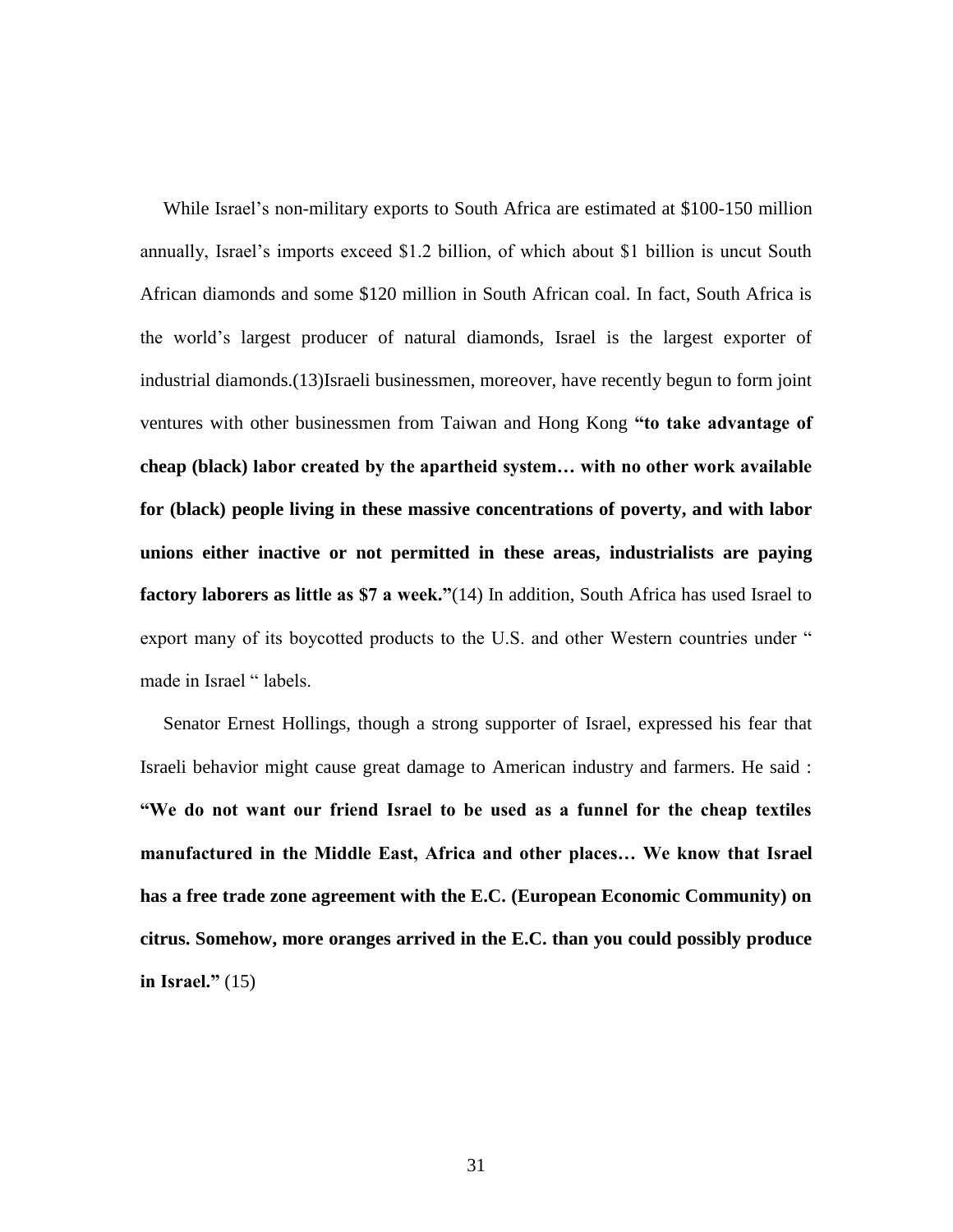While Israel's non-military exports to South Africa are estimated at $100-150 million annually, Israel's imports exceed $1.2 billion, of which about $1 billion is uncut South African diamonds and some $120 million in South African coal. In fact, South Africa is the world's largest producer of natural diamonds, Israel is the largest exporter of industrial diamonds.(13)Israeli businessmen, moreover, have recently begun to form joint ventures with other businessmen from Taiwan and Hong Kong **"to take advantage of cheap (black) labor created by the apartheid system… with no other work available for (black) people living in these massive concentrations of poverty, and with labor unions either inactive or not permitted in these areas, industrialists are paying factory laborers as little as $7 a week."**(14) In addition, South Africa has used Israel to export many of its boycotted products to the U.S. and other Western countries under " made in Israel " labels.

Senator Ernest Hollings, though a strong supporter of Israel, expressed his fear that Israeli behavior might cause great damage to American industry and farmers. He said : **"We do not want our friend Israel to be used as a funnel for the cheap textiles manufactured in the Middle East, Africa and other places… We know that Israel has a free trade zone agreement with the E.C. (European Economic Community) on citrus. Somehow, more oranges arrived in the E.C. than you could possibly produce in Israel."** (15)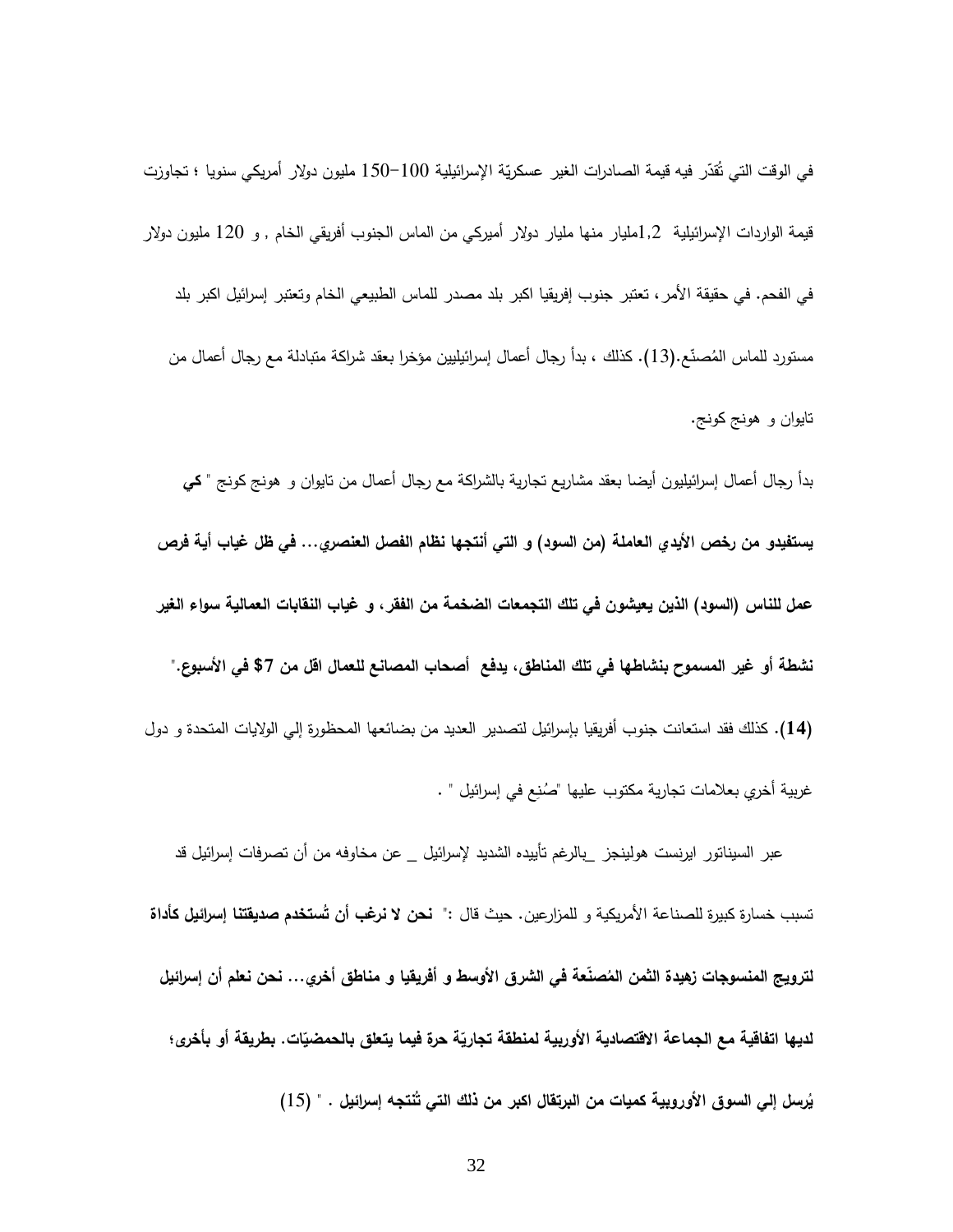في الوقت التي تُقدّر فيه قيمة الصادرات الغير عسكريّة الإسرائيلية 100−150 مليون دولار أمريكي سنويا ؛ تجاوزت قيمة الواردات الإسرائيلية 1,2مليار منها مليار دولار أميركي من الماس الجنوب أفريقي الخام , و 120 مليون دولار في الفحم. في حقيقة الأمر، تعتبر جنوب إفريقيا اكبر بلد مصدر للماس الطبيعي الخام وتعتبر إسرائيل اكبر بلد مستورد للماس المُصنّع.(13). كذلك ، بدأ رجال أعمال إسرائيليين مؤخرا بعقد شراكة متبادلة مع رجال أعمال من تايوان و هونج كونج.

بدأ رجال أعمال إسرائيليون أيضا بعقد مشاريع تجارية بالشراكة مع رجال أعمال من تايوان و هونج كونج " **كي يستفيدو من رخص الأيدي العاملة (من السود) و التي أنتجها نظام الفصل العنصري... في ظل غياب أية فرص عمل للناس (السود) الذين يعيشون في تلك التجمعات الضخمة من الفقر، و غياب النقابات العمالية سواء الغير نشطة أو غير المسموح بنشاطها في تلك المناطق، يدفع أصحاب المصانع للعمال اقل من $7 في الأسبوع.**" **(14)**. كذلك فقد استعانت جنوب أفريقيا بإسرائيل لتصدير العديد من بضائعها المحظورة إلي الولايات المتحدة و دول غربية أخري بعلامات تجارية مكتوب عليها "صُنع في إسرائيل " .

عبر السيناتور ايرنست هولينجز _بالرغم تأييده الشديد لإسرائيل _ عن مخاوفه من أن تصرفات إسرائيل قد تسبب خسارة كبيرة للصناعة الأمريكية و للمزارعين. حيث قال :" **نحن لا نرغب أن تُستخدم صديقتنا إسرائيل كأداة لترويج المنسوجات زهيدة الثمن المُصنّعة في الشرق الأوسط و أفريقيا و مناطق أخري... نحن نعلم أن إسرائيل لديها اتفاقية مع الجماعة الاقتصادية الأوربية لمنطقة تجاريّة حرة فيما يتعلق بالحمضيّات. بطريقة أو بأخرى؛ يُرسل إلي السوق الأوروبية كميات من البرتقال اكبر من ذلك التي تُنتجه إسرائيل .** " (15)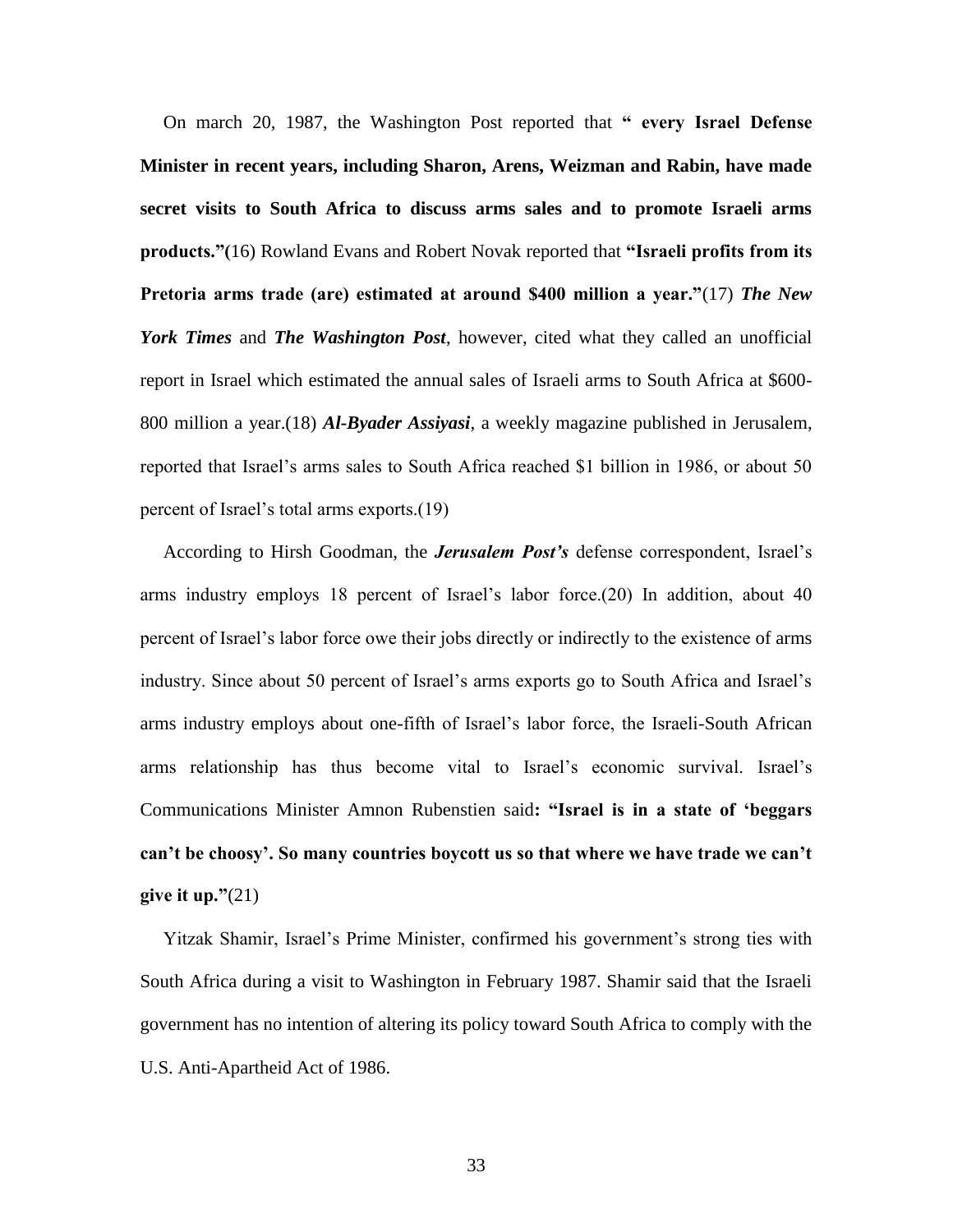On march 20, 1987, the Washington Post reported that **" every Israel Defense Minister in recent years, including Sharon, Arens, Weizman and Rabin, have made secret visits to South Africa to discuss arms sales and to promote Israeli arms products."**(16) Rowland Evans and Robert Novak reported that **"Israeli profits from its Pretoria arms trade (are) estimated at around $400 million a year."**(17) ***The New York Times*** and ***The Washington Post***, however, cited what they called an unofficial report in Israel which estimated the annual sales of Israeli arms to South Africa at $600-800 million a year.(18) ***Al-Byader Assiyasi***, a weekly magazine published in Jerusalem, reported that Israel's arms sales to South Africa reached $1 billion in 1986, or about 50 percent of Israel's total arms exports.(19)

According to Hirsh Goodman, the ***Jerusalem Post's*** defense correspondent, Israel's arms industry employs 18 percent of Israel's labor force.(20) In addition, about 40 percent of Israel's labor force owe their jobs directly or indirectly to the existence of arms industry. Since about 50 percent of Israel's arms exports go to South Africa and Israel's arms industry employs about one-fifth of Israel's labor force, the Israeli-South African arms relationship has thus become vital to Israel's economic survival. Israel's Communications Minister Amnon Rubenstien said**: "Israel is in a state of 'beggars can't be choosy'. So many countries boycott us so that where we have trade we can't give it up."**(21)

Yitzak Shamir, Israel's Prime Minister, confirmed his government's strong ties with South Africa during a visit to Washington in February 1987. Shamir said that the Israeli government has no intention of altering its policy toward South Africa to comply with the U.S. Anti-Apartheid Act of 1986.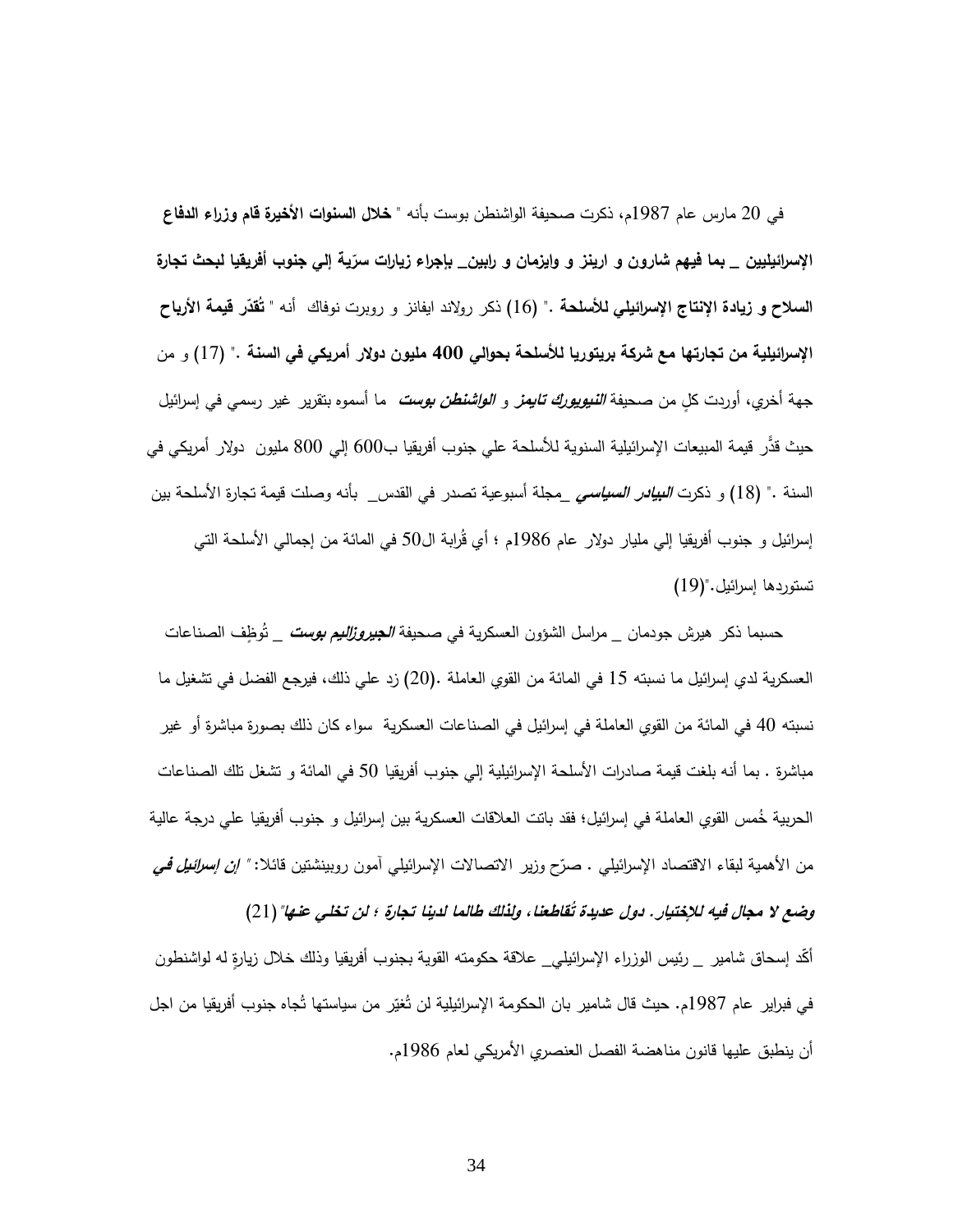في 20 مارس عام 1987م، ذكرت صحيفة الواشنطن بوست بأنه " **خلال السنوات الأخيرة قام وزراء الدفاع الإسرائيليين _ بما فيهم شارون و ارينز و وايزمان و رابين_ بإجراء زيارات سرّية إلي جنوب أفريقيا لبحث تجارة السلاح و زيادة الإنتاج الإسرائيلي للأسلحة** ." (16) ذكر رولاند ايفانز و روبرت نوفاك أنه " **تُقدّر قيمة الأرباح الإسرائيلية من تجارتها مع شركة بريتوريا للأسلحة بحوالي 400 مليون دولار أمريكي في السنة** ." (17) و من جهة أخري، أوردت كلٍ من صحيفة ***النيويورك تايمز*** و ***الواشنطن بوست*** ما أسموه بتقرير غير رسمي في إسرائيل حيث قدَّر قيمة المبيعات الإسرائيلية السنوية للأسلحة علي جنوب أفريقيا ب600 إلي 800 مليون دولار أمريكي في السنة ." (18) و ذكرت ***البيادر السياسي*** _مجلة أسبوعية تصدر في القدس_ بأنه وصلت قيمة تجارة الأسلحة بين إسرائيل و جنوب أفريقيا إلي مليار دولار عام 1986م ؛ أي قُرابة ال50 في المائة من إجمالي الأسلحة التي تستوردها إسرائيل."(19)

حسبما ذكر هيرش جودمان _ مراسل الشؤون العسكرية في صحيفة ***الجيروزاليم بوست*** _ تُوظِف الصناعات العسكرية لدي إسرائيل ما نسبته 15 في المائة من القوي العاملة .(20) زد علي ذلك، فيرجع الفضل في تشغيل ما نسبته 40 في المائة من القوي العاملة في إسرائيل في الصناعات العسكرية سواء كان ذلك بصورة مباشرة أو غير مباشرة . بما أنه بلغت قيمة صادرات الأسلحة الإسرائيلية إلي جنوب أفريقيا 50 في المائة و تشغل تلك الصناعات الحربية خُمس القوي العاملة في إسرائيل؛ فقد باتت العلاقات العسكرية بين إسرائيل و جنوب أفريقيا علي درجة عالية من الأهمية لبقاء الاقتصاد الإسرائيلي . صرّح وزير الاتصالات الإسرائيلي آمون روبينشتين قائلا: " ***إن إسرائيل في وضع لا مجال فيه للاختيار. دول عديدة تُقاطعنا، ولذلك طالما لدينا تجارة ؛ لن تخلي عنها*** " (21)

أكّد إسحاق شامير _ رئيس الوزراء الإسرائيلي_ علاقة حكومته القوية بجنوب أفريقيا وذلك خلال زيارةٍ له لواشنطون في فبراير عام 1987م. حيث قال شامير بان الحكومة الإسرائيلية لن تُغيّر من سياستها تُجاه جنوب أفريقيا من اجل أن ينطبق عليها قانون مناهضة الفصل العنصري الأمريكي لعام 1986م.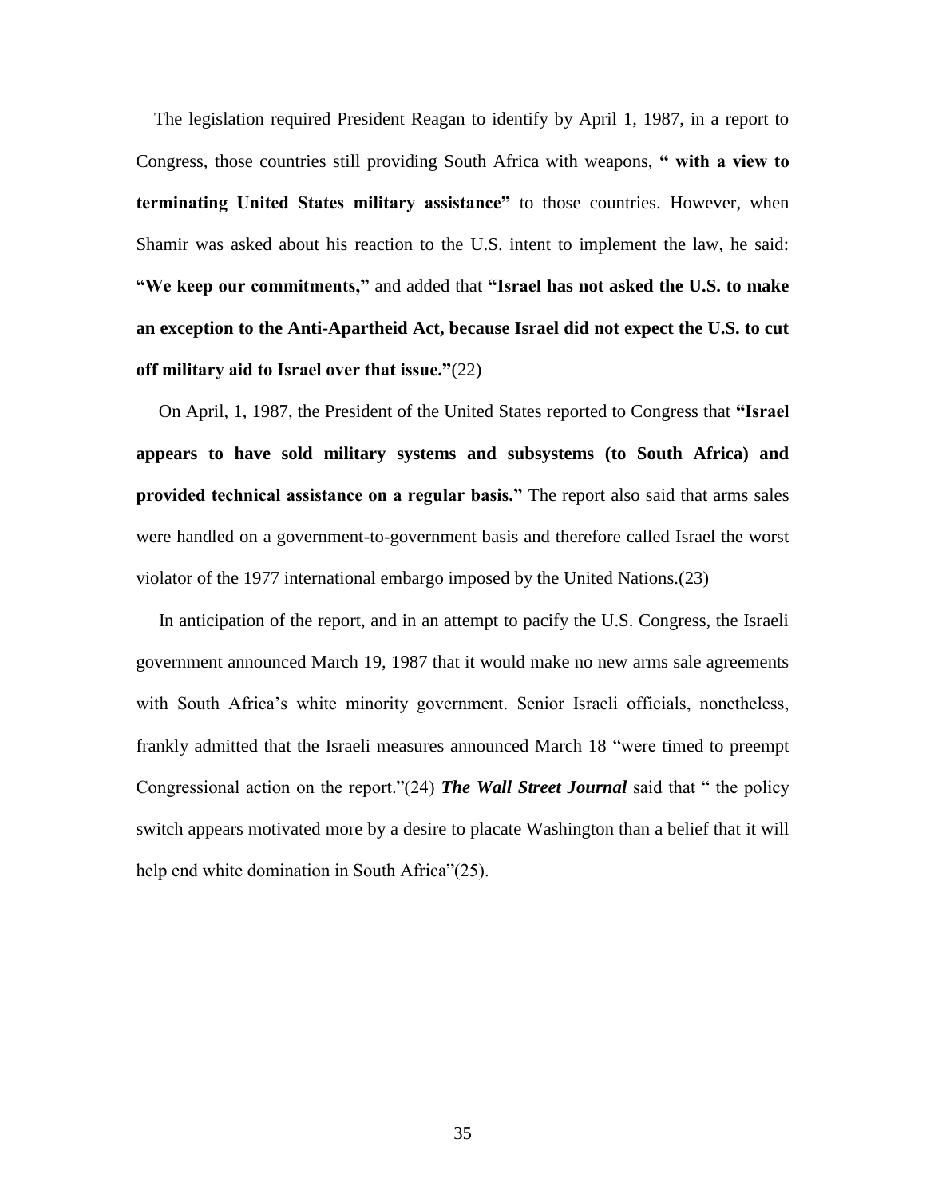The legislation required President Reagan to identify by April 1, 1987, in a report to Congress, those countries still providing South Africa with weapons, **" with a view to terminating United States military assistance"** to those countries. However, when Shamir was asked about his reaction to the U.S. intent to implement the law, he said: **"We keep our commitments,"** and added that **"Israel has not asked the U.S. to make an exception to the Anti-Apartheid Act, because Israel did not expect the U.S. to cut off military aid to Israel over that issue."**(22)

On April, 1, 1987, the President of the United States reported to Congress that **"Israel appears to have sold military systems and subsystems (to South Africa) and provided technical assistance on a regular basis."** The report also said that arms sales were handled on a government-to-government basis and therefore called Israel the worst violator of the 1977 international embargo imposed by the United Nations.(23)

In anticipation of the report, and in an attempt to pacify the U.S. Congress, the Israeli government announced March 19, 1987 that it would make no new arms sale agreements with South Africa's white minority government. Senior Israeli officials, nonetheless, frankly admitted that the Israeli measures announced March 18 "were timed to preempt Congressional action on the report."(24) ***The Wall Street Journal*** said that " the policy switch appears motivated more by a desire to placate Washington than a belief that it will help end white domination in South Africa"(25).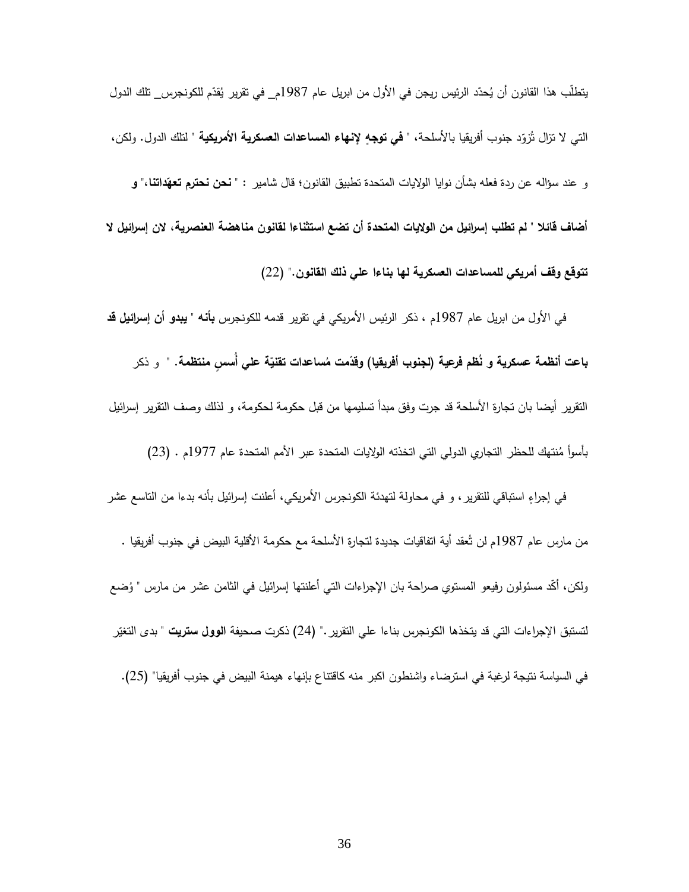يتطلّب هذا القانون أن يُحدّد الرئيس ريجن في الأول من ابريل عام 1987م_ في تقرير يُقدّم للكونجرس_ تلك الدول التي لا تزال تُزوّد جنوب أفريقيا بالأسلحة، " **في توجهٍ لإنهاء المساعدات العسكرية الأمريكية** " لتلك الدول. ولكن، و عند سؤاله عن ردة فعله بشأن نوايا الولايات المتحدة تطبيق القانون؛ قال شامير : " **نحن نحترم تعهّداتنا**،" **و أضاف قائلا** " **لم تطلب إسرائيل من الولايات المتحدة أن تضع استثناءا لقانون مناهضة العنصرية، لان إسرائيل لا تتوقع وقف أمريكي للمساعدات العسكرية لها بناءا علي ذلك القانون.**" (22)

في الأول من ابريل عام 1987م ، ذكر الرئيس الأمريكي في تقرير قدمه للكونجرس **بأنه** " **يبدو أن إسرائيل قد باعت أنظمة عسكرية و نُظم فرعية (لجنوب أفريقيا) وقدّمت مُساعدات تقنيّة علي أُسسٍ منتظمة.** " و ذكر التقرير أيضا بان تجارة الأسلحة قد جرت وفق مبدأ تسليمها من قبل حكومة لحكومة، و لذلك وصف التقرير إسرائيل بأسوأ مُنتهك للحظر التجاري الدولي التي اتخذته الولايات المتحدة عبر الأمم المتحدة عام 1977م . (23)

في إجراءٍ استباقي للتقرير، و في محاولة لتهدئة الكونجرس الأمريكي، أعلنت إسرائيل بأنه بدءا من التاسع عشر من مارس عام 1987م لن تُعقد أية اتفاقيات جديدة لتجارة الأسلحة مع حكومة الأقلية البيض في جنوب أفريقيا . ولكن، أكّد مسئولون رفيعو المستوي صراحة بان الإجراءات التي أعلنتها إسرائيل في الثامن عشر من مارس " وُضع لتستبق الإجراءات التي قد يتخذها الكونجرس بناءا علي التقرير." (24) ذكرت صحيفة **الوول ستريت** " بدى التغيّر في السياسة نتيجة لرغبة في استرضاء واشنطون اكبر منه كاقتناع بإنهاء هيمنة البيض في جنوب أفريقيا" (25).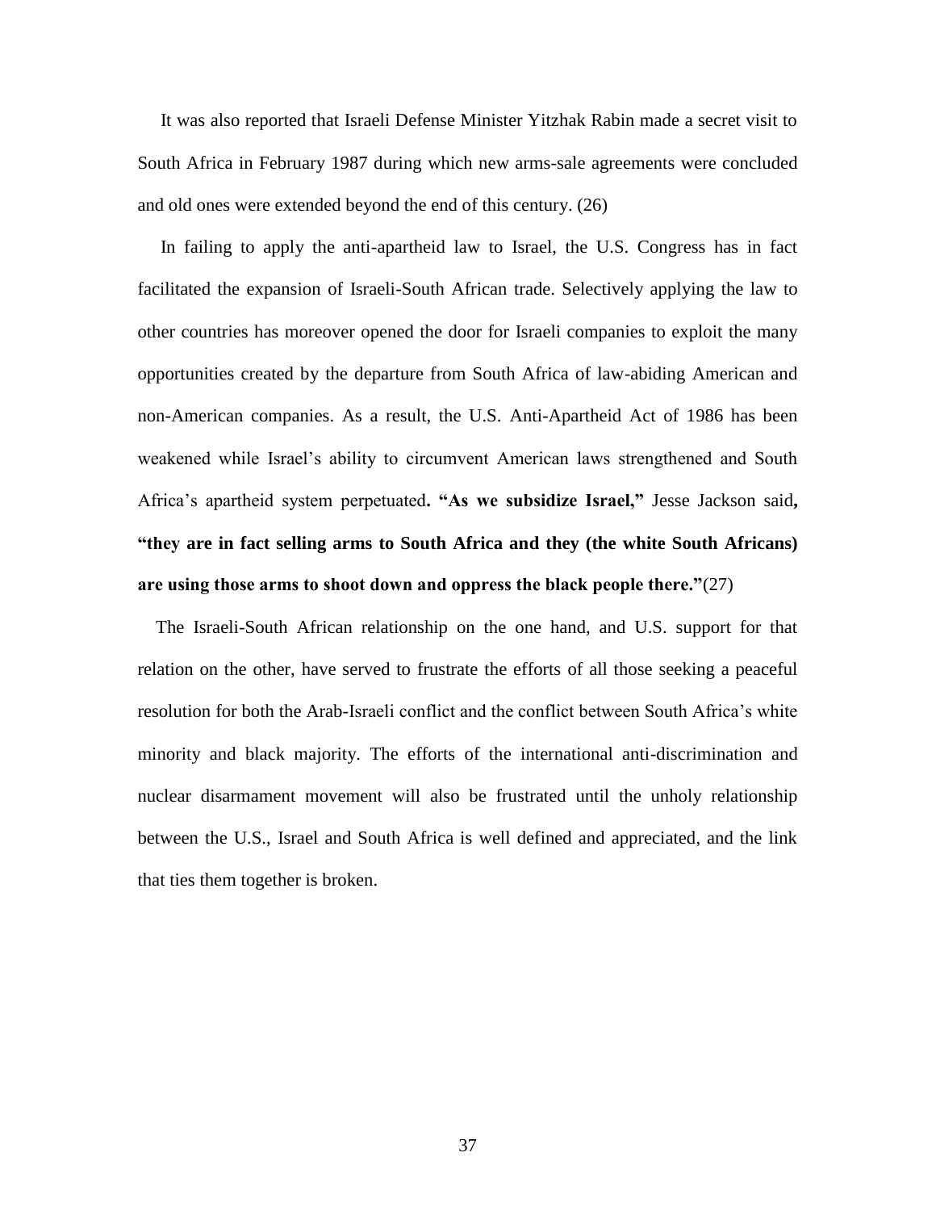It was also reported that Israeli Defense Minister Yitzhak Rabin made a secret visit to South Africa in February 1987 during which new arms-sale agreements were concluded and old ones were extended beyond the end of this century. (26)

In failing to apply the anti-apartheid law to Israel, the U.S. Congress has in fact facilitated the expansion of Israeli-South African trade. Selectively applying the law to other countries has moreover opened the door for Israeli companies to exploit the many opportunities created by the departure from South Africa of law-abiding American and non-American companies. As a result, the U.S. Anti-Apartheid Act of 1986 has been weakened while Israel's ability to circumvent American laws strengthened and South Africa's apartheid system perpetuated**. "As we subsidize Israel,"** Jesse Jackson said**, "they are in fact selling arms to South Africa and they (the white South Africans) are using those arms to shoot down and oppress the black people there."**(27)

The Israeli-South African relationship on the one hand, and U.S. support for that relation on the other, have served to frustrate the efforts of all those seeking a peaceful resolution for both the Arab-Israeli conflict and the conflict between South Africa's white minority and black majority. The efforts of the international anti-discrimination and nuclear disarmament movement will also be frustrated until the unholy relationship between the U.S., Israel and South Africa is well defined and appreciated, and the link that ties them together is broken.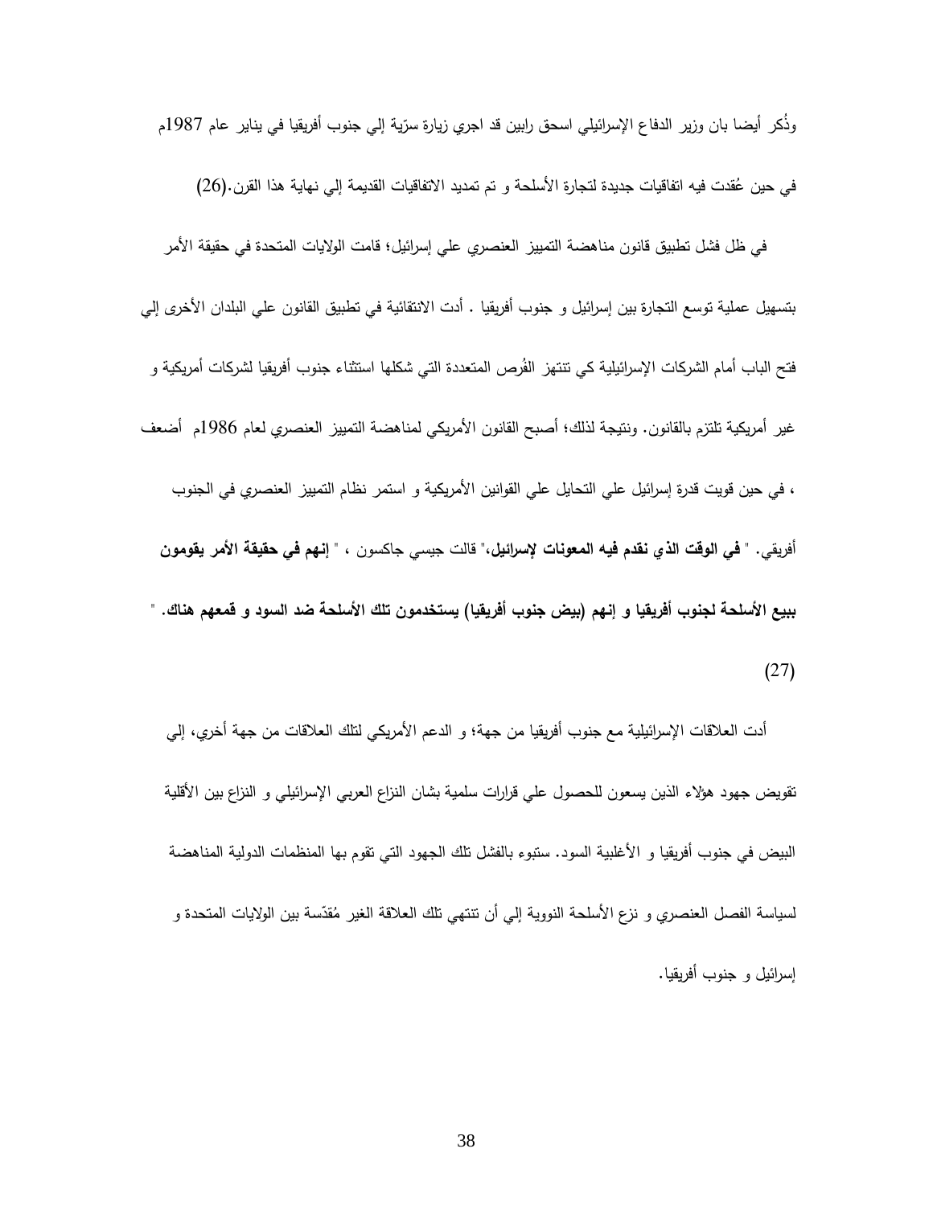وذُكر أيضا بان وزير الدفاع الإسرائيلي اسحق رابين قد اجري زيارة سرّية إلي جنوب أفريقيا في يناير عام 1987م في حين عُقدت فيه اتفاقيات جديدة لتجارة الأسلحة و تم تمديد الاتفاقيات القديمة إلي نهاية هذا القرن.(26)

في ظل فشل تطبيق قانون مناهضة التمييز العنصري علي إسرائيل؛ قامت الولايات المتحدة في حقيقة الأمر بتسهيل عملية توسع التجارة بين إسرائيل و جنوب أفريقيا . أدت الانتقائية في تطبيق القانون علي البلدان الأخرى إلي فتح الباب أمام الشركات الإسرائيلية كي تنتهز الفُرص المتعددة التي شكلها استثناء جنوب أفريقيا لشركات أمريكية و غير أمريكية تلتزم بالقانون. ونتيجة لذلك؛ أصبح القانون الأمريكي لمناهضة التمييز العنصري لعام 1986م أضعف ، في حين قويت قدرة إسرائيل علي التحايل علي القوانين الأمريكية و استمر نظام التمييز العنصري في الجنوب أفريقي. " **في الوقت الذي نقدم فيه المعونات لإسرائيل،**" قالت جيسي جاكسون ، " **إنهم في حقيقة الأمر يقومون ببيع الأسلحة لجنوب أفريقيا و إنهم (بيض جنوب أفريقيا) يستخدمون تلك الأسلحة ضد السود و قمعهم هناك.** " (27)

أدت العلاقات الإسرائيلية مع جنوب أفريقيا من جهة؛ و الدعم الأمريكي لتلك العلاقات من جهة أخري، إلي تقويض جهود هؤلاء الذين يسعون للحصول علي قرارات سلمية بشان النزاع العربي الإسرائيلي و النزاع بين الأقلية البيض في جنوب أفريقيا و الأغلبية السود. ستبوء بالفشل تلك الجهود التي تقوم بها المنظمات الدولية المناهضة لسياسة الفصل العنصري و نزع الأسلحة النووية إلي أن تنتهي تلك العلاقة الغير مُقدّسة بين الولايات المتحدة و إسرائيل و جنوب أفريقيا.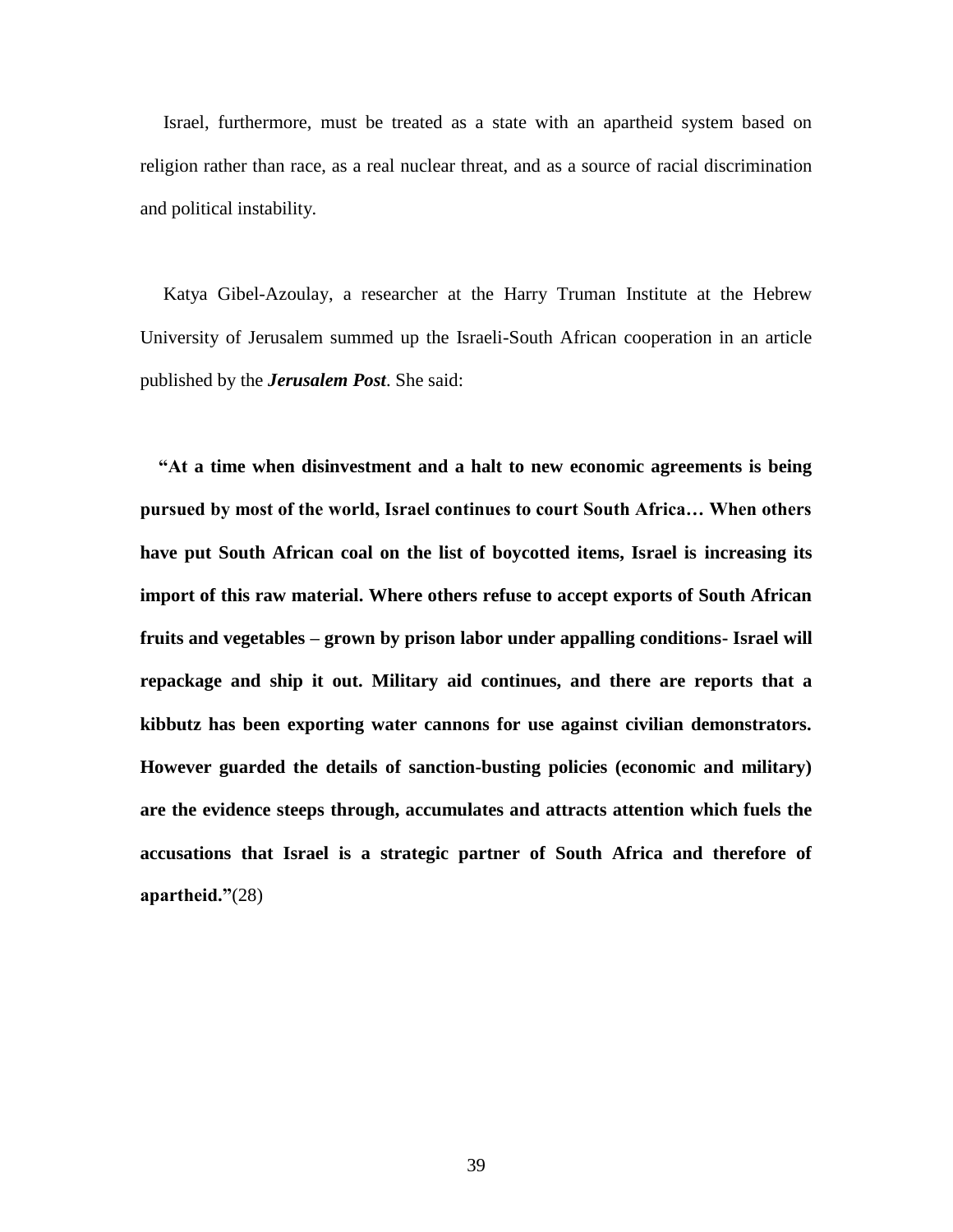Israel, furthermore, must be treated as a state with an apartheid system based on religion rather than race, as a real nuclear threat, and as a source of racial discrimination and political instability.

Katya Gibel-Azoulay, a researcher at the Harry Truman Institute at the Hebrew University of Jerusalem summed up the Israeli-South African cooperation in an article published by the ***Jerusalem Post***. She said:

**"At a time when disinvestment and a halt to new economic agreements is being pursued by most of the world, Israel continues to court South Africa… When others have put South African coal on the list of boycotted items, Israel is increasing its import of this raw material. Where others refuse to accept exports of South African fruits and vegetables – grown by prison labor under appalling conditions- Israel will repackage and ship it out. Military aid continues, and there are reports that a kibbutz has been exporting water cannons for use against civilian demonstrators. However guarded the details of sanction-busting policies (economic and military) are the evidence steeps through, accumulates and attracts attention which fuels the accusations that Israel is a strategic partner of South Africa and therefore of apartheid."**(28)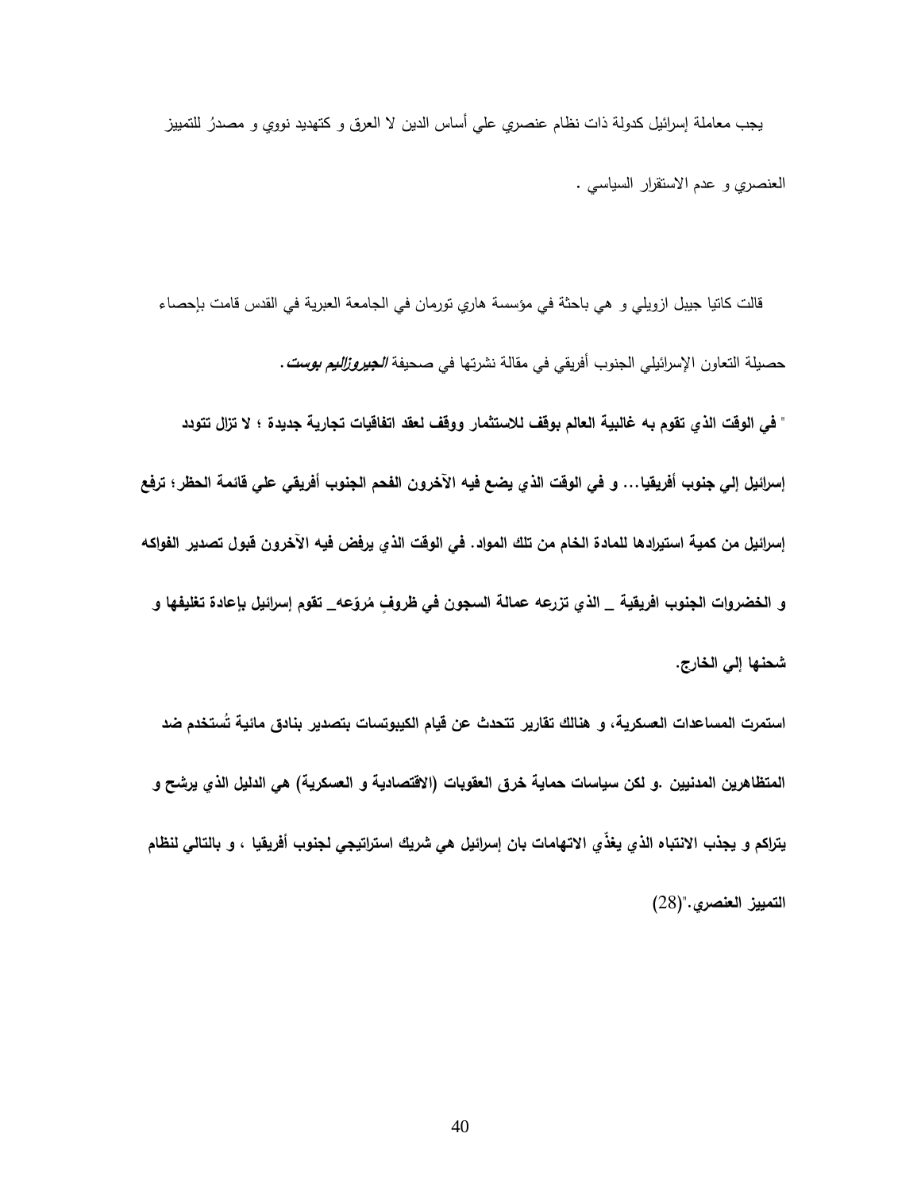يجب معاملة إسرائيل كدولة ذات نظام عنصري علي أساس الدين لا العرق و كتهديد نووي و مصدرُ للتمييز العنصري و عدم الاستقرار السياسي .

قالت كاتيا جيبل ازويلي و هي باحثة في مؤسسة هاري تورمان في الجامعة العبرية في القدس قامت بإحصاء حصيلة التعاون الإسرائيلي الجنوب أفريقي في مقالة نشرتها في صحيفة ***الجيروزاليم بوست***.

**" في الوقت الذي تقوم به غالبية العالم بوقف للاستثمار ووقف لعقد اتفاقيات تجارية جديدة ؛ لا تزال تتودد إسرائيل إلي جنوب أفريقيا... و في الوقت الذي يضع فيه الآخرون الفحم الجنوب أفريقي علي قائمة الحظر؛ ترفع إسرائيل من كمية استيرادها للمادة الخام من تلك المواد. في الوقت الذي يرفض فيه الآخرون قبول تصدير الفواكه و الخضروات الجنوب افريقية _ الذي تزرعه عمالة السجون في ظروفٍ مُروّعه_ تقوم إسرائيل بإعادة تغليفها و شحنها إلي الخارج.**

**استمرت المساعدات العسكرية، و هنالك تقارير تتحدث عن قيام الكيبوتسات بتصدير بنادق مائية تُستخدم ضد المتظاهرين المدنيين .و لكن سياسات حماية خرق العقوبات (الاقتصادية و العسكرية) هي الدليل الذي يرشح و يتراكم و يجذب الانتباه الذي يغذّي الاتهامات بان إسرائيل هي شريك استراتيجي لجنوب أفريقيا ، و بالتالي لنظام التمييز العنصري."**(28)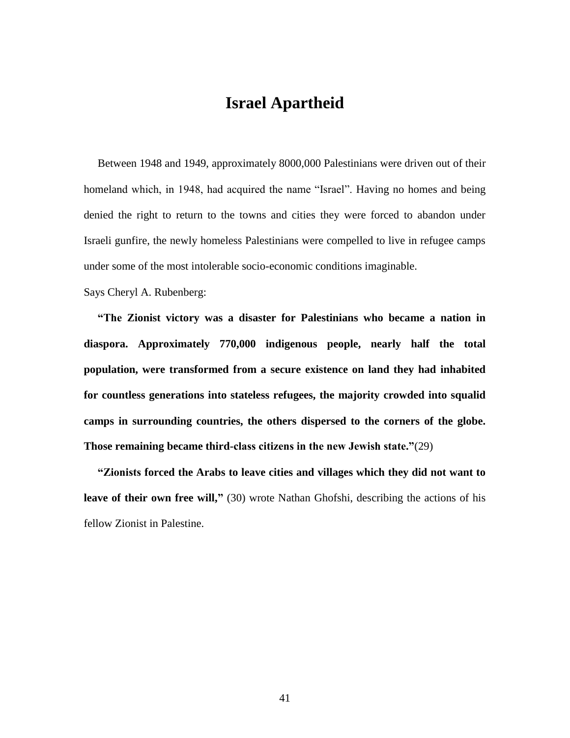# Israel Apartheid

Between 1948 and 1949, approximately 8000,000 Palestinians were driven out of their homeland which, in 1948, had acquired the name "Israel". Having no homes and being denied the right to return to the towns and cities they were forced to abandon under Israeli gunfire, the newly homeless Palestinians were compelled to live in refugee camps under some of the most intolerable socio-economic conditions imaginable.

Says Cheryl A. Rubenberg:

**"The Zionist victory was a disaster for Palestinians who became a nation in diaspora. Approximately 770,000 indigenous people, nearly half the total population, were transformed from a secure existence on land they had inhabited for countless generations into stateless refugees, the majority crowded into squalid camps in surrounding countries, the others dispersed to the corners of the globe. Those remaining became third-class citizens in the new Jewish state."**(29)

**"Zionists forced the Arabs to leave cities and villages which they did not want to leave of their own free will,"** (30) wrote Nathan Ghofshi, describing the actions of his fellow Zionist in Palestine.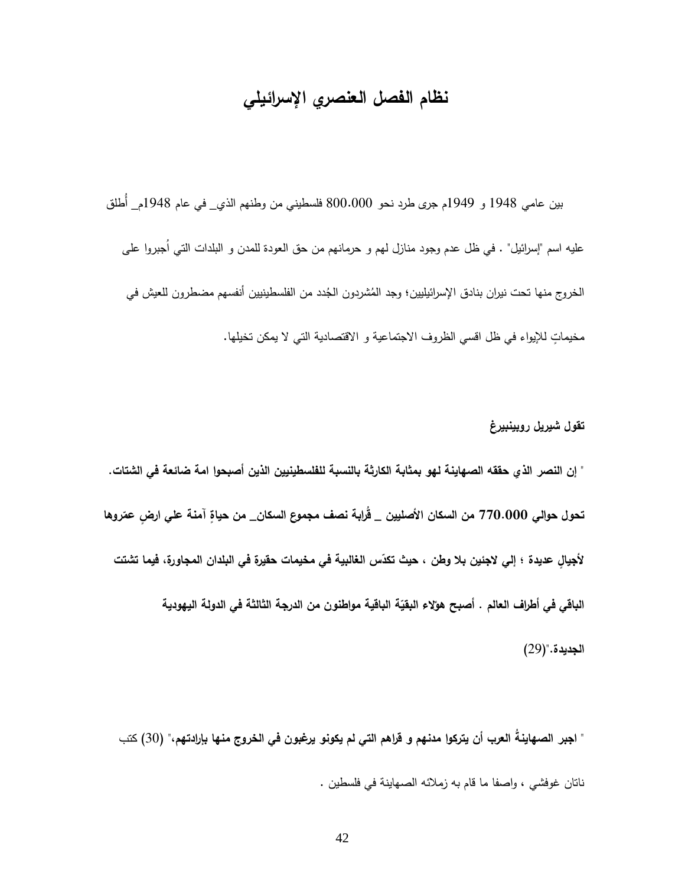# نظام الفصل العنصري الإسرائيلي

بين عامي 1948 و 1949م جرى طرد نحو 800.000 فلسطيني من وطنهم الذي_ في عام 1948م_ أُطلق عليه اسم "إسرائيل" . في ظل عدم وجود منازل لهم و حرمانهم من حق العودة للمدن و البلدات التي أُجبروا على الخروج منها تحت نيران بنادق الإسرائيليين؛ وجد المُشردون الجُدد من الفلسطينيين أنفسهم مضطرون للعيش في مخيماتٍ للإيواء في ظل اقسي الظروف الاجتماعية و الاقتصادية التي لا يمكن تخيلها.

**تقول شيريل روبينبيرغ**

**" إن النصر الذي حققه الصهاينة لهو بمثابة الكارثة بالنسبة للفلسطينيين الذين أصبحوا امة ضائعة في الشتات. تحول حوالي 770.000 من السكان الأصليين _ قُرابة نصف مجموع السكان_ من حياةٍ آمنة علي ارضٍ عمّروها لأجيالٍ عديدة ؛ إلي لاجئين بلا وطن ، حيث تكدّس الغالبية في مخيمات حقيرة في البلدان المجاورة، فيما تشتت الباقي في أطراف العالم . أصبح هؤلاء البقيّة الباقية مواطنون من الدرجة الثالثة في الدولة اليهودية الجديدة."**(29)

**" اجبر الصهاينةُ العرب أن يتركوا مدنهم و قراهم التي لم يكونو يرغبون في الخروج منها بإرادتهم،"** (30) كتب ناتان غوفشي ، واصفا ما قام به زملائه الصهاينة في فلسطين .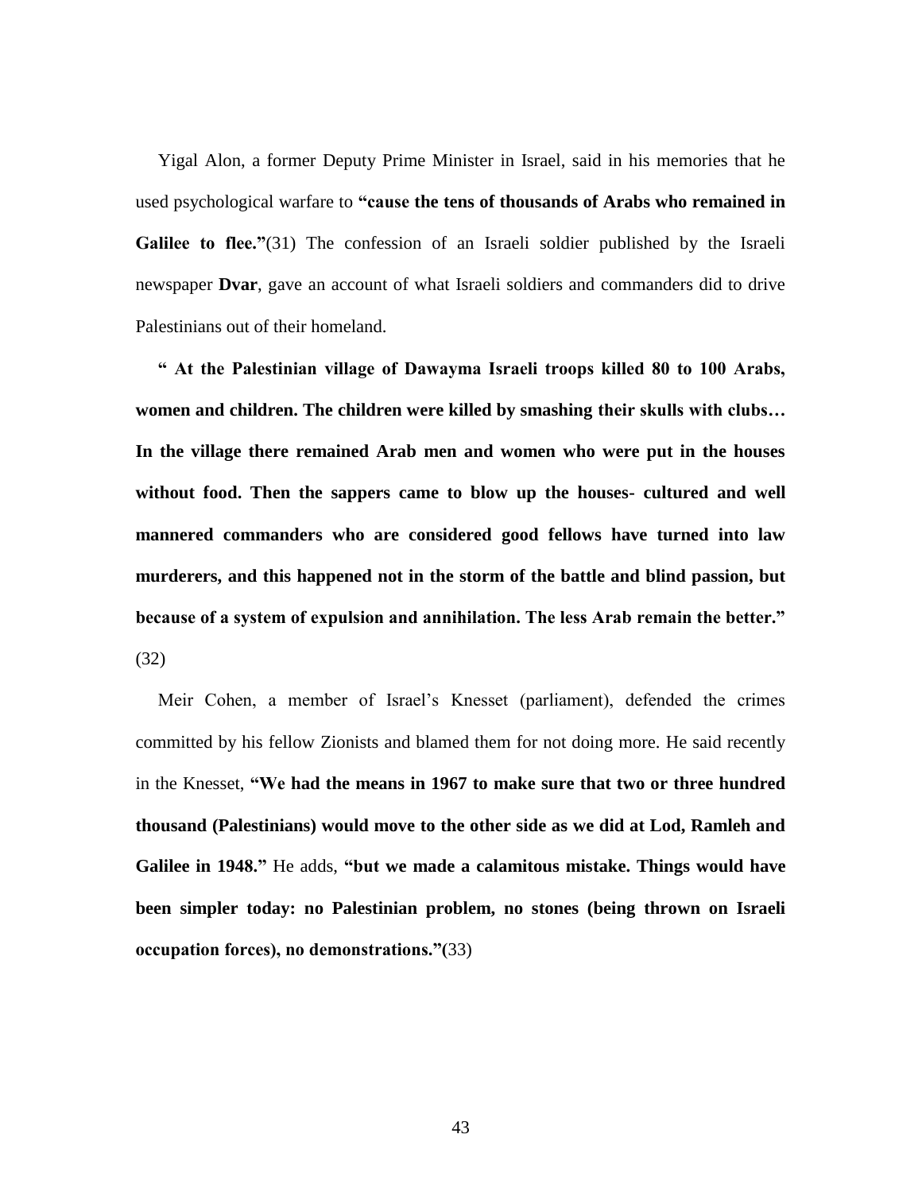Yigal Alon, a former Deputy Prime Minister in Israel, said in his memories that he used psychological warfare to **"cause the tens of thousands of Arabs who remained in Galilee to flee."**(31) The confession of an Israeli soldier published by the Israeli newspaper **Dvar**, gave an account of what Israeli soldiers and commanders did to drive Palestinians out of their homeland.

**" At the Palestinian village of Dawayma Israeli troops killed 80 to 100 Arabs, women and children. The children were killed by smashing their skulls with clubs… In the village there remained Arab men and women who were put in the houses without food. Then the sappers came to blow up the houses- cultured and well mannered commanders who are considered good fellows have turned into law murderers, and this happened not in the storm of the battle and blind passion, but because of a system of expulsion and annihilation. The less Arab remain the better."** (32)

Meir Cohen, a member of Israel's Knesset (parliament), defended the crimes committed by his fellow Zionists and blamed them for not doing more. He said recently in the Knesset, **"We had the means in 1967 to make sure that two or three hundred thousand (Palestinians) would move to the other side as we did at Lod, Ramleh and Galilee in 1948."** He adds, **"but we made a calamitous mistake. Things would have been simpler today: no Palestinian problem, no stones (being thrown on Israeli occupation forces), no demonstrations."(**33)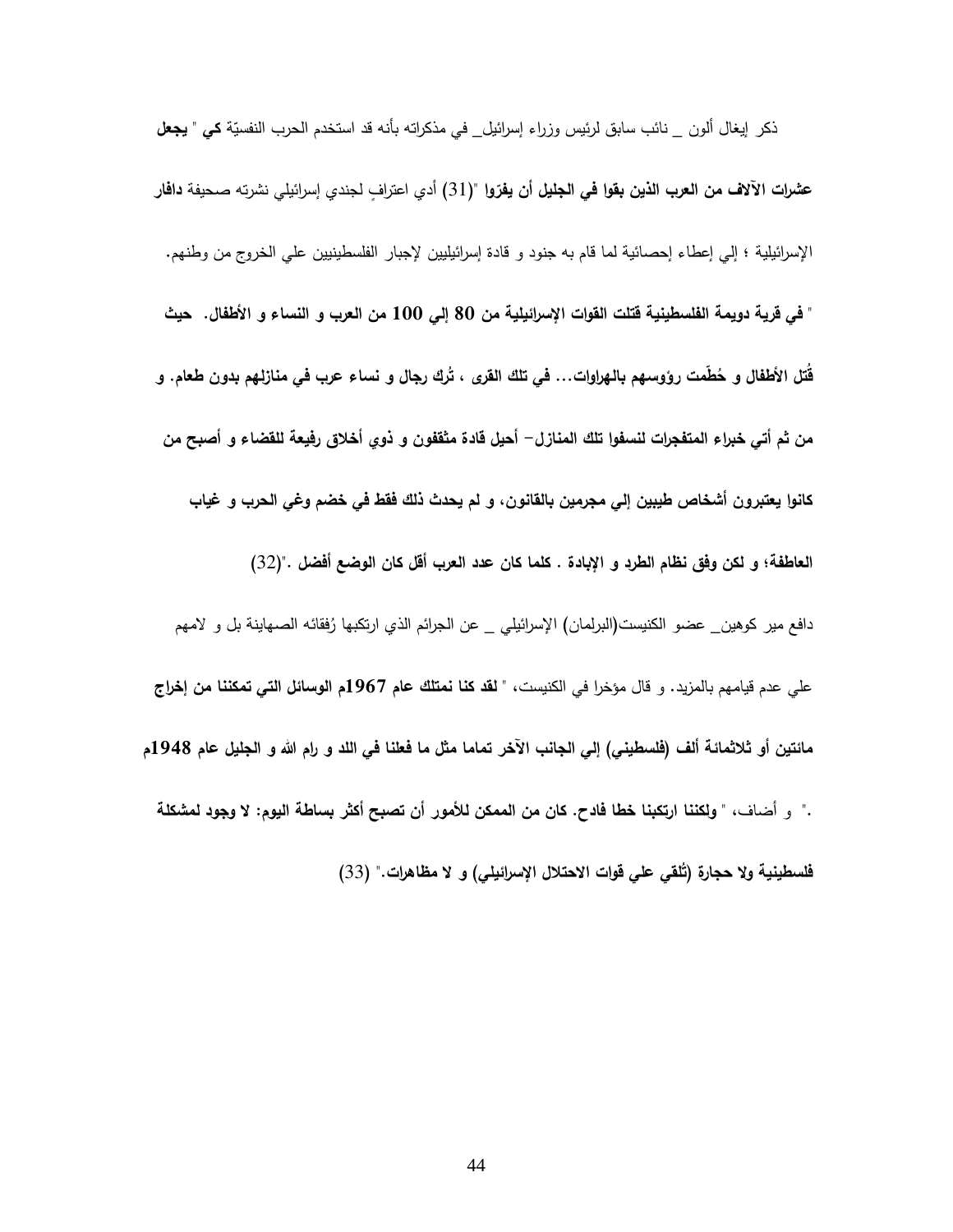ذكر إيغال ألون _ نائب سابق لرئيس وزراء إسرائيل_ في مذكراته بأنه قد استخدم الحرب النفسيّة **كي " يجعل عشرات الآلاف من العرب الذين بقوا في الجليل أن يفرّوا** "(31) أدي اعترافٍ لجندي إسرائيلي نشرته صحيفة **دافار** الإسرائيلية ؛ إلي إعطاء إحصائية لما قام به جنود و قادة إسرائيليين لإجبار الفلسطينيين علي الخروج من وطنهم.

" **في قرية دويمة الفلسطينية قتلت القوات الإسرائيلية من 80 إلي 100 من العرب و النساء و الأطفال. حيث قُتل الأطفال و حُطّمت رؤوسهم بالهراوات... في تلك القرى ، تُرك رجال و نساء عرب في منازلهم بدون طعام. و من ثم أتي خبراء المتفجرات لنسفوا تلك المنازل- أحيل قادة مثقفون و ذوي أخلاق رفيعة للقضاء و أصبح من كانوا يعتبرون أشخاص طيبين إلي مجرمين بالقانون، و لم يحدث ذلك فقط في خضم وغي الحرب و غياب العاطفة؛ و لكن وفق نظام الطرد و الإبادة . كلما كان عدد العرب أقل كان الوضع أفضل .**"(32)

دافع مير كوهين_ عضو الكنيست(البرلمان) الإسرائيلي _ عن الجرائم الذي ارتكبها رُفقائه الصهاينة بل و لامهم علي عدم قيامهم بالمزيد. و قال مؤخرا في الكنيست، " **لقد كنا نمتلك عام 1967م الوسائل التي تمكننا من إخراج مائتين أو ثلاثمائة ألف (فلسطيني) إلي الجانب الآخر تماما مثل ما فعلنا في اللد و رام الله و الجليل عام 1948م** ." و أضاف، " **ولكننا ارتكبنا خطا فادح. كان من الممكن للأمور أن تصبح أكثر بساطة اليوم: لا وجود لمشكلة فلسطينية ولا حجارة (تُلقي علي قوات الاحتلال الإسرائيلي) و لا مظاهرات.**" (33)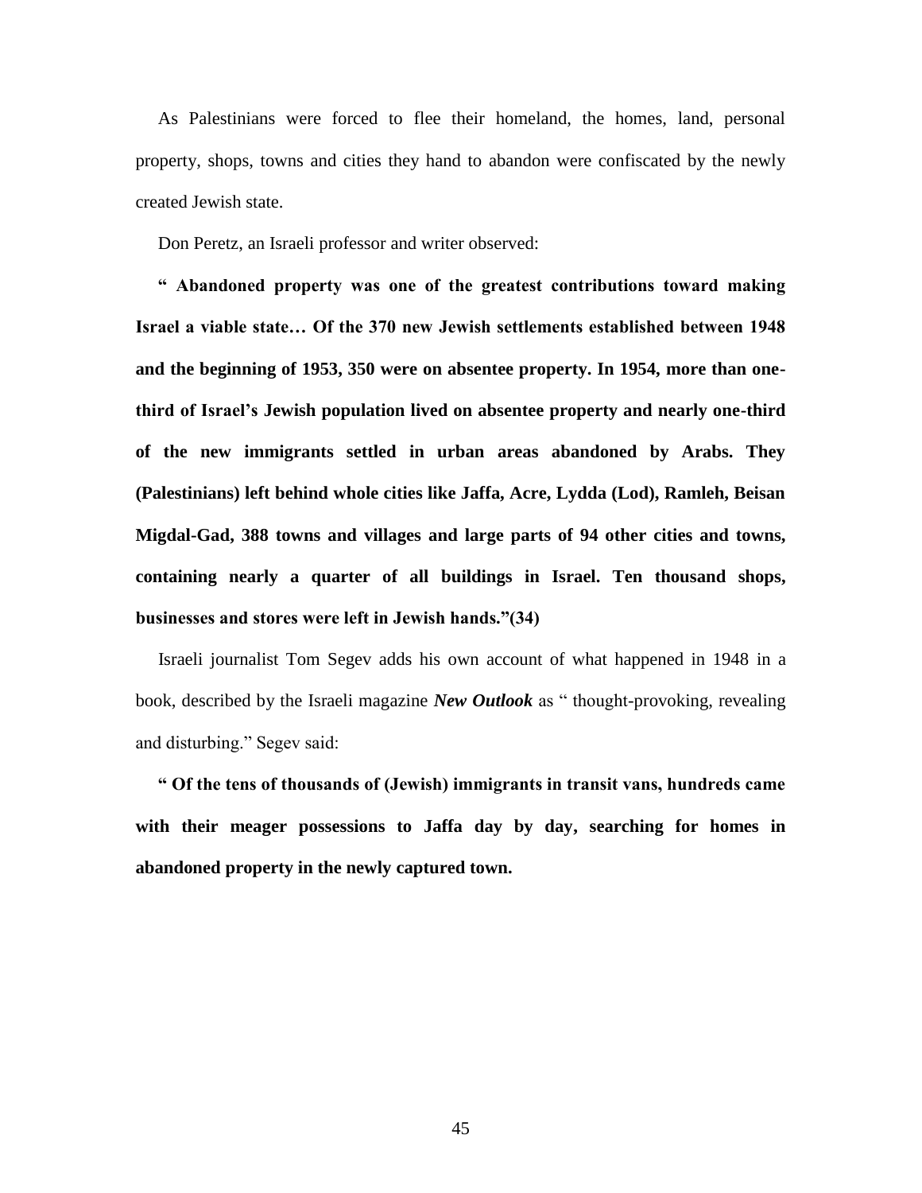As Palestinians were forced to flee their homeland, the homes, land, personal property, shops, towns and cities they hand to abandon were confiscated by the newly created Jewish state.

Don Peretz, an Israeli professor and writer observed:

**" Abandoned property was one of the greatest contributions toward making Israel a viable state… Of the 370 new Jewish settlements established between 1948 and the beginning of 1953, 350 were on absentee property. In 1954, more than one-third of Israel's Jewish population lived on absentee property and nearly one-third of the new immigrants settled in urban areas abandoned by Arabs. They (Palestinians) left behind whole cities like Jaffa, Acre, Lydda (Lod), Ramleh, Beisan Migdal-Gad, 388 towns and villages and large parts of 94 other cities and towns, containing nearly a quarter of all buildings in Israel. Ten thousand shops, businesses and stores were left in Jewish hands."(34)**

Israeli journalist Tom Segev adds his own account of what happened in 1948 in a book, described by the Israeli magazine ***New Outlook*** as " thought-provoking, revealing and disturbing." Segev said:

**" Of the tens of thousands of (Jewish) immigrants in transit vans, hundreds came with their meager possessions to Jaffa day by day, searching for homes in abandoned property in the newly captured town.**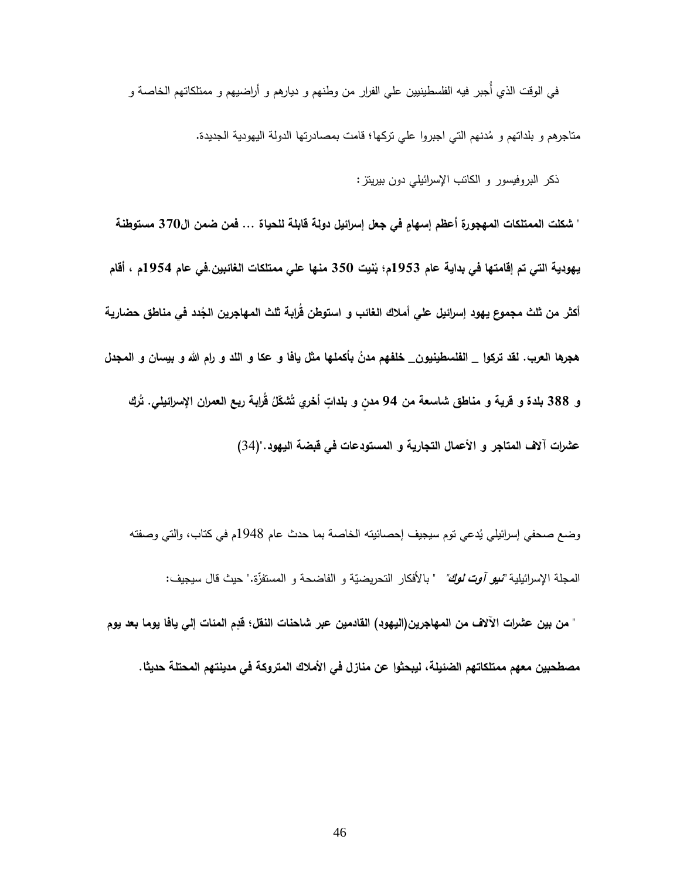في الوقت الذي أُجبر فيه الفلسطينيين علي الفرار من وطنهم و ديارهم و أراضيهم و ممتلكاتهم الخاصة و متاجرهم و بلداتهم و مُدنهم التي اجبروا علي تركها؛ قامت بمصادرتها الدولة اليهودية الجديدة.

ذكر البروفيسور و الكاتب الإسرائيلي دون بيريتز:

" **شكلت الممتلكات المهجورة أعظم إسهامٍ في جعل إسرائيل دولة قابلة للحياة ... فمن ضمن ال370 مستوطنة يهودية التي تم إقامتها في بداية عام 1953م؛ بُنيت 350 منها علي ممتلكات الغائبين.في عام 1954م ، أقام أكثر من ثلث مجموع يهود إسرائيل علي أملاك الغائب و استوطن قُرابة ثلث المهاجرين الجُدد في مناطق حضارية هجرها العرب. لقد تركوا _ الفلسطينيون_ خلفهم مدنُ بأكملها مثل يافا و عكا و اللد و رام الله و بيسان و المجدل و 388 بلدة و قرية و مناطق شاسعة من 94 مدنٍ و بلداتٍ أخري تُشكّلُ قُرابة ربع العمران الإسرائيلي. تُرك عشرات آلاف المتاجر و الأعمال التجارية و المستودعات في قبضة اليهود.**"(34)

وضع صحفي إسرائيلي يُدعي توم سيجيف إحصائيته الخاصة بما حدث عام 1948م في كتاب، والتي وصفته المجلة الإسرائيلية "***نيو آوت لوك***" "بالأفكار التحريضيّة و الفاضحة و المستفزّة." حيث قال سيجيف:

" **من بين عشرات الآلاف من المهاجرين(اليهود) القادمين عبر شاحنات النقل؛ قدِم المئات إلي يافا يوما بعد يوم مصطحبين معهم ممتلكاتهم الضئيلة، ليبحثوا عن منازل في الأملاك المتروكة في مدينتهم المحتلة حديثا.**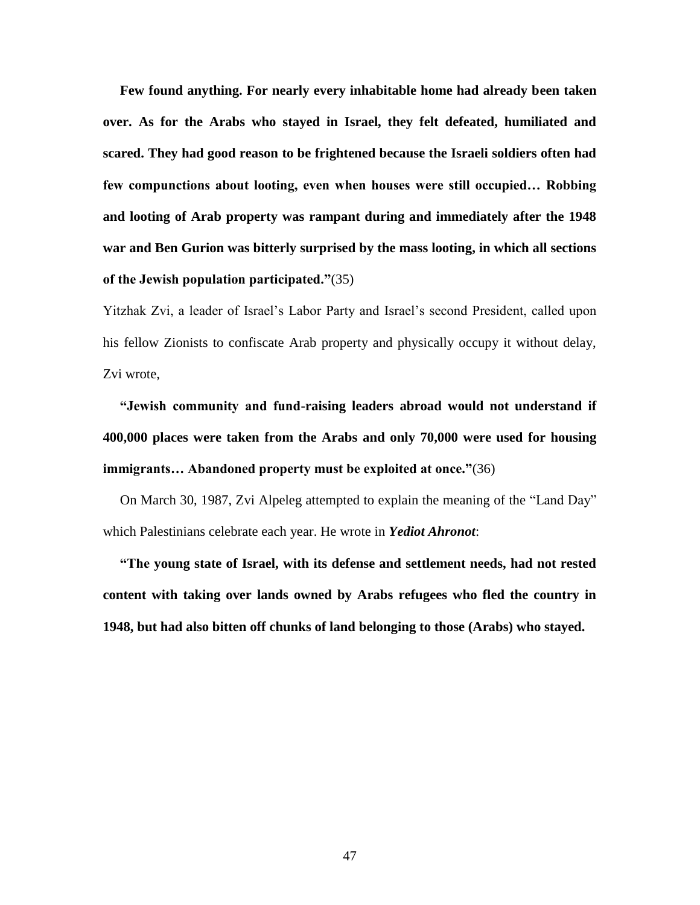**Few found anything. For nearly every inhabitable home had already been taken over. As for the Arabs who stayed in Israel, they felt defeated, humiliated and scared. They had good reason to be frightened because the Israeli soldiers often had few compunctions about looting, even when houses were still occupied… Robbing and looting of Arab property was rampant during and immediately after the 1948 war and Ben Gurion was bitterly surprised by the mass looting, in which all sections of the Jewish population participated."**(35)

Yitzhak Zvi, a leader of Israel's Labor Party and Israel's second President, called upon his fellow Zionists to confiscate Arab property and physically occupy it without delay, Zvi wrote,

**"Jewish community and fund-raising leaders abroad would not understand if 400,000 places were taken from the Arabs and only 70,000 were used for housing immigrants… Abandoned property must be exploited at once."**(36)

On March 30, 1987, Zvi Alpeleg attempted to explain the meaning of the "Land Day" which Palestinians celebrate each year. He wrote in ***Yediot Ahronot***:

**"The young state of Israel, with its defense and settlement needs, had not rested content with taking over lands owned by Arabs refugees who fled the country in 1948, but had also bitten off chunks of land belonging to those (Arabs) who stayed.**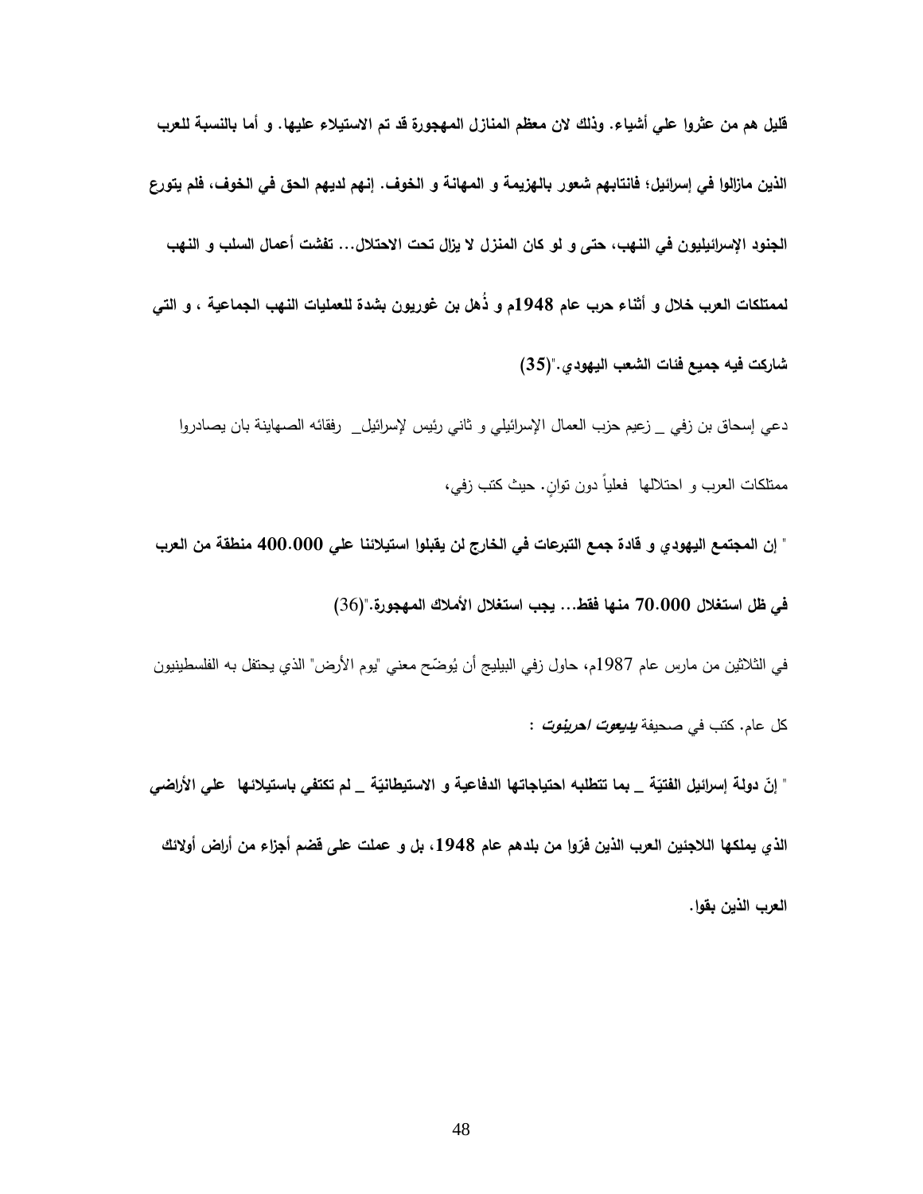**قليل هم من عثروا علي أشياء. وذلك لان معظم المنازل المهجورة قد تم الاستيلاء عليها. و أما بالنسبة للعرب الذين مازالوا في إسرائيل؛ فانتابهم شعور بالهزيمة و المهانة و الخوف. إنهم لديهم الحق في الخوف، فلم يتورع الجنود الإسرائيليون في النهب، حتى و لو كان المنزل لا يزال تحت الاحتلال... تفشت أعمال السلب و النهب لممتلكات العرب خلال و أثناء حرب عام 1948م و ذُهل بن غوريون بشدة للعمليات النهب الجماعية ، و التي شاركت فيه جميع فئات الشعب اليهودي."(35)**

دعي إسحاق بن زفي _ زعيم حزب العمال الإسرائيلي و ثاني رئيس لإسرائيل_ رفقائه الصهاينة بان يصادروا ممتلكات العرب و احتلالها فعلياً دون توانٍ. حيث كتب زفي،

**" إن المجتمع اليهودي و قادة جمع التبرعات في الخارج لن يقبلوا استيلائنا علي 400.000 منطقة من العرب في ظل استغلال 70.000 منها فقط... يجب استغلال الأملاك المهجورة."**(36)

في الثلاثين من مارس عام 1987م، حاول زفي البيليج أن يُوضّح معني "يوم الأرض" الذي يحتفل به الفلسطينيون كل عام. كتب في صحيفة ***يديعوت احرينوت*** :

**" إنّ دولة إسرائيل الفتيّة _ بما تتطلبه احتياجاتها الدفاعية و الاستيطانيّة _ لم تكتفي باستيلائها علي الأراضي الذي يملكها اللاجئين العرب الذين فرّوا من بلدهم عام 1948، بل و عملت على قضم أجزاء من أراض أولائك العرب الذين بقوا.**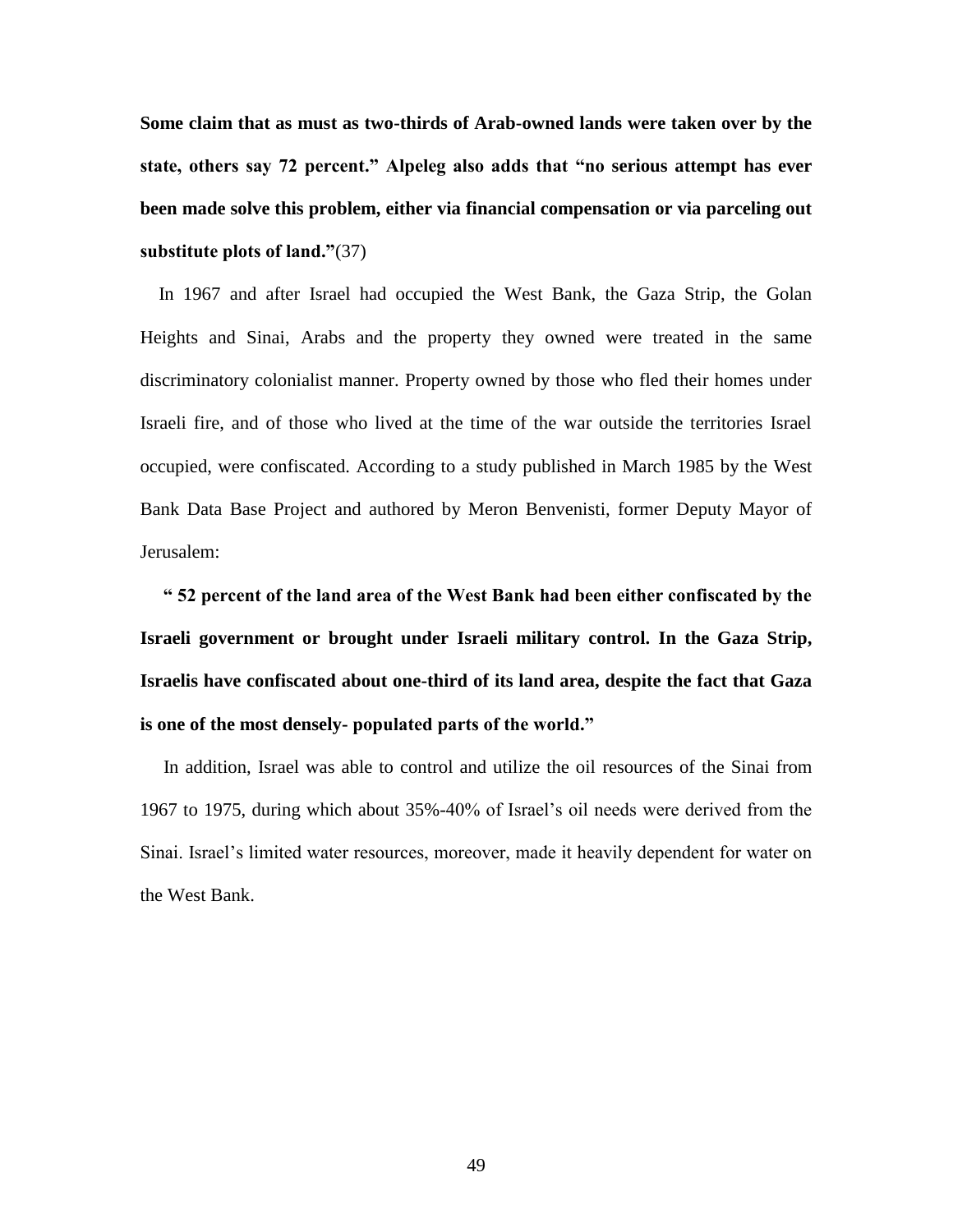**Some claim that as must as two-thirds of Arab-owned lands were taken over by the state, others say 72 percent." Alpeleg also adds that "no serious attempt has ever been made solve this problem, either via financial compensation or via parceling out substitute plots of land."**(37)

In 1967 and after Israel had occupied the West Bank, the Gaza Strip, the Golan Heights and Sinai, Arabs and the property they owned were treated in the same discriminatory colonialist manner. Property owned by those who fled their homes under Israeli fire, and of those who lived at the time of the war outside the territories Israel occupied, were confiscated. According to a study published in March 1985 by the West Bank Data Base Project and authored by Meron Benvenisti, former Deputy Mayor of Jerusalem:

**" 52 percent of the land area of the West Bank had been either confiscated by the Israeli government or brought under Israeli military control. In the Gaza Strip, Israelis have confiscated about one-third of its land area, despite the fact that Gaza is one of the most densely- populated parts of the world."**

In addition, Israel was able to control and utilize the oil resources of the Sinai from 1967 to 1975, during which about 35%-40% of Israel's oil needs were derived from the Sinai. Israel's limited water resources, moreover, made it heavily dependent for water on the West Bank.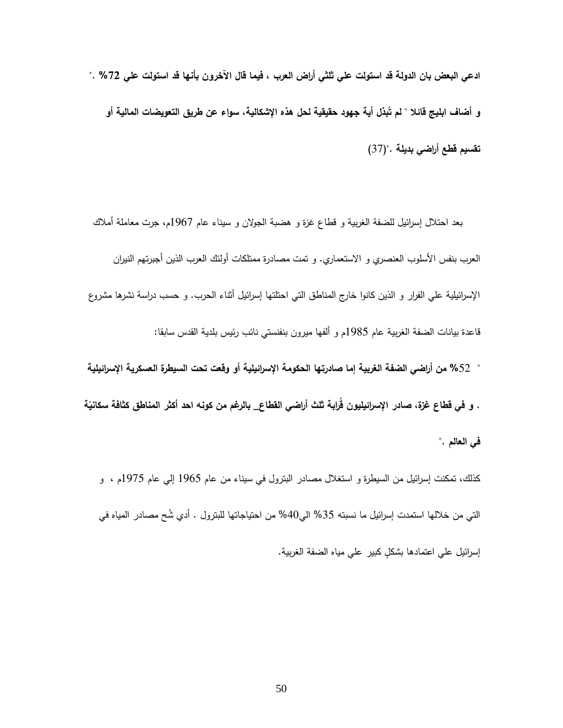**ادعي البعض بان الدولة قد استولت علي ثلثي أراض العرب ، فيما قال الآخرون بأنها قد استولت علي 72% ." و أضاف ابليج قائلا " لم تُبذل أية جهود حقيقية لحل هذه الإشكالية، سواء عن طريق التعويضات المالية أو تقسيم قطع أراضي بديلة ."**(37)

بعد احتلال إسرائيل للضفة الغربية و قطاع غزة و هضبة الجولان و سيناء عام 1967م، جرت معاملة أملاك العرب بنفس الأسلوب العنصري و الاستعماري. و تمت مصادرة ممتلكات أولئك العرب الذين أجبرتهم النيران الإسرائيلية علي الفرار و الذين كانوا خارج المناطق التي احتلتها إسرائيل أثناء الحرب. و حسب دراسة نشرها مشروع قاعدة بيانات الضفة الغربية عام 1985م و ألفها ميرون بنفنستي نائب رئيس بلدية القدس سابقا:

" **52% من أراضي الضفة الغربية إما صادرتها الحكومة الإسرائيلية أو وقعت تحت السيطرة العسكرية الإسرائيلية . و في قطاع غزة، صادر الإسرائيليون قُرابة ثلث أراضي القطاع_ بالرغم من كونه احد أكثر المناطق كثافة سكانيّة في العالم .**"

كذلك، تمكنت إسرائيل من السيطرة و استغلال مصادر البترول في سيناء من عام 1965 إلي عام 1975م ، و التي من خلالها استمدت إسرائيل ما نسبته 35% الي40% من احتياجاتها للبترول . أدي شُح مصادر المياه في إسرائيل علي اعتمادها بشكلٍ كبير علي مياه الضفة الغربية.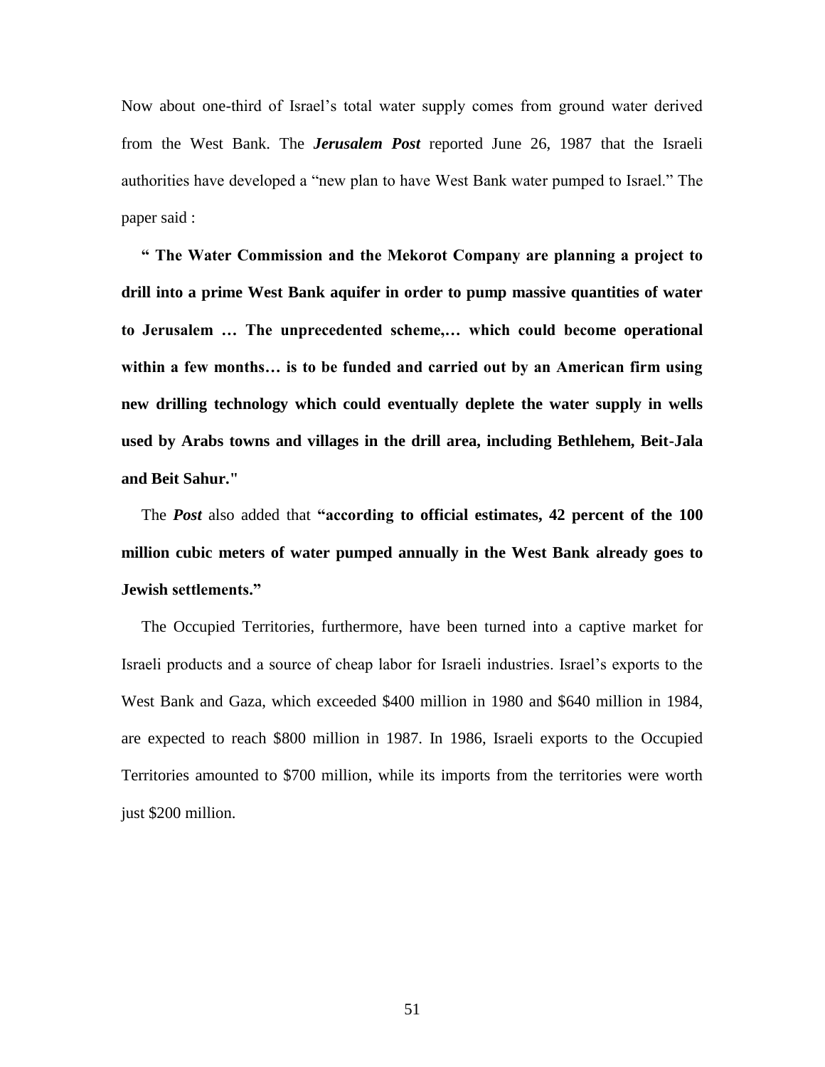Now about one-third of Israel's total water supply comes from ground water derived from the West Bank. The ***Jerusalem Post*** reported June 26, 1987 that the Israeli authorities have developed a "new plan to have West Bank water pumped to Israel." The paper said :

**" The Water Commission and the Mekorot Company are planning a project to drill into a prime West Bank aquifer in order to pump massive quantities of water to Jerusalem … The unprecedented scheme,… which could become operational within a few months… is to be funded and carried out by an American firm using new drilling technology which could eventually deplete the water supply in wells used by Arabs towns and villages in the drill area, including Bethlehem, Beit-Jala and Beit Sahur."**

The ***Post*** also added that **"according to official estimates, 42 percent of the 100 million cubic meters of water pumped annually in the West Bank already goes to Jewish settlements."**

The Occupied Territories, furthermore, have been turned into a captive market for Israeli products and a source of cheap labor for Israeli industries. Israel's exports to the West Bank and Gaza, which exceeded $400 million in 1980 and $640 million in 1984, are expected to reach $800 million in 1987. In 1986, Israeli exports to the Occupied Territories amounted to $700 million, while its imports from the territories were worth just $200 million.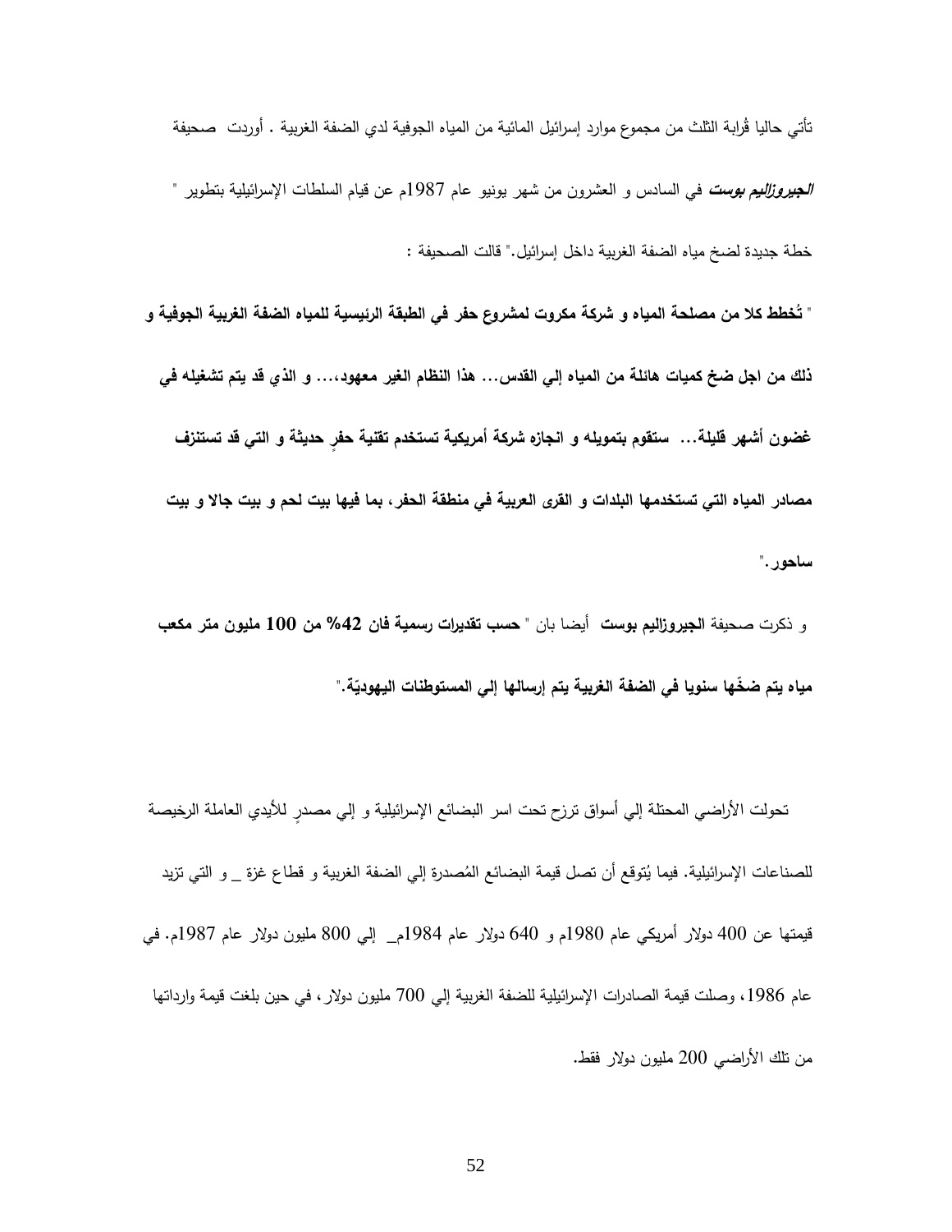تأتي حاليا قُرابة الثلث من مجموع موارد إسرائيل المائية من المياه الجوفية لدي الضفة الغربية . أوردت صحيفة ***الجيروزاليم بوست*** في السادس و العشرون من شهر يونيو عام 1987م عن قيام السلطات الإسرائيلية بتطوير " خطة جديدة لضخ مياه الضفة الغربية داخل إسرائيل." قالت الصحيفة :

" **تُخطط كلا من مصلحة المياه و شركة مكروت لمشروع حفر في الطبقة الرئيسية للمياه الضفة الغربية الجوفية و ذلك من اجل ضخ كميات هائلة من المياه إلي القدس... هذا النظام الغير معهود،... و الذي قد يتم تشغيله في غضون أشهر قليلة... ستقوم بتمويله و انجازه شركة أمريكية تستخدم تقنية حفرٍ حديثة و التي قد تستنزف مصادر المياه التي تستخدمها البلدات و القرى العربية في منطقة الحفر، بما فيها بيت لحم و بيت جالا و بيت ساحور.**"

و ذكرت صحيفة **الجيروزاليم بوست** أيضا بان " **حسب تقديرات رسمية فان 42% من 100 مليون متر مكعب مياه يتم ضخّها سنويا في الضفة الغربية يتم إرسالها إلي المستوطنات اليهوديّة.**"

تحولت الأراضي المحتلة إلي أسواق ترزح تحت اسر البضائع الإسرائيلية و إلي مصدرٍ للأيدي العاملة الرخيصة للصناعات الإسرائيلية. فيما يُتوقع أن تصل قيمة البضائع المُصدرة إلي الضفة الغربية و قطاع غزة _ و التي تزيد قيمتها عن 400 دولار أمريكي عام 1980م و 640 دولار عام 1984م_ إلي 800 مليون دولار عام 1987م. في عام 1986، وصلت قيمة الصادرات الإسرائيلية للضفة الغربية إلي 700 مليون دولار، في حين بلغت قيمة وارداتها من تلك الأراضي 200 مليون دولار فقط.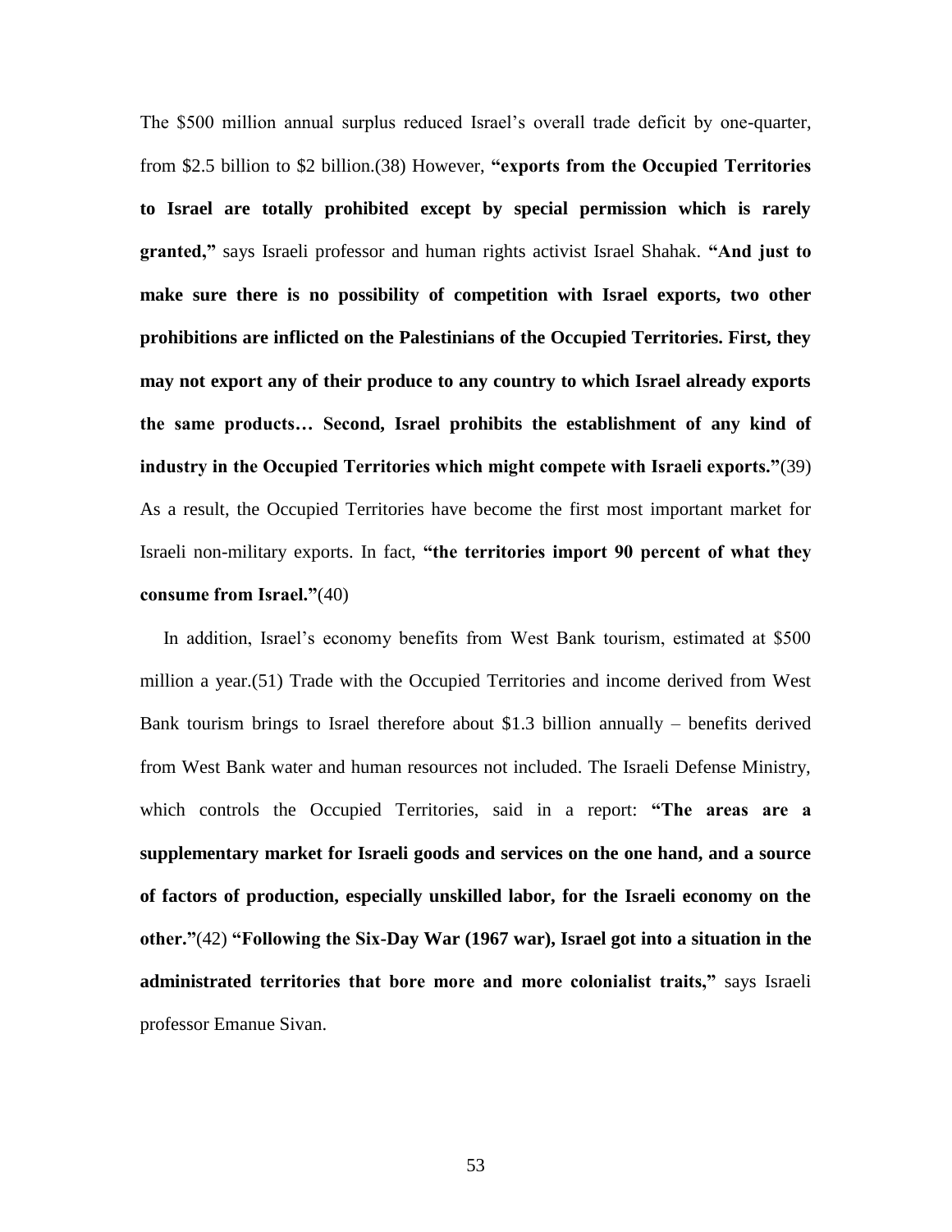The $500 million annual surplus reduced Israel's overall trade deficit by one-quarter, from $2.5 billion to $2 billion.(38) However, **"exports from the Occupied Territories to Israel are totally prohibited except by special permission which is rarely granted,"** says Israeli professor and human rights activist Israel Shahak. **"And just to make sure there is no possibility of competition with Israel exports, two other prohibitions are inflicted on the Palestinians of the Occupied Territories. First, they may not export any of their produce to any country to which Israel already exports the same products… Second, Israel prohibits the establishment of any kind of industry in the Occupied Territories which might compete with Israeli exports."**(39) As a result, the Occupied Territories have become the first most important market for Israeli non-military exports. In fact, **"the territories import 90 percent of what they consume from Israel."**(40)

In addition, Israel's economy benefits from West Bank tourism, estimated at $500 million a year.(51) Trade with the Occupied Territories and income derived from West Bank tourism brings to Israel therefore about $1.3 billion annually – benefits derived from West Bank water and human resources not included. The Israeli Defense Ministry, which controls the Occupied Territories, said in a report: **"The areas are a supplementary market for Israeli goods and services on the one hand, and a source of factors of production, especially unskilled labor, for the Israeli economy on the other."**(42) **"Following the Six-Day War (1967 war), Israel got into a situation in the administrated territories that bore more and more colonialist traits,"** says Israeli professor Emanue Sivan.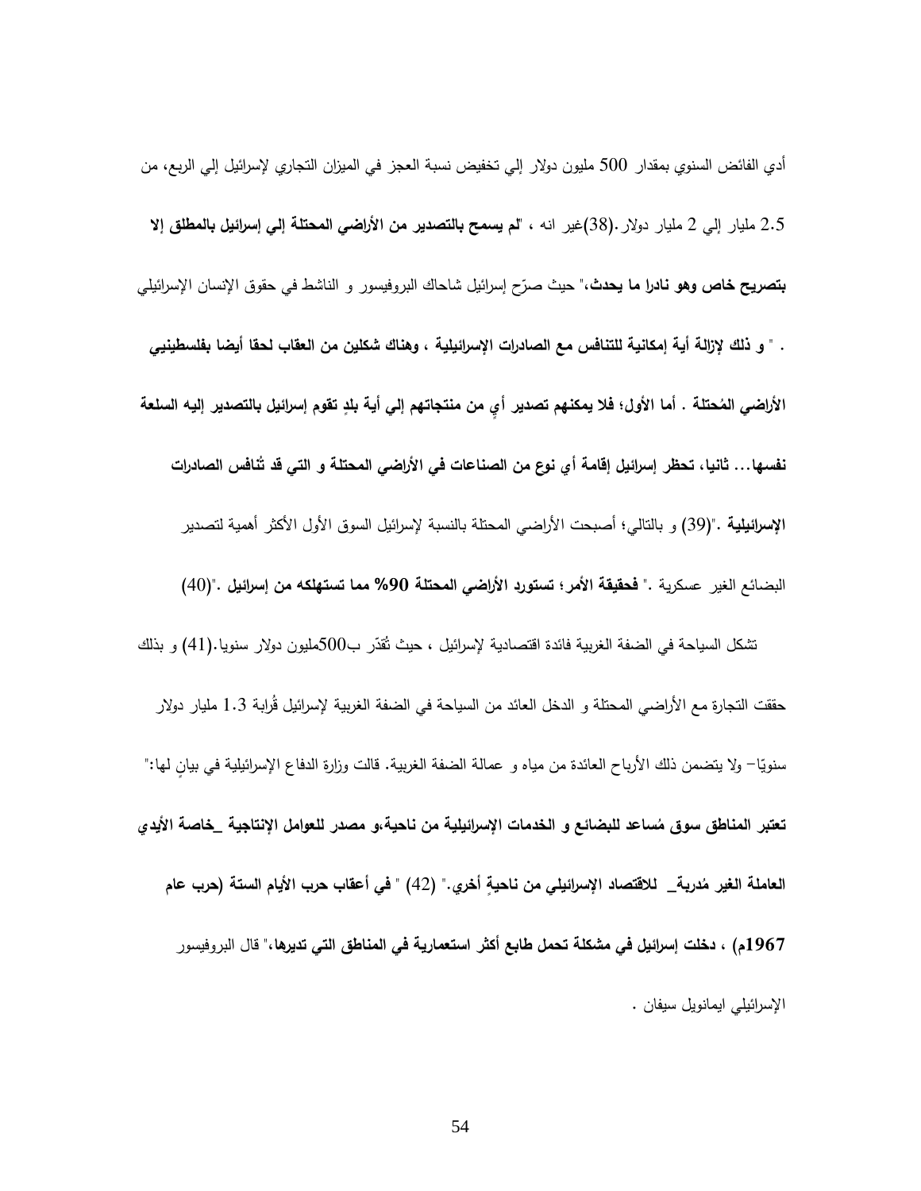أدي الفائض السنوي بمقدار 500 مليون دولار إلي تخفيض نسبة العجز في الميزان التجاري لإسرائيل إلي الربع، من 2.5 مليار إلي 2 مليار دولار.(38)غير انه ، "**لم يسمح بالتصدير من الأراضي المحتلة إلي إسرائيل بالمطلق إلا بتصريح خاص وهو نادرا ما يحدث،**" حيث صرّح إسرائيل شاحاك البروفيسور و الناشط في حقوق الإنسان الإسرائيلي . " **و ذلك لإزالة أية إمكانية للتنافس مع الصادرات الإسرائيلية ، وهناك شكلين من العقاب لحقا أيضا بفلسطينيي الأراضي المُحتلة . أما الأول؛ فلا يمكنهم تصدير أيٍ من منتجاتهم إلي أية بلدٍ تقوم إسرائيل بالتصدير إليه السلعة نفسها... ثانيا، تحظر إسرائيل إقامة أي نوع من الصناعات في الأراضي المحتلة و التي قد تُنافس الصادرات الإسرائيلية** ."(39) و بالتالي؛ أصبحت الأراضي المحتلة بالنسبة لإسرائيل السوق الأول الأكثر أهمية لتصدير البضائع الغير عسكرية ." **فحقيقة الأمر؛ تستورد الأراضي المحتلة 90% مما تستهلكه من إسرائيل** ."(40)

تشكل السياحة في الضفة الغربية فائدة اقتصادية لإسرائيل ، حيث تُقدّر ب500مليون دولار سنويا.(41) و بذلك حققت التجارة مع الأراضي المحتلة و الدخل العائد من السياحة في الضفة الغربية لإسرائيل قُرابة 1.3 مليار دولار سنويًا– ولا يتضمن ذلك الأرباح العائدة من مياه و عمالة الضفة الغربية. قالت وزارة الدفاع الإسرائيلية في بيانٍ لها:" **تعتبر المناطق سوق مُساعد للبضائع و الخدمات الإسرائيلية من ناحية،و مصدر للعوامل الإنتاجية _خاصة الأيدي العاملة الغير مُدربة_ للاقتصاد الإسرائيلي من ناحيةٍ أخري**." (42) " **في أعقاب حرب الأيام الستة (حرب عام 1967م) ، دخلت إسرائيل في مشكلة تحمل طابع أكثر استعمارية في المناطق التي تديرها،**" قال البروفيسور الإسرائيلي ايمانويل سيفان .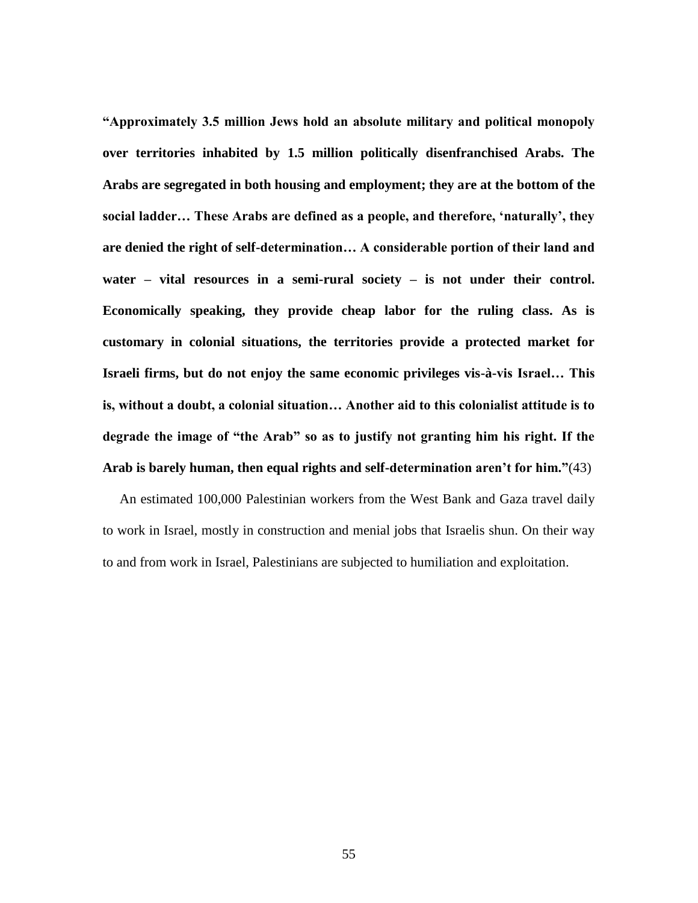**"Approximately 3.5 million Jews hold an absolute military and political monopoly over territories inhabited by 1.5 million politically disenfranchised Arabs. The Arabs are segregated in both housing and employment; they are at the bottom of the social ladder… These Arabs are defined as a people, and therefore, 'naturally', they are denied the right of self-determination… A considerable portion of their land and water – vital resources in a semi-rural society – is not under their control. Economically speaking, they provide cheap labor for the ruling class. As is customary in colonial situations, the territories provide a protected market for Israeli firms, but do not enjoy the same economic privileges vis-à-vis Israel… This is, without a doubt, a colonial situation… Another aid to this colonialist attitude is to degrade the image of "the Arab" so as to justify not granting him his right. If the Arab is barely human, then equal rights and self-determination aren't for him."**(43)

An estimated 100,000 Palestinian workers from the West Bank and Gaza travel daily to work in Israel, mostly in construction and menial jobs that Israelis shun. On their way to and from work in Israel, Palestinians are subjected to humiliation and exploitation.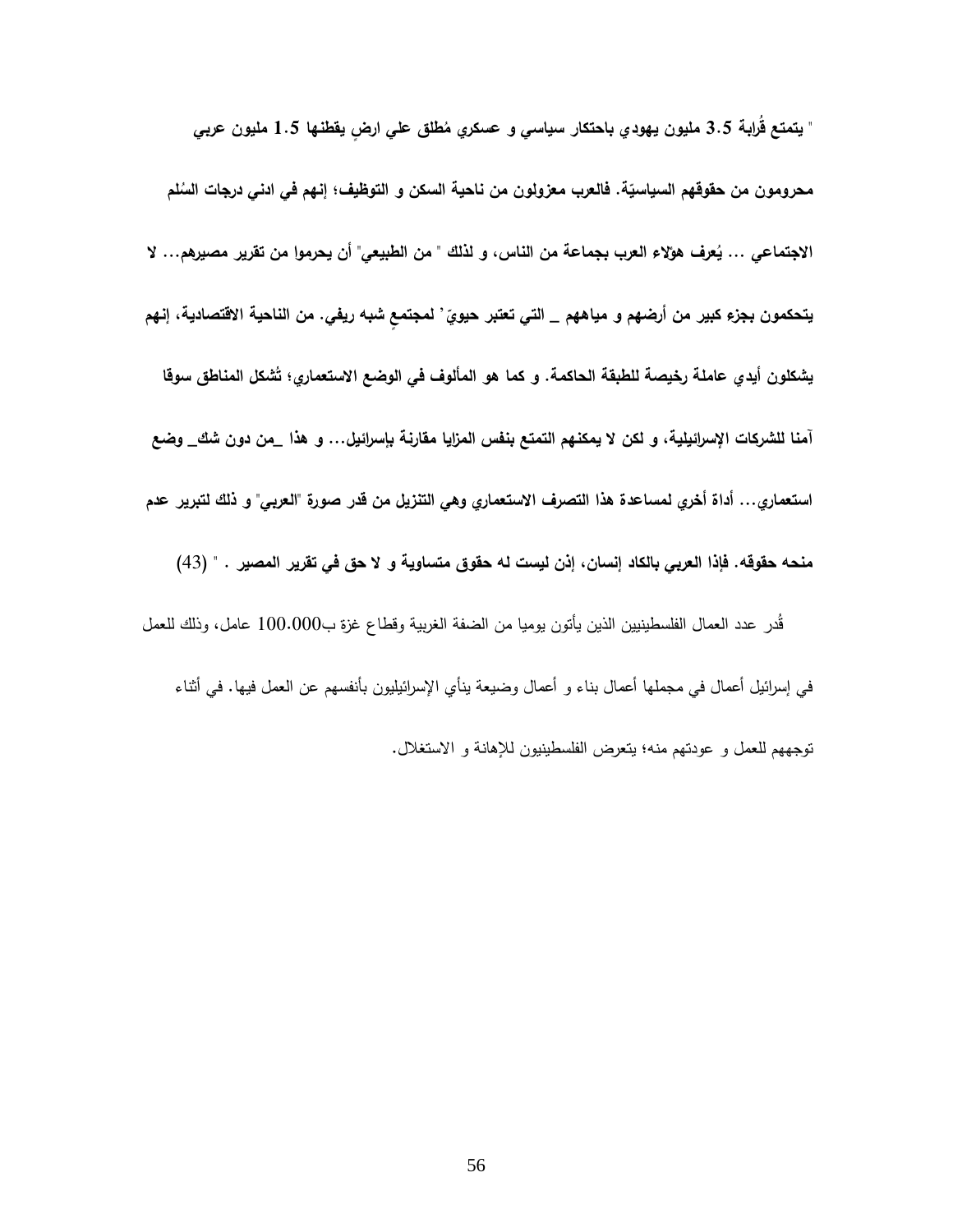**" يتمتع قُرابة 3.5 مليون يهودي باحتكار سياسي و عسكري مُطلق علي ارضٍ يقطنها 1.5 مليون عربي محرومون من حقوقهم السياسيّة. فالعرب معزولون من ناحية السكن و التوظيف؛ إنهم في ادني درجات السُلم الاجتماعي ... يُعرف هؤلاء العرب بجماعة من الناس، و لذلك " من الطبيعي" أن يحرموا من تقرير مصيرهم... لا يتحكمون بجزء كبير من أرضهم و مياههم _ التي تعتبر حيويّ ' لمجتمعٍ شبه ريفي. من الناحية الاقتصادية، إنهم يشكلون أيدي عاملة رخيصة للطبقة الحاكمة. و كما هو المألوف في الوضع الاستعماري؛ تُشكل المناطق سوقا آمنا للشركات الإسرائيلية، و لكن لا يمكنهم التمتع بنفس المزايا مقارنة بإسرائيل... و هذا _من دون شك_ وضع استعماري... أداة أخري لمساعدة هذا التصرف الاستعماري وهي التنزيل من قدر صورة "العربي" و ذلك لتبرير عدم منحه حقوقه. فإذا العربي بالكاد إنسان، إذن ليست له حقوق متساوية و لا حق في تقرير المصير . " (43)**

قُدر عدد العمال الفلسطينيين الذين يأتون يوميا من الضفة الغربية وقطاع غزة ب100.000 عامل، وذلك للعمل في إسرائيل أعمال في مجملها أعمال بناء و أعمال وضيعة ينأي الإسرائيليون بأنفسهم عن العمل فيها. في أثناء توجههم للعمل و عودتهم منه؛ يتعرض الفلسطينيون للإهانة و الاستغلال.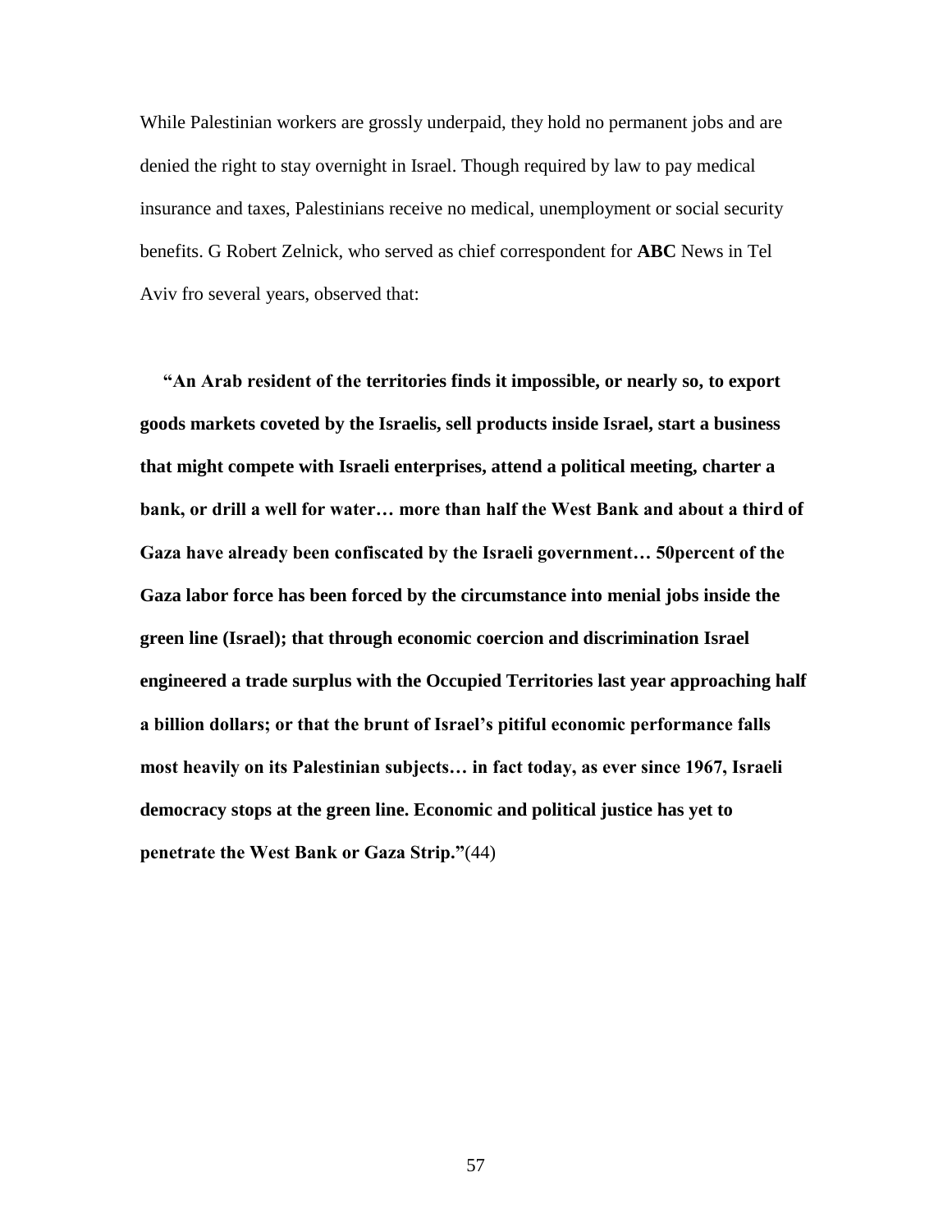While Palestinian workers are grossly underpaid, they hold no permanent jobs and are denied the right to stay overnight in Israel. Though required by law to pay medical insurance and taxes, Palestinians receive no medical, unemployment or social security benefits. G Robert Zelnick, who served as chief correspondent for **ABC** News in Tel Aviv fro several years, observed that:

**"An Arab resident of the territories finds it impossible, or nearly so, to export goods markets coveted by the Israelis, sell products inside Israel, start a business that might compete with Israeli enterprises, attend a political meeting, charter a bank, or drill a well for water… more than half the West Bank and about a third of Gaza have already been confiscated by the Israeli government… 50percent of the Gaza labor force has been forced by the circumstance into menial jobs inside the green line (Israel); that through economic coercion and discrimination Israel engineered a trade surplus with the Occupied Territories last year approaching half a billion dollars; or that the brunt of Israel's pitiful economic performance falls most heavily on its Palestinian subjects… in fact today, as ever since 1967, Israeli democracy stops at the green line. Economic and political justice has yet to penetrate the West Bank or Gaza Strip."**(44)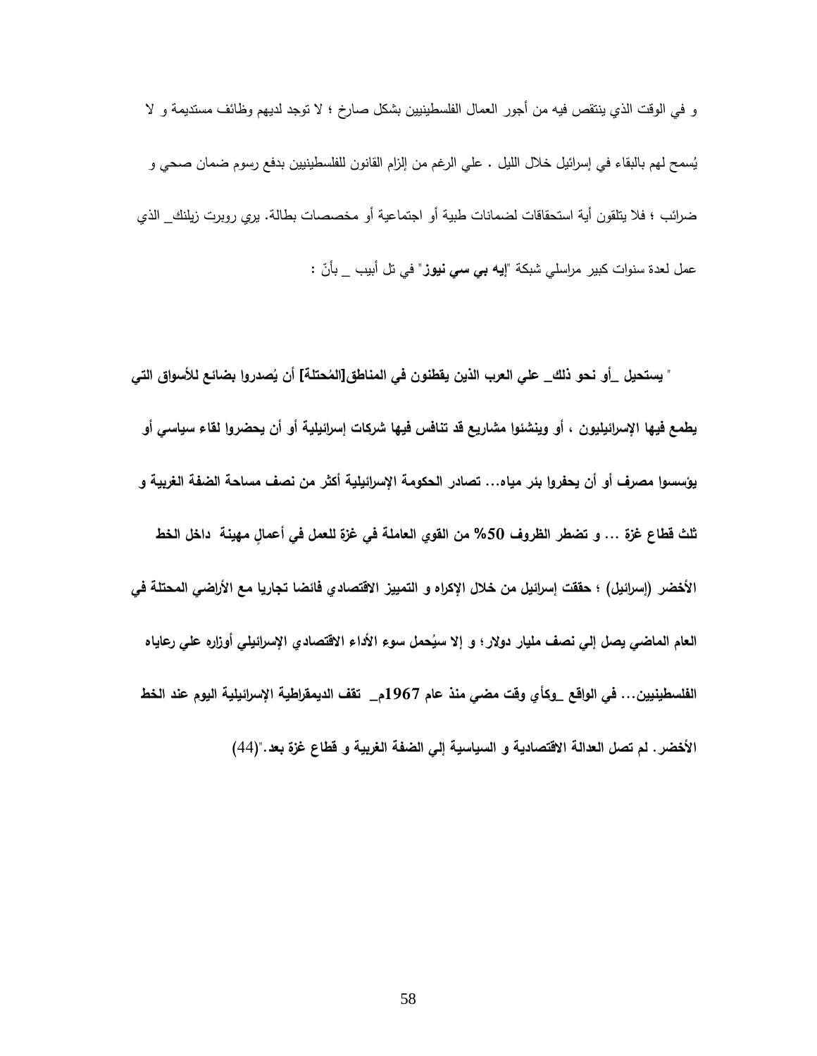و في الوقت الذي ينتقص فيه من أجور العمال الفلسطينيين بشكل صارخ ؛ لا توجد لديهم وظائف مستديمة و لا يُسمح لهم بالبقاء في إسرائيل خلال الليل . علي الرغم من إلزام القانون للفلسطينيين بدفع رسوم ضمان صحي و ضرائب ؛ فلا يتلقون أية استحقاقات لضمانات طبية أو اجتماعية أو مخصصات بطالة. يري روبرت زيلنك_ الذي عمل لعدة سنوات كبير مراسلي شبكة "**إيه بي سي نيوز**" في تل أبيب _ بأنّ :

**" يستحيل _أو نحو ذلك_ علي العرب الذين يقطنون في المناطق[المُحتلة] أن يُصدروا بضائع للأسواق التي يطمع فيها الإسرائيليون ، أو وينشئوا مشاريع قد تنافس فيها شركات إسرائيلية أو أن يحضروا لقاء سياسي أو يؤسسوا مصرف أو أن يحفروا بئر مياه... تصادر الحكومة الإسرائيلية أكثر من نصف مساحة الضفة الغربية و ثلث قطاع غزة ... و تضطر الظروف 50% من القوي العاملة في غزة للعمل في أعمالٍ مهينة داخل الخط الأخضر (إسرائيل) ؛ حققت إسرائيل من خلال الإكراه و التمييز الاقتصادي فائضا تجاريا مع الأراضي المحتلة في العام الماضي يصل إلي نصف مليار دولار؛ و إلا سيُحمل سوء الأداء الاقتصادي الإسرائيلي أوزاره علي رعاياه الفلسطينيين... في الواقع _وكأي وقت مضي منذ عام 1967م_ تقف الديمقراطية الإسرائيلية اليوم عند الخط الأخضر. لم تصل العدالة الاقتصادية و السياسية إلي الضفة الغربية و قطاع غزة بعد."**(44)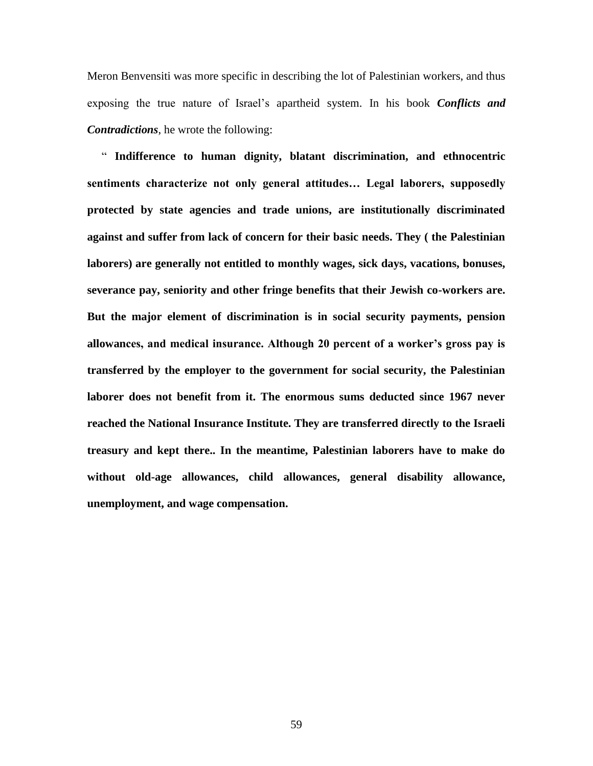Meron Benvensiti was more specific in describing the lot of Palestinian workers, and thus exposing the true nature of Israel's apartheid system. In his book ***Conflicts and Contradictions***, he wrote the following:

" **Indifference to human dignity, blatant discrimination, and ethnocentric sentiments characterize not only general attitudes… Legal laborers, supposedly protected by state agencies and trade unions, are institutionally discriminated against and suffer from lack of concern for their basic needs. They ( the Palestinian laborers) are generally not entitled to monthly wages, sick days, vacations, bonuses, severance pay, seniority and other fringe benefits that their Jewish co-workers are. But the major element of discrimination is in social security payments, pension allowances, and medical insurance. Although 20 percent of a worker's gross pay is transferred by the employer to the government for social security, the Palestinian laborer does not benefit from it. The enormous sums deducted since 1967 never reached the National Insurance Institute. They are transferred directly to the Israeli treasury and kept there.. In the meantime, Palestinian laborers have to make do without old-age allowances, child allowances, general disability allowance, unemployment, and wage compensation.**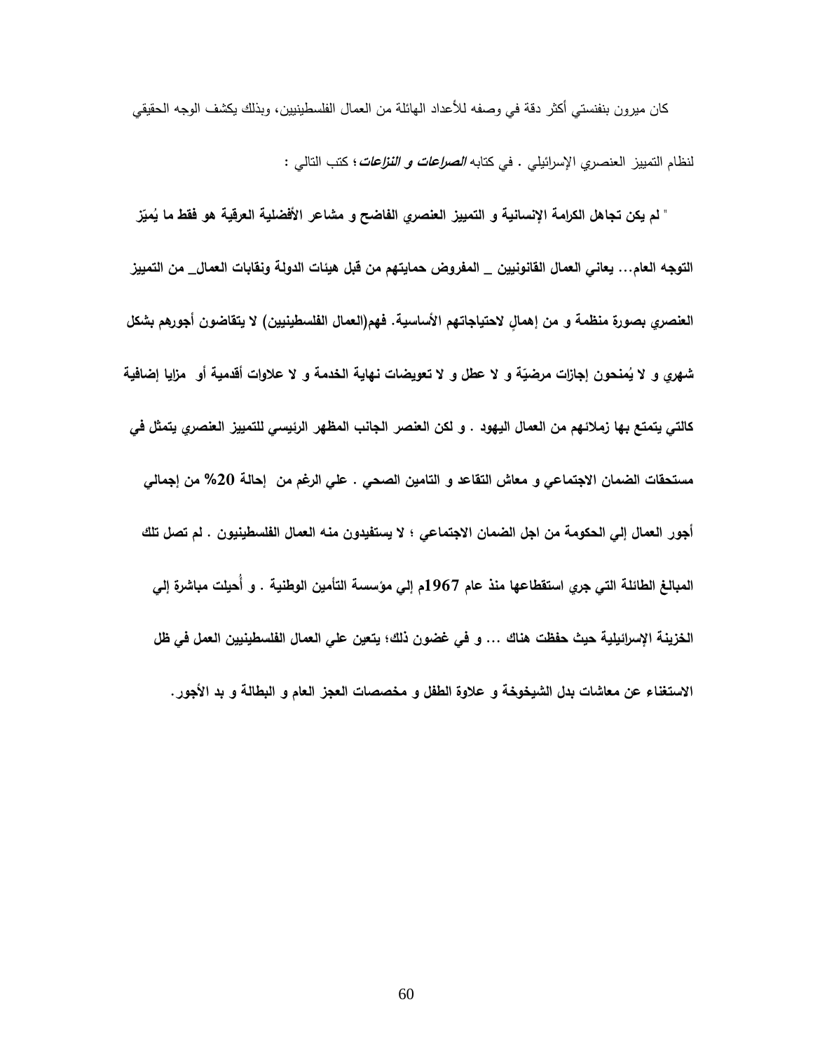كان ميرون بنفنستي أكثر دقة في وصفه للأعداد الهائلة من العمال الفلسطينيين، وبذلك يكشف الوجه الحقيقي لنظام التمييز العنصري الإسرائيلي . في كتابه ***الصراعات و النزاعات***؛ كتب التالي :

**" لم يكن تجاهل الكرامة الإنسانية و التمييز العنصري الفاضح و مشاعر الأفضلية العرقية هو فقط ما يُميّز التوجه العام... يعاني العمال القانونيين _ المفروض حمايتهم من قبل هيئات الدولة ونقابات العمال_ من التمييز العنصري بصورة منظمة و من إهمالٍ لاحتياجاتهم الأساسية. فهم(العمال الفلسطينيين) لا يتقاضون أجورهم بشكل شهري و لا يُمنحون إجازات مرضيّة و لا عطل و لا تعويضات نهاية الخدمة و لا علاوات أقدمية أو مزايا إضافية كالتي يتمتع بها زملائهم من العمال اليهود . و لكن العنصر الجانب المظهر الرئيسي للتمييز العنصري يتمثل في مستحقات الضمان الاجتماعي و معاش التقاعد و التامين الصحي . علي الرغم من إحالة 20% من إجمالي أجور العمال إلي الحكومة من اجل الضمان الاجتماعي ؛ لا يستفيدون منه العمال الفلسطينيون . لم تصل تلك المبالغ الطائلة التي جري استقطاعها منذ عام 1967م إلي مؤسسة التأمين الوطنية . و أُحيلت مباشرة إلي الخزينة الإسرائيلية حيث حفظت هناك ... و في غضون ذلك؛ يتعين علي العمال الفلسطينيين العمل في ظل الاستغناء عن معاشات بدل الشيخوخة و علاوة الطفل و مخصصات العجز العام و البطالة و بد الأجور.**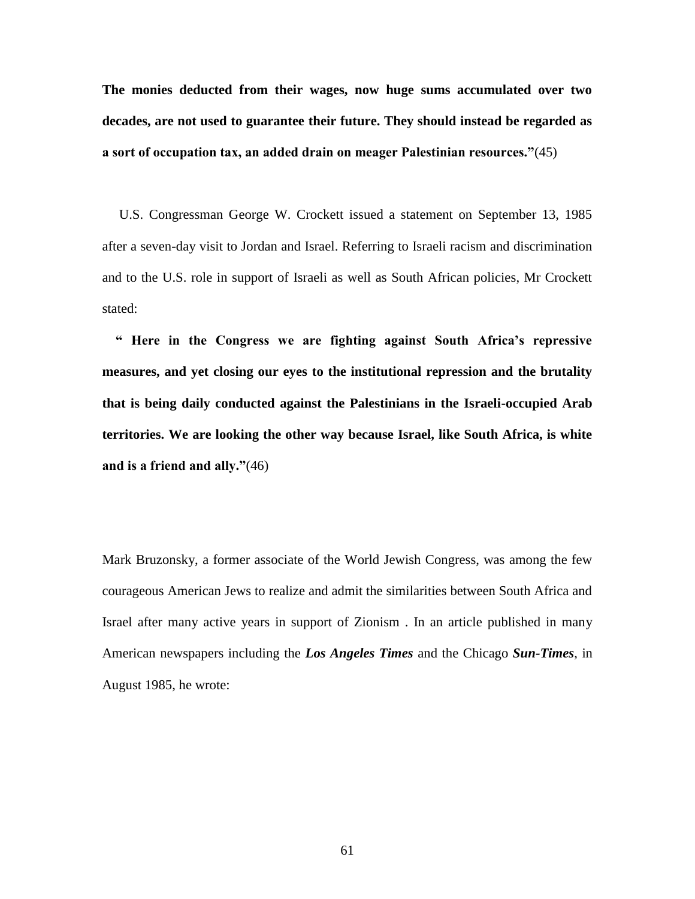**The monies deducted from their wages, now huge sums accumulated over two decades, are not used to guarantee their future. They should instead be regarded as a sort of occupation tax, an added drain on meager Palestinian resources."**(45)

U.S. Congressman George W. Crockett issued a statement on September 13, 1985 after a seven-day visit to Jordan and Israel. Referring to Israeli racism and discrimination and to the U.S. role in support of Israeli as well as South African policies, Mr Crockett stated:

**" Here in the Congress we are fighting against South Africa's repressive measures, and yet closing our eyes to the institutional repression and the brutality that is being daily conducted against the Palestinians in the Israeli-occupied Arab territories. We are looking the other way because Israel, like South Africa, is white and is a friend and ally."**(46)

Mark Bruzonsky, a former associate of the World Jewish Congress, was among the few courageous American Jews to realize and admit the similarities between South Africa and Israel after many active years in support of Zionism . In an article published in many American newspapers including the ***Los Angeles Times*** and the Chicago ***Sun-Times***, in August 1985, he wrote: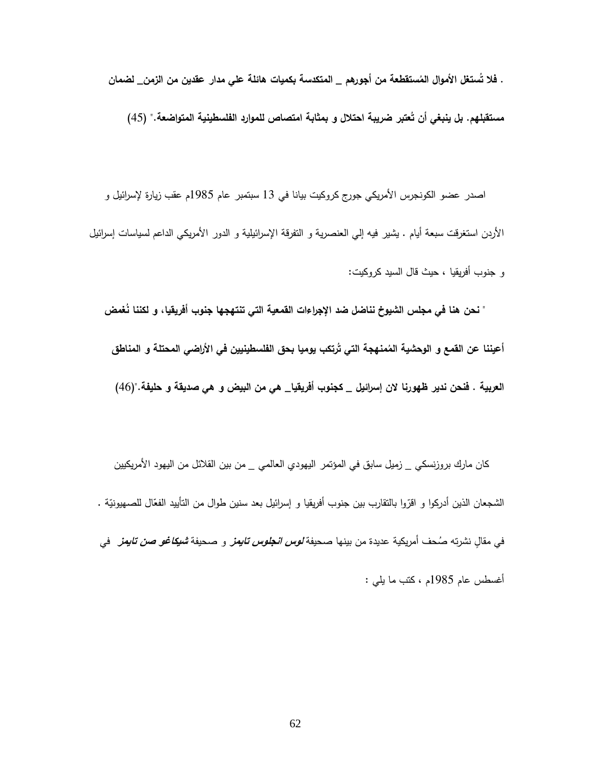**. فلا تُستغل الأموال المُستقطعة من أجورهم _ المتكدسة بكميات هائلة علي مدار عقدين من الزمن_ لضمان مستقبلهم. بل ينبغي أن تُعتبر ضريبة احتلال و بمثابة امتصاص للموارد الفلسطينية المتواضعة." (45)**

اصدر عضو الكونجرس الأمريكي جورج كروكيت بيانا في 13 سبتمبر عام 1985م عقب زيارة لإسرائيل و الأردن استغرقت سبعة أيام . يشير فيه إلي العنصرية و التفرقة الإسرائيلية و الدور الأمريكي الداعم لسياسات إسرائيل و جنوب أفريقيا ، حيث قال السيد كروكيت:

" **نحن هنا في مجلس الشيوخ نناضل ضد الإجراءات القمعية التي تنتهجها جنوب أفريقيا، و لكننا نُغمض أعيننا عن القمع و الوحشية المُمنهجة التي تُرتكب يوميا بحق الفلسطينيين في الأراضي المحتلة و المناطق العربية . فنحن ندير ظهورنا لان إسرائيل _ كجنوب أفريقيا_ هي من البيض و هي صديقة و حليفة."(46)**

كان مارك بروزنسكي _ زميل سابق في المؤتمر اليهودي العالمي _ من بين القلائل من اليهود الأمريكيين الشجعان الذين أدركوا و اقرّوا بالتقارب بين جنوب أفريقيا و إسرائيل بعد سنين طوال من التأييد الفعّال للصهيونيّة . في مقالٍ نشرته صُحف أمريكية عديدة من بينها صحيفة ***لوس انجلوس تايمز*** و صحيفة ***شيكاغو صن تايمز*** في أغسطس عام 1985م ، كتب ما يلي :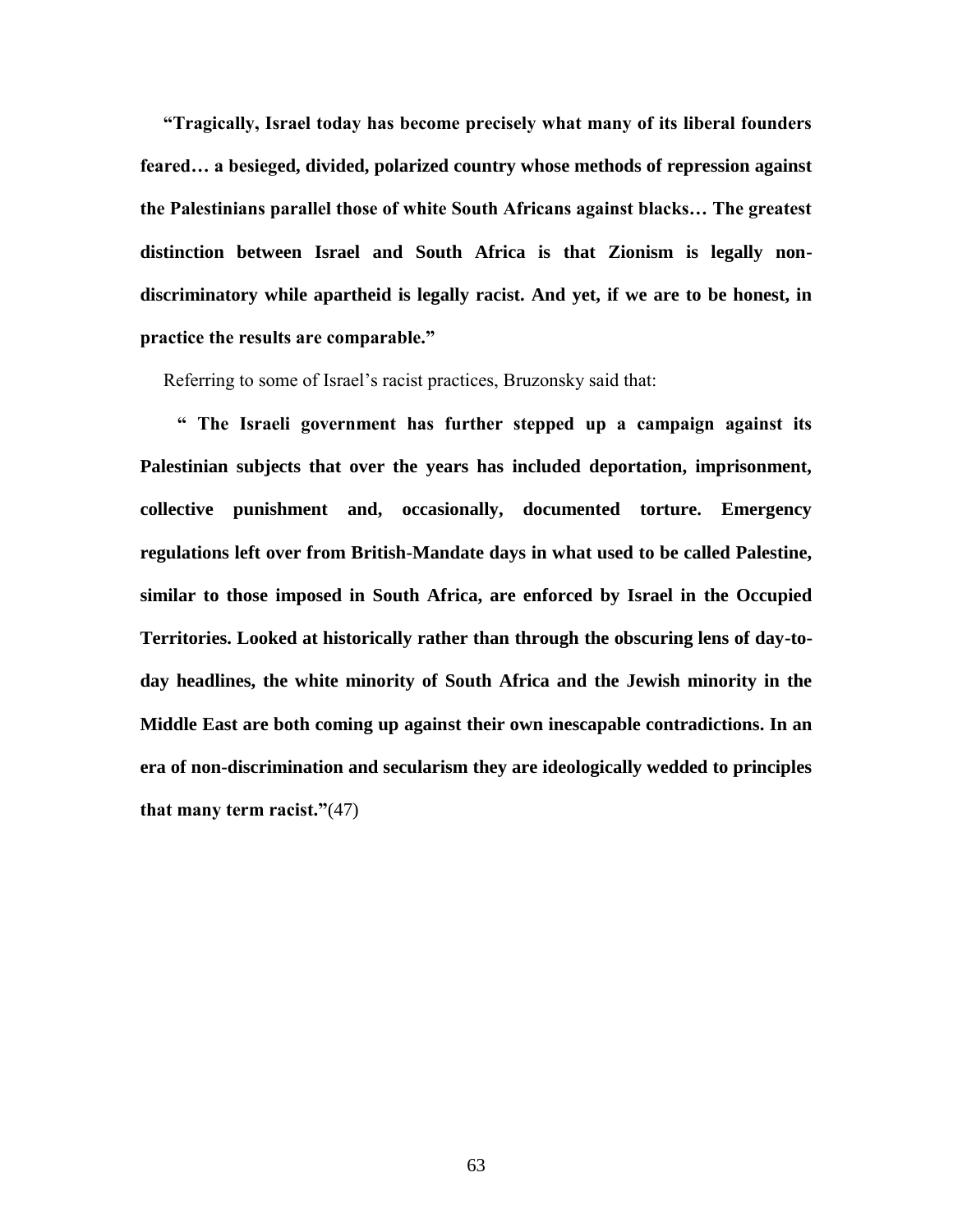**"Tragically, Israel today has become precisely what many of its liberal founders feared… a besieged, divided, polarized country whose methods of repression against the Palestinians parallel those of white South Africans against blacks… The greatest distinction between Israel and South Africa is that Zionism is legally non-discriminatory while apartheid is legally racist. And yet, if we are to be honest, in practice the results are comparable."**

Referring to some of Israel's racist practices, Bruzonsky said that:

**" The Israeli government has further stepped up a campaign against its Palestinian subjects that over the years has included deportation, imprisonment, collective punishment and, occasionally, documented torture. Emergency regulations left over from British-Mandate days in what used to be called Palestine, similar to those imposed in South Africa, are enforced by Israel in the Occupied Territories. Looked at historically rather than through the obscuring lens of day-to-day headlines, the white minority of South Africa and the Jewish minority in the Middle East are both coming up against their own inescapable contradictions. In an era of non-discrimination and secularism they are ideologically wedded to principles that many term racist."**(47)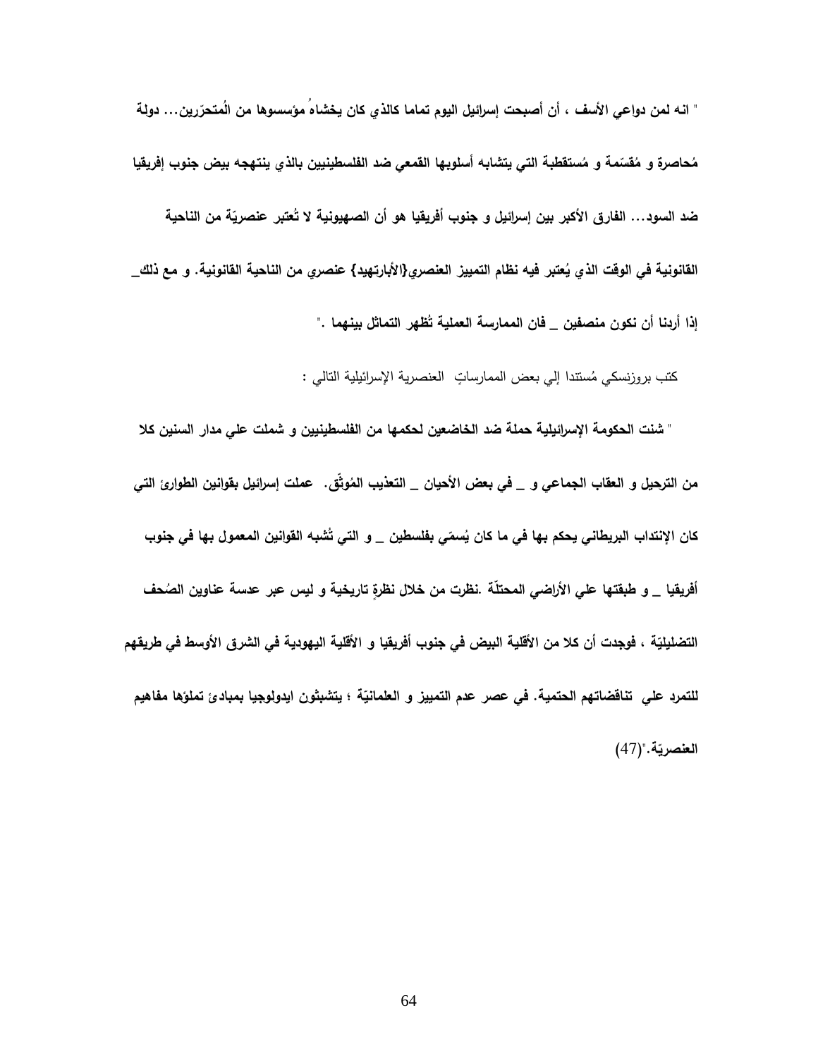**" انه لمن دواعي الأسف ، أن أصبحت إسرائيل اليوم تماما كالذي كان يخشاهُ مؤسسوها من المُتحرّرين... دولة مُحاصرةٍ و مُقسّمة و مُستقطبة التي يتشابه أسلوبها القمعي ضد الفلسطينيين بالذي ينتهجه بيض جنوب إفريقيا ضد السود... الفارق الأكبر بين إسرائيل و جنوب أفريقيا هو أن الصهيونية لا تُعتبر عنصريّة من الناحية القانونية في الوقت الذي يُعتبر فيه نظام التمييز العنصري{الأبارتهيد} عنصري من الناحية القانونية. و مع ذلك _ إذا أردنا أن نكون منصفين _ فان الممارسة العملية تُظهر التماثل بينهما ."**

كتب بروزنسكي مُستندا إلي بعض الممارساتِ العنصرية الإسرائيلية التالي :

**" شنت الحكومة الإسرائيلية حملة ضد الخاضعين لحكمها من الفلسطينيين و شملت علي مدار السنين كلا من الترحيل و العقاب الجماعي و _ في بعض الأحيان _ التعذيب المُوثّق. عملت إسرائيل بقوانين الطوارئ التي كان الإنتداب البريطاني يحكم بها في ما كان يُسمّي بفلسطين _ و التي تُشبه القوانين المعمول بها في جنوب أفريقيا _ و طبقتها علي الأراضي المحتلّة .نظرت من خلال نظرةٍ تاريخية و ليس عبر عدسة عناوين الصُحف التضليليّة ، فوجدت أن كلا من الأقلية البيض في جنوب أفريقيا و الأقلية اليهودية في الشرق الأوسط في طريقهم للتمرد علي تناقضاتهم الحتمية. في عصر عدم التمييز و العلمانيّة ؛ يتشبثون ايدولوجيا بمبادئ تملؤها مفاهيم العنصريّة."**(47)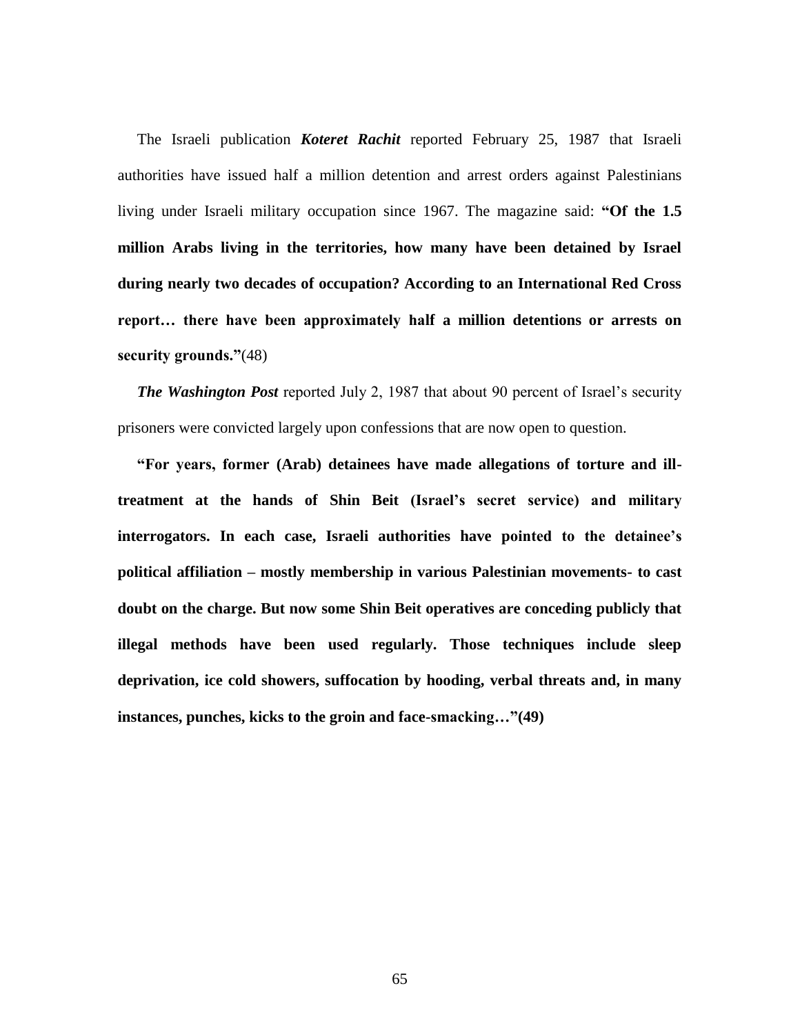The Israeli publication ***Koteret Rachit*** reported February 25, 1987 that Israeli authorities have issued half a million detention and arrest orders against Palestinians living under Israeli military occupation since 1967. The magazine said: **"Of the 1.5 million Arabs living in the territories, how many have been detained by Israel during nearly two decades of occupation? According to an International Red Cross report… there have been approximately half a million detentions or arrests on security grounds."**(48)

***The Washington Post*** reported July 2, 1987 that about 90 percent of Israel's security prisoners were convicted largely upon confessions that are now open to question.

**"For years, former (Arab) detainees have made allegations of torture and ill-treatment at the hands of Shin Beit (Israel's secret service) and military interrogators. In each case, Israeli authorities have pointed to the detainee's political affiliation – mostly membership in various Palestinian movements- to cast doubt on the charge. But now some Shin Beit operatives are conceding publicly that illegal methods have been used regularly. Those techniques include sleep deprivation, ice cold showers, suffocation by hooding, verbal threats and, in many instances, punches, kicks to the groin and face-smacking…"(49)**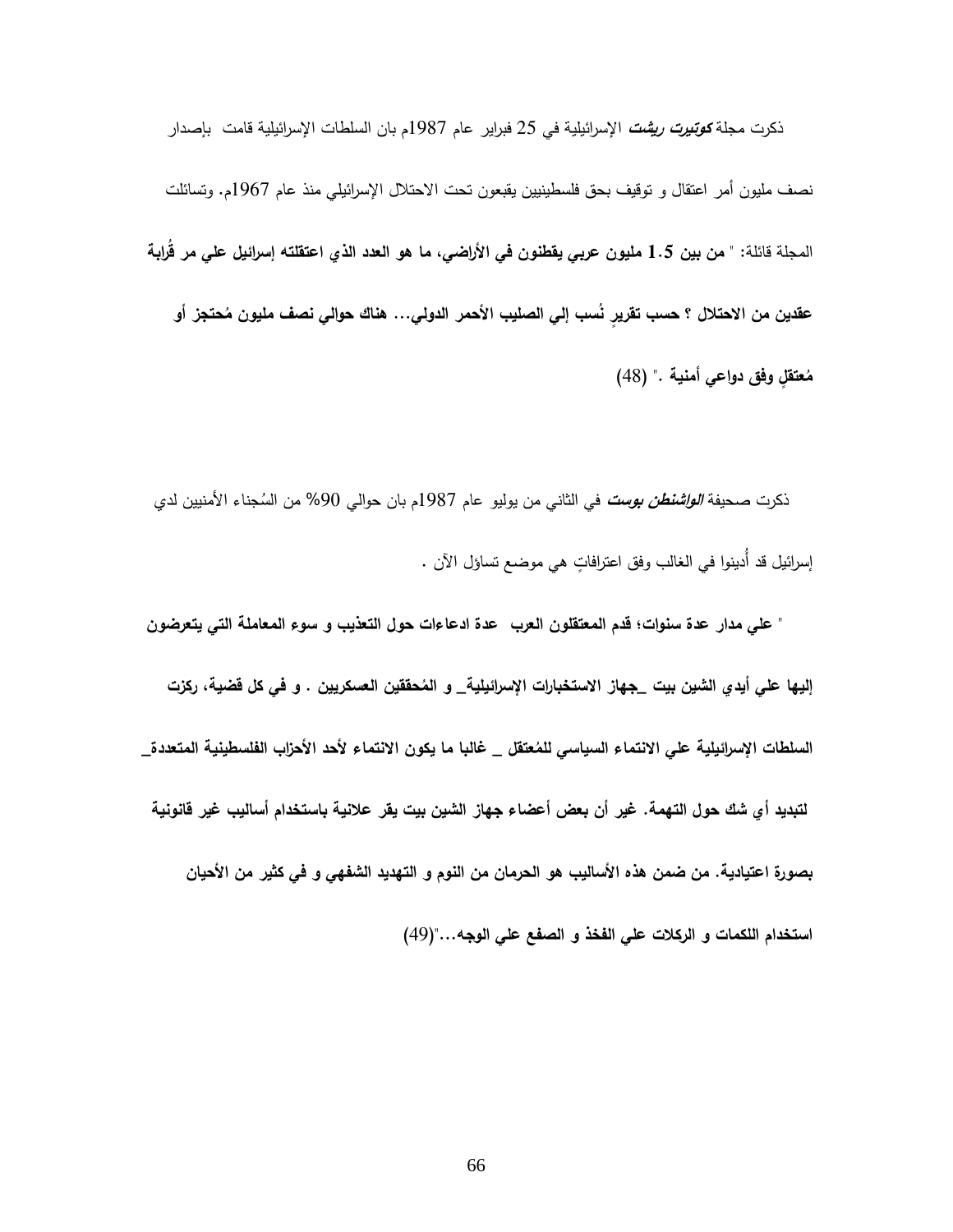ذكرت مجلة ***كوتيرت ريشت*** الإسرائيلية في 25 فبراير عام 1987م بان السلطات الإسرائيلية قامت بإصدار نصف مليون أمر اعتقال و توقيف بحق فلسطينيين يقبعون تحت الاحتلال الإسرائيلي منذ عام 1967م. وتسائلت المجلة قائلة: " **من بين 1.5 مليون عربي يقطنون في الأراضي، ما هو العدد الذي اعتقلته إسرائيل علي مر قُرابة عقدين من الاحتلال ؟ حسب تقريرٍ نُسب إلي الصليب الأحمر الدولي... هناك حوالي نصف مليون مُحتجز أو مُعتقلٍ وفق دواعي أمنية** ." (48)

ذكرت صحيفة ***الواشنطن بوست*** في الثاني من يوليو عام 1987م بان حوالي 90% من السُجناء الأمنيين لدي إسرائيل قد أُدينوا في الغالب وفق اعترافاتٍ هي موضع تساؤل الآن .

" **علي مدار عدة سنوات؛ قدم المعتقلون العرب عدة ادعاءات حول التعذيب و سوء المعاملة التي يتعرضون إليها علي أيدي الشين بيت _جهاز الاستخبارات الإسرائيلية_ و المُحققين العسكريين . و في كل قضية، ركزت السلطات الإسرائيلية علي الانتماء السياسي للمُعتقل _ غالبا ما يكون الانتماء لأحد الأحزاب الفلسطينية المتعددة_ لتبديد أي شك حول التهمة. غير أن بعض أعضاء جهاز الشين بيت يقر علانية باستخدام أساليب غير قانونية بصورة اعتيادية. من ضمن هذه الأساليب هو الحرمان من النوم و التهديد الشفهي و في كثير من الأحيان استخدام اللكمات و الركلات علي الفخذ و الصفع علي الوجه...**"(49)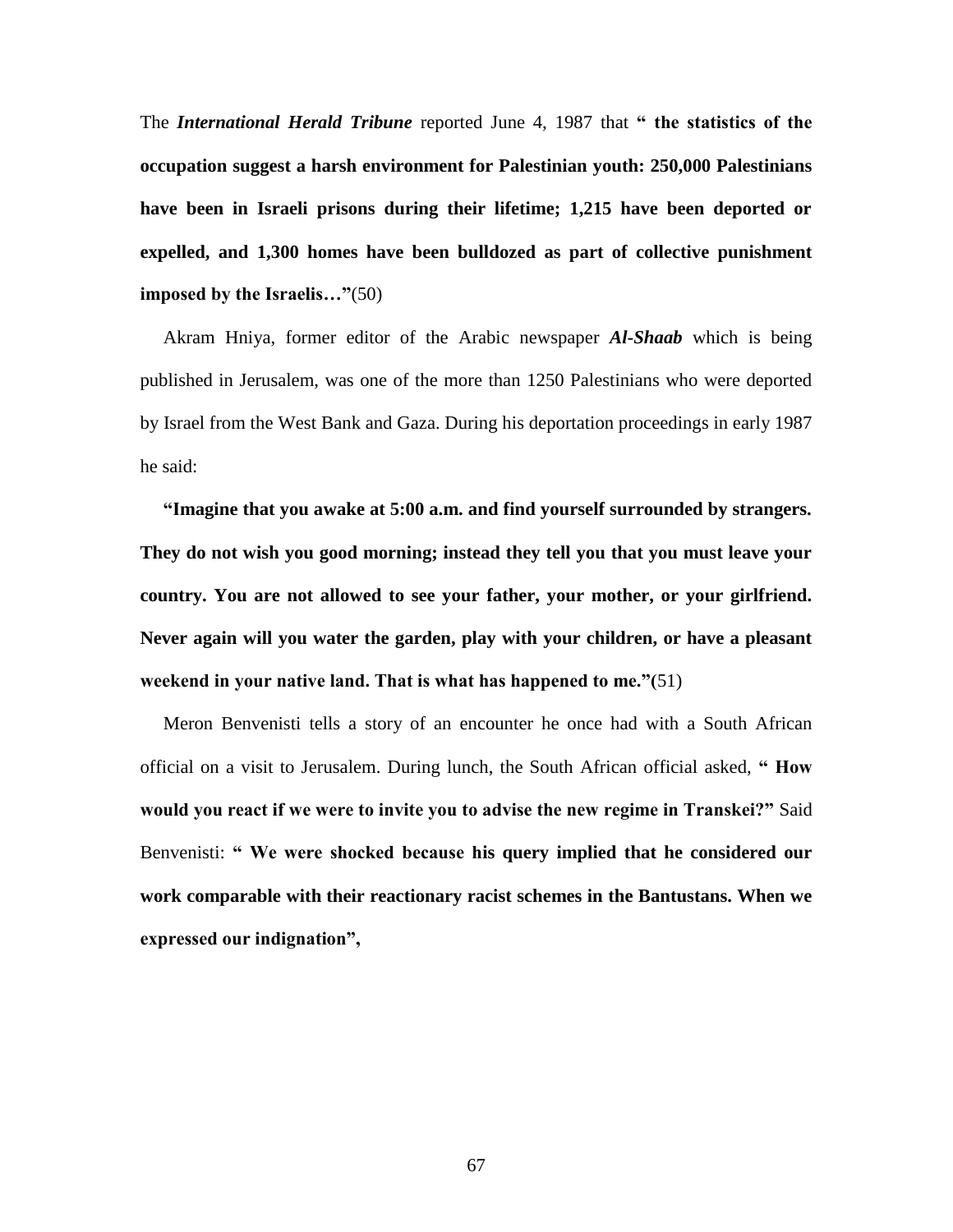The ***International Herald Tribune*** reported June 4, 1987 that **" the statistics of the occupation suggest a harsh environment for Palestinian youth: 250,000 Palestinians have been in Israeli prisons during their lifetime; 1,215 have been deported or expelled, and 1,300 homes have been bulldozed as part of collective punishment imposed by the Israelis…"**(50)

Akram Hniya, former editor of the Arabic newspaper ***Al-Shaab*** which is being published in Jerusalem, was one of the more than 1250 Palestinians who were deported by Israel from the West Bank and Gaza. During his deportation proceedings in early 1987 he said:

**"Imagine that you awake at 5:00 a.m. and find yourself surrounded by strangers. They do not wish you good morning; instead they tell you that you must leave your country. You are not allowed to see your father, your mother, or your girlfriend. Never again will you water the garden, play with your children, or have a pleasant weekend in your native land. That is what has happened to me."**(51)

Meron Benvenisti tells a story of an encounter he once had with a South African official on a visit to Jerusalem. During lunch, the South African official asked, **" How would you react if we were to invite you to advise the new regime in Transkei?"** Said Benvenisti: **" We were shocked because his query implied that he considered our work comparable with their reactionary racist schemes in the Bantustans. When we expressed our indignation",**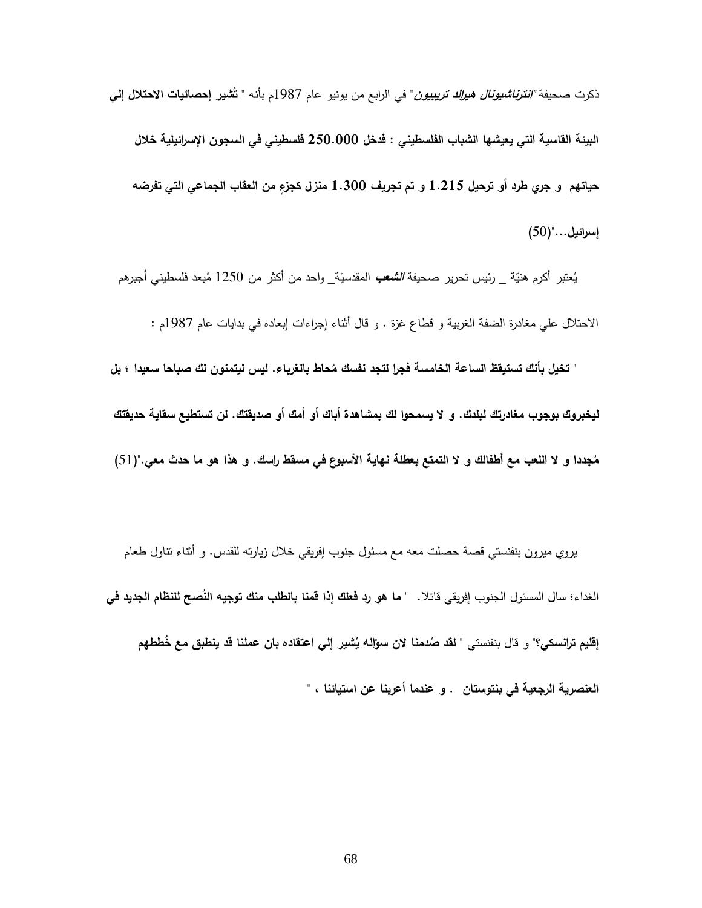ذكرت صحيفة "*انترناشيونال هيرالد تريبيون*" في الرابع من يونيو عام 1987م بأنه " **تُشير إحصائيات الاحتلال إلي البيئة القاسية التي يعيشها الشباب الفلسطيني : فدخل 250.000 فلسطيني في السجون الإسرائيلية خلال حياتهم و جري طرد أو ترحيل 1.215 و تم تجريف 1.300 منزل كجزءٍ من العقاب الجماعي التي تفرضه إسرائيل...**"(50)

يُعتبر أكرم هنيّة _ رئيس تحرير صحيفة *الشعب* المقدسيّة_ واحد من أكثر من 1250 مُبعد فلسطيني أجبرهم الاحتلال علي مغادرة الضفة الغربية و قطاع غزة . و قال أثناء إجراءات إبعاده في بدايات عام 1987م :

" **تخيل بأنك تستيقظ الساعة الخامسة فجرا لتجد نفسك مُحاط بالغرباء. ليس ليتمنون لك صباحا سعيدا ؛ بل ليخبروك بوجوب مغادرتك لبلدك. و لا يسمحوا لك بمشاهدة أباك أو أمك أو صديقتك. لن تستطيع سقاية حديقتك مُجددا و لا اللعب مع أطفالك و لا التمتع بعطلة نهاية الأسبوع في مسقط راسك. و هذا هو ما حدث معي.**"(51)

يروي ميرون بنفنستي قصة حصلت معه مع مسئول جنوب إفريقي خلال زيارته للقدس. و أثناء تناول طعام الغداء؛ سال المسئول الجنوب إفريقي قائلا. " **ما هو رد فعلك إذا قمنا بالطلب منك توجيه النُصح للنظام الجديد في إقليم ترانسكي؟**" و قال بنفنستي " **لقد صُدمنا لان سؤاله يُشير إلي اعتقاده بان عملنا قد ينطبق مع خُططهم العنصرية الرجعية في بنتوستان . و عندما أعربنا عن استيائنا ،** "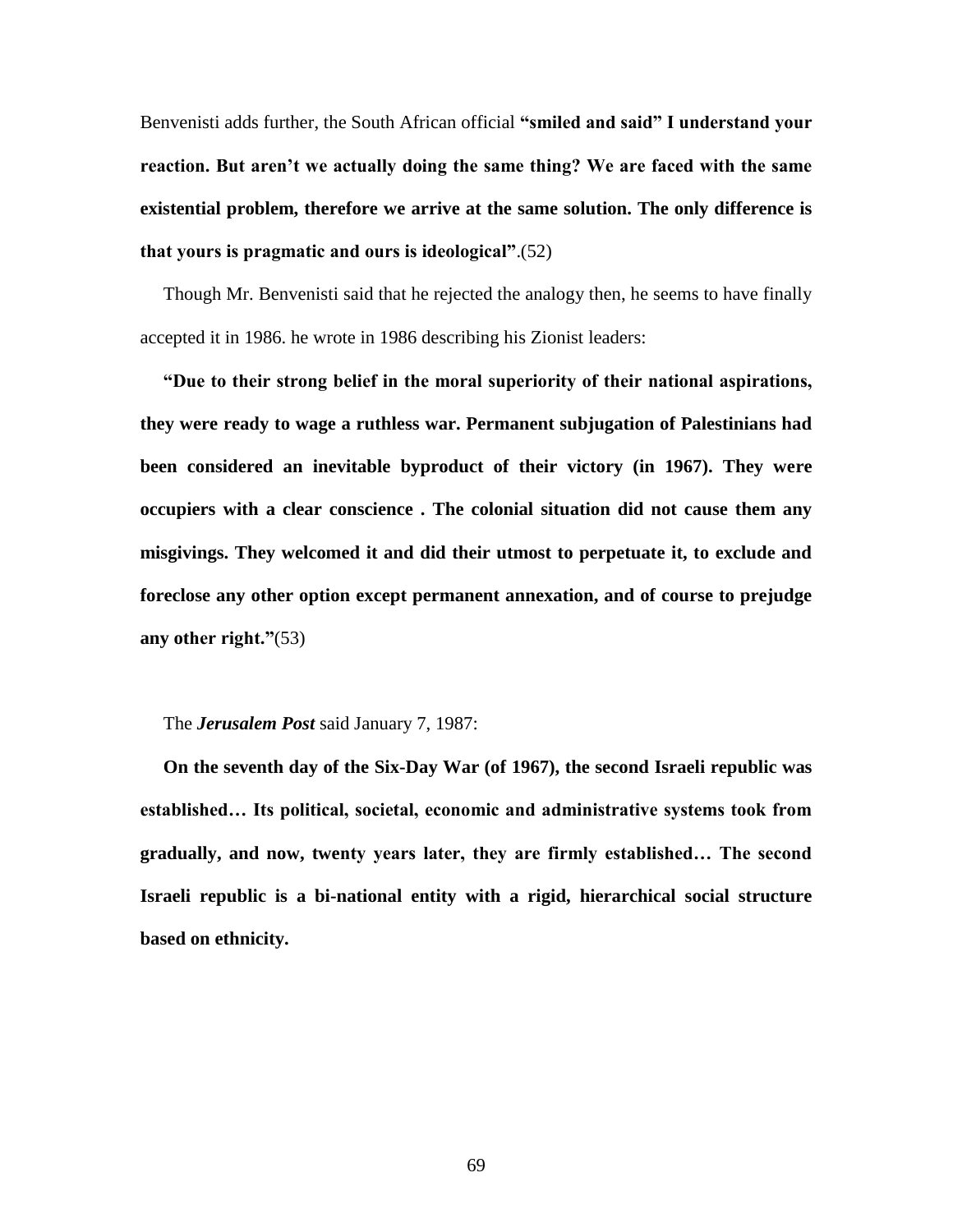Benvenisti adds further, the South African official **"smiled and said" I understand your reaction. But aren't we actually doing the same thing? We are faced with the same existential problem, therefore we arrive at the same solution. The only difference is that yours is pragmatic and ours is ideological"**.(52)

Though Mr. Benvenisti said that he rejected the analogy then, he seems to have finally accepted it in 1986. he wrote in 1986 describing his Zionist leaders:

**"Due to their strong belief in the moral superiority of their national aspirations, they were ready to wage a ruthless war. Permanent subjugation of Palestinians had been considered an inevitable byproduct of their victory (in 1967). They were occupiers with a clear conscience . The colonial situation did not cause them any misgivings. They welcomed it and did their utmost to perpetuate it, to exclude and foreclose any other option except permanent annexation, and of course to prejudge any other right."**(53)

The ***Jerusalem Post*** said January 7, 1987:

**On the seventh day of the Six-Day War (of 1967), the second Israeli republic was established… Its political, societal, economic and administrative systems took from gradually, and now, twenty years later, they are firmly established… The second Israeli republic is a bi-national entity with a rigid, hierarchical social structure based on ethnicity.**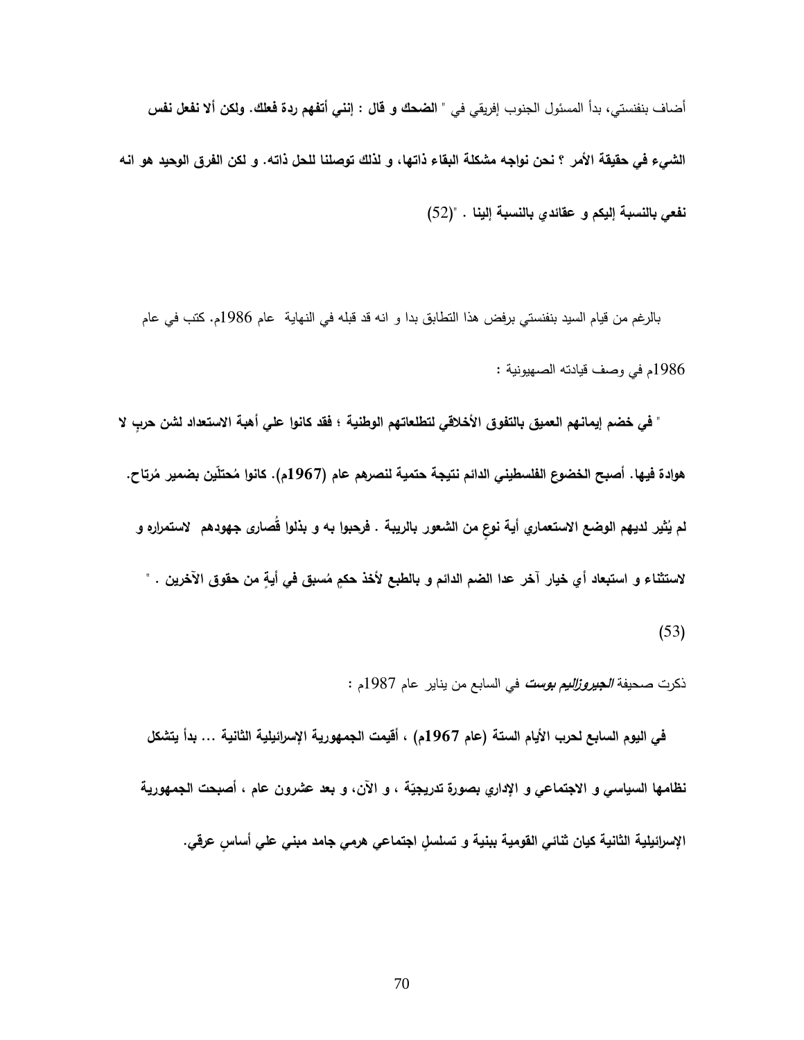أضاف بنفنستي، بدأ المسئول الجنوب إفريقي في " **الضحك و قال : إنني أتفهم ردة فعلك. ولكن ألا نفعل نفس الشيء في حقيقة الأمر ؟ نحن نواجه مشكلة البقاء ذاتها، و لذلك توصلنا للحل ذاته. و لكن الفرق الوحيد هو انه نفعي بالنسبة إليكم و عقائدي بالنسبة إلينا** . "(52)

بالرغم من قيام السيد بنفنستي برفض هذا التطابق بدا و انه قد قبله في النهاية عام 1986م. كتب في عام 1986م في وصف قيادته الصهيونية :

" **في خضم إيمانهم العميق بالتفوق الأخلاقي لتطلعاتهم الوطنية ؛ فقد كانوا علي أهبة الاستعداد لشن حربٍ لا هوادة فيها. أصبح الخضوع الفلسطيني الدائم نتيجة حتمية لنصرهم عام (1967م). كانوا مُحتلّين بضمير مُرتاح. لم يُثير لديهم الوضع الاستعماري أية نوعٍ من الشعور بالريبة . فرحبوا به و بذلوا قُصارى جهودهم لاستمراره و لاستثناء و استبعاد أي خيار آخر عدا الضم الدائم و بالطبع لأخذ حكمٍ مُسبق في أيةٍ من حقوق الآخرين .** "

(53)

ذكرت صحيفة ***الجيروزليم بوست*** في السابع من يناير عام 1987م :

**في اليوم السابع لحرب الأيام الستة (عام 1967م) ، أقيمت الجمهورية الإسرائيلية الثانية ... بدأ يتشكل نظامها السياسي و الاجتماعي و الإداري بصورة تدريجيّة ، و الآن، و بعد عشرون عام ، أصبحت الجمهورية الإسرائيلية الثانية كيان ثنائي القومية ببنية و تسلسلٍ اجتماعي هرمي جامد مبني علي أساسٍ عرقي.**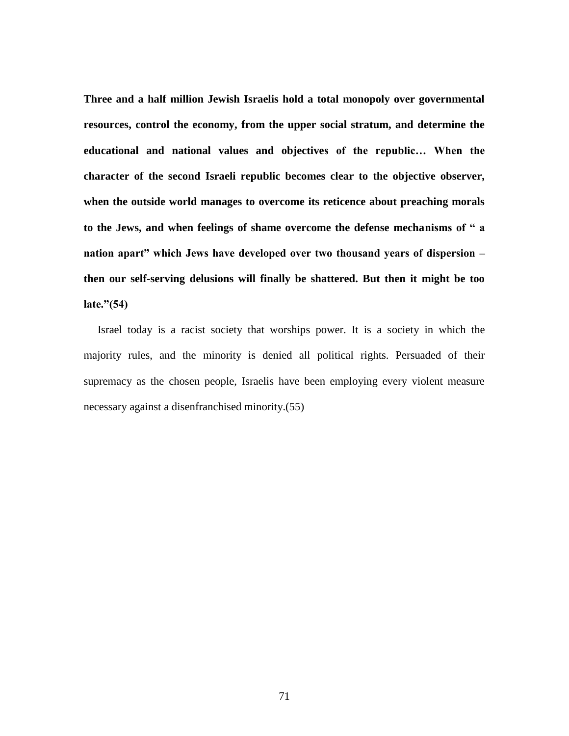**Three and a half million Jewish Israelis hold a total monopoly over governmental resources, control the economy, from the upper social stratum, and determine the educational and national values and objectives of the republic… When the character of the second Israeli republic becomes clear to the objective observer, when the outside world manages to overcome its reticence about preaching morals to the Jews, and when feelings of shame overcome the defense mechanisms of " a nation apart" which Jews have developed over two thousand years of dispersion – then our self-serving delusions will finally be shattered. But then it might be too late."(54)**

Israel today is a racist society that worships power. It is a society in which the majority rules, and the minority is denied all political rights. Persuaded of their supremacy as the chosen people, Israelis have been employing every violent measure necessary against a disenfranchised minority.(55)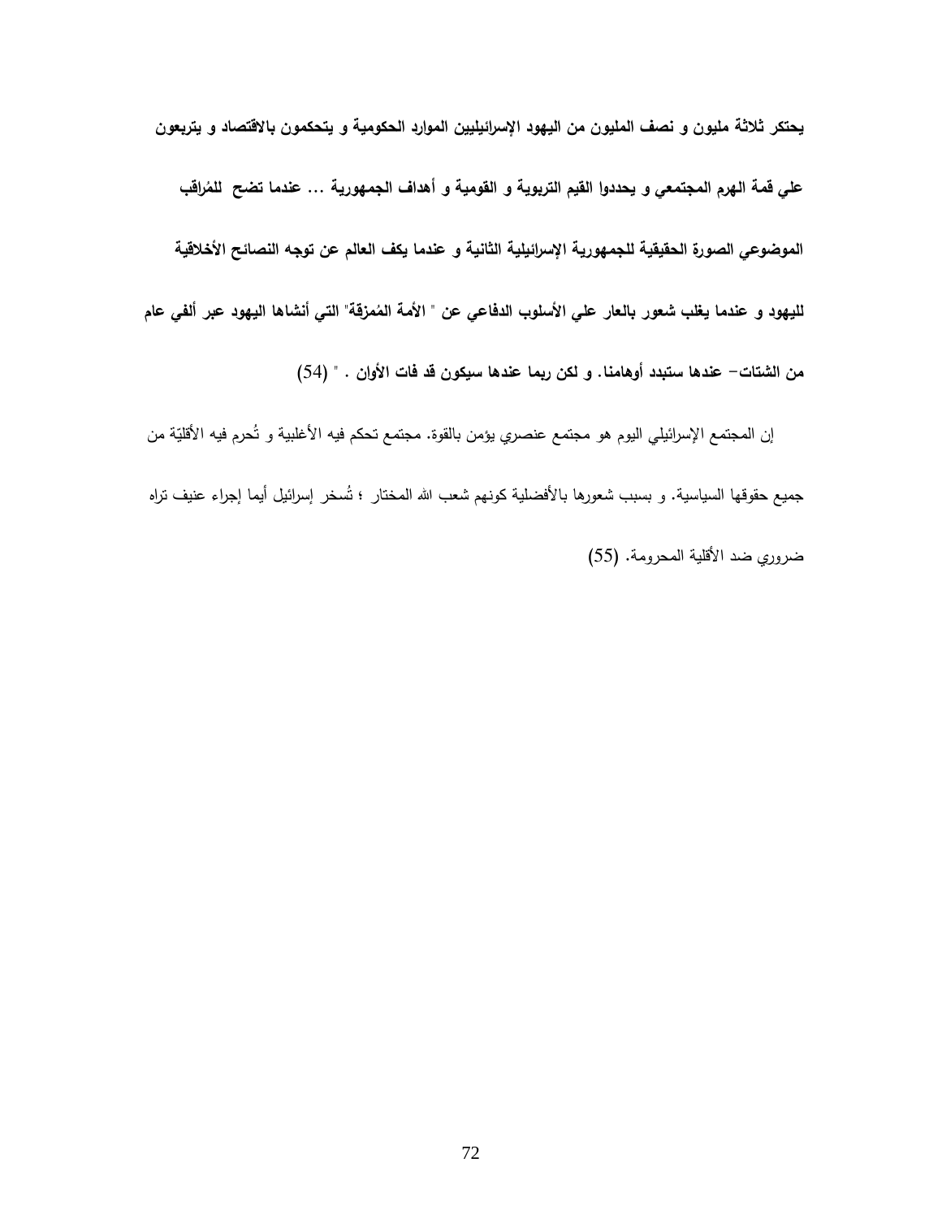**يحتكر ثلاثة مليون و نصف المليون من اليهود الإسرائيليين الموارد الحكومية و يتحكمون بالاقتصاد و يتربعون علي قمة الهرم المجتمعي و يحددوا القيم التربوية و القومية و أهداف الجمهورية ... عندما تضح للمُراقب الموضوعي الصورة الحقيقية للجمهورية الإسرائيلية الثانية و عندما يكف العالم عن توجه النصائح الأخلاقية لليهود و عندما يغلب شعور بالعار علي الأسلوب الدفاعي عن " الأمة المُمزقة" التي أنشاها اليهود عبر ألفي عام من الشتات- عندها ستبدد أوهامنا. و لكن ربما عندها سيكون قد فات الأوان . " (54)**

إن المجتمع الإسرائيلي اليوم هو مجتمع عنصري يؤمن بالقوة. مجتمع تحكم فيه الأغلبية و تُحرم فيه الأقليّة من جميع حقوقها السياسية. و بسبب شعورها بالأفضلية كونهم شعب الله المختار ؛ تُسخر إسرائيل أيما إجراء عنيف تراه ضروري ضد الأقلية المحرومة. (55)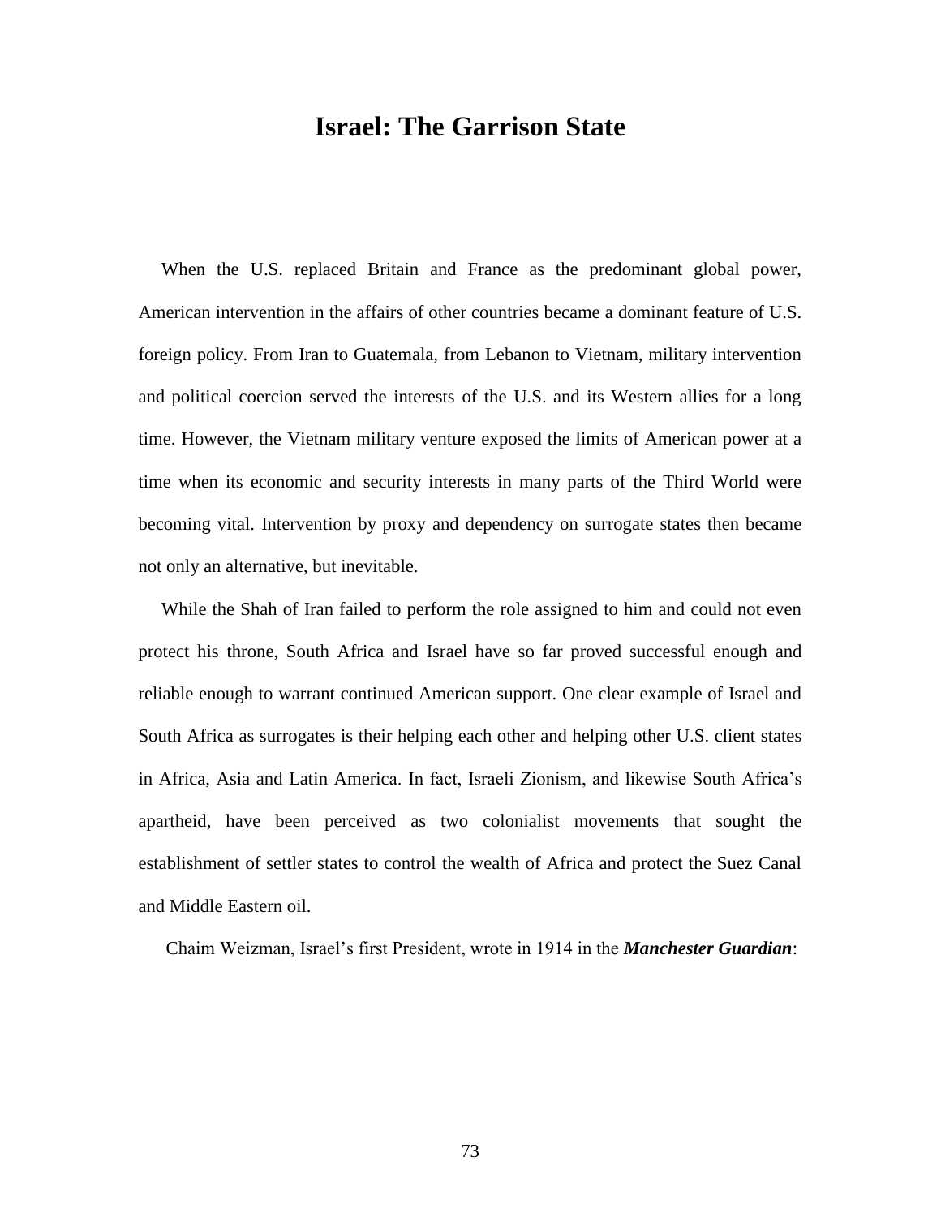# Israel: The Garrison State

When the U.S. replaced Britain and France as the predominant global power, American intervention in the affairs of other countries became a dominant feature of U.S. foreign policy. From Iran to Guatemala, from Lebanon to Vietnam, military intervention and political coercion served the interests of the U.S. and its Western allies for a long time. However, the Vietnam military venture exposed the limits of American power at a time when its economic and security interests in many parts of the Third World were becoming vital. Intervention by proxy and dependency on surrogate states then became not only an alternative, but inevitable.

While the Shah of Iran failed to perform the role assigned to him and could not even protect his throne, South Africa and Israel have so far proved successful enough and reliable enough to warrant continued American support. One clear example of Israel and South Africa as surrogates is their helping each other and helping other U.S. client states in Africa, Asia and Latin America. In fact, Israeli Zionism, and likewise South Africa's apartheid, have been perceived as two colonialist movements that sought the establishment of settler states to control the wealth of Africa and protect the Suez Canal and Middle Eastern oil.

Chaim Weizman, Israel's first President, wrote in 1914 in the ***Manchester Guardian***: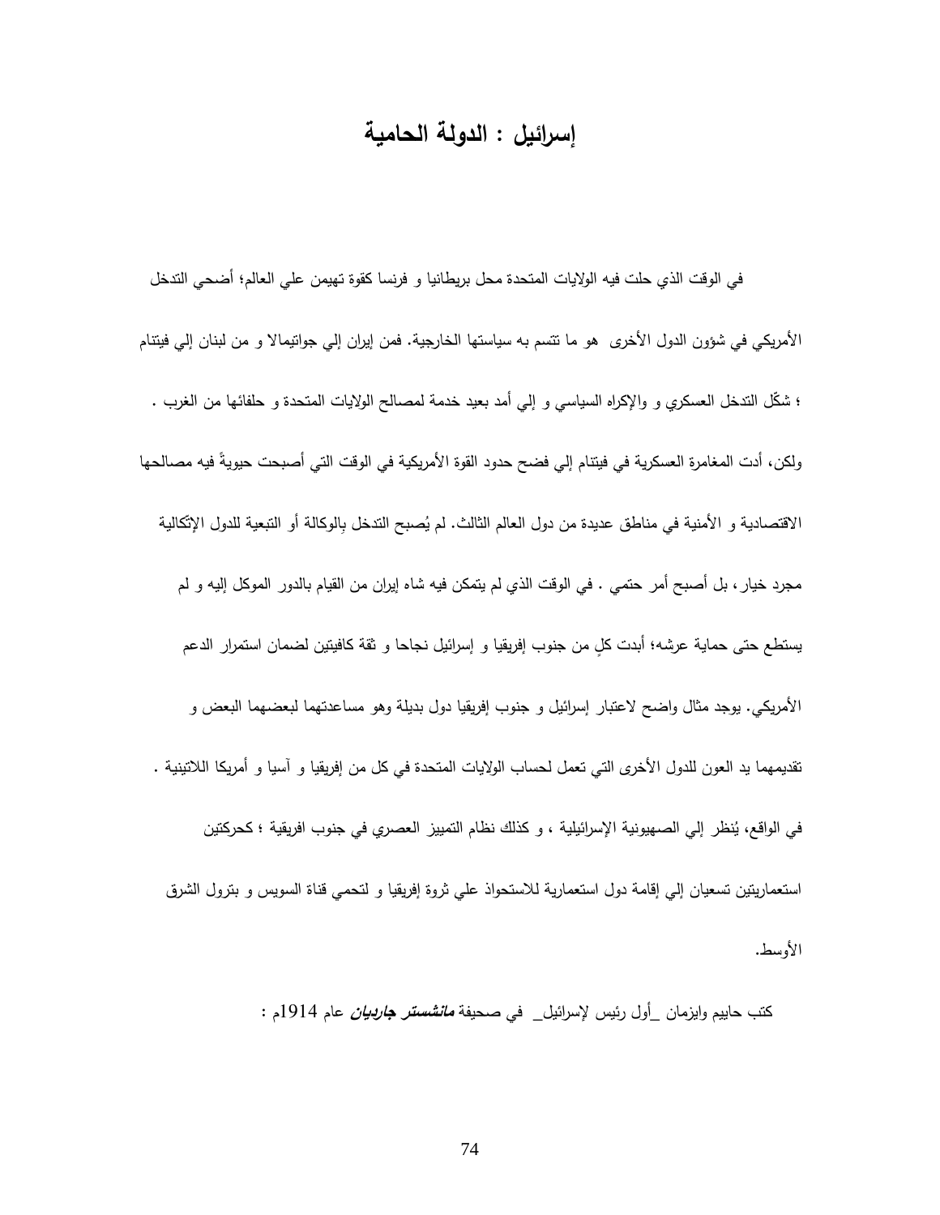# إسرائيل : الدولة الحامية

في الوقت الذي حلت فيه الولايات المتحدة محل بريطانيا و فرنسا كقوة تهيمن علي العالم؛ أضحي التدخل الأمريكي في شؤون الدول الأخرى هو ما تتسم به سياستها الخارجية. فمن إيران إلي جواتيمالا و من لبنان إلي فيتنام ؛ شكّل التدخل العسكري و والإكراه السياسي و إلي أمد بعيد خدمة لمصالح الولايات المتحدة و حلفائها من الغرب . ولكن، أدت المغامرة العسكرية في فيتنام إلي فضح حدود القوة الأمريكية في الوقت التي أصبحت حيويةً فيه مصالحها الاقتصادية و الأمنية في مناطق عديدة من دول العالم الثالث. لم يُصبح التدخل بالوكالة أو التبعية للدول الإتّكالية مجرد خيار، بل أصبح أمر حتمي . في الوقت الذي لم يتمكن فيه شاه إيران من القيام بالدور الموكل إليه و لم يستطع حتى حماية عرشه؛ أبدت كلٍ من جنوب إفريقيا و إسرائيل نجاحا و ثقة كافيتين لضمان استمرار الدعم الأمريكي. يوجد مثال واضح لاعتبار إسرائيل و جنوب إفريقيا دول بديلة وهو مساعدتهما لبعضهما البعض و تقديمهما يد العون للدول الأخرى التي تعمل لحساب الولايات المتحدة في كل من إفريقيا و آسيا و أمريكا اللاتينية . في الواقع، يُنظر إلي الصهيونية الإسرائيلية ، و كذلك نظام التمييز العصري في جنوب افريقية ؛ كحركتين استعماريتين تسعيان إلي إقامة دول استعمارية للاستحواذ علي ثروة إفريقيا و لتحمي قناة السويس و بترول الشرق الأوسط.

كتب حاييم وايزمان _أول رئيس لإسرائيل_ في صحيفة ***مانشستر جارديان*** عام 1914م :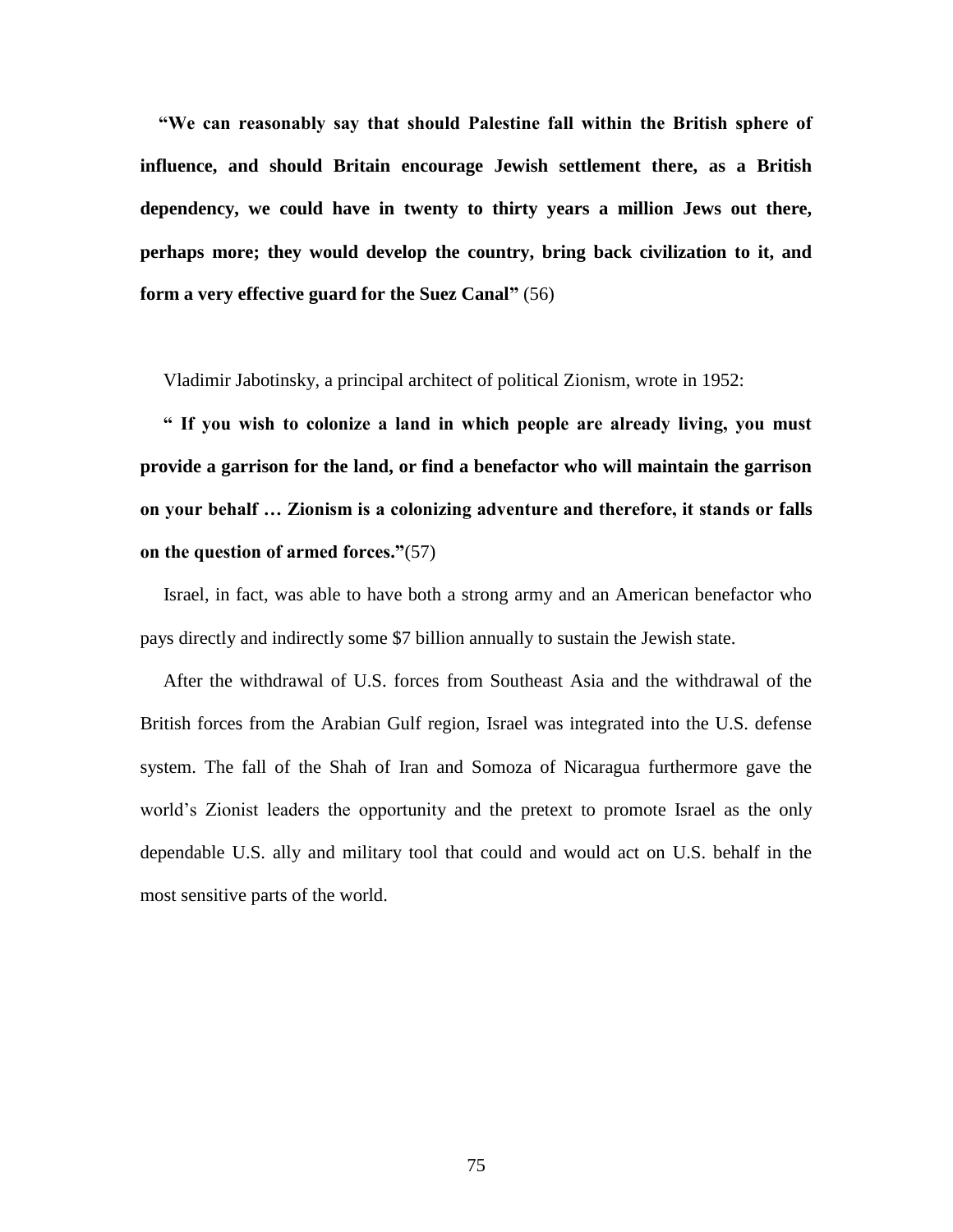**"We can reasonably say that should Palestine fall within the British sphere of influence, and should Britain encourage Jewish settlement there, as a British dependency, we could have in twenty to thirty years a million Jews out there, perhaps more; they would develop the country, bring back civilization to it, and form a very effective guard for the Suez Canal"** (56)

Vladimir Jabotinsky, a principal architect of political Zionism, wrote in 1952:

**" If you wish to colonize a land in which people are already living, you must provide a garrison for the land, or find a benefactor who will maintain the garrison on your behalf … Zionism is a colonizing adventure and therefore, it stands or falls on the question of armed forces."**(57)

Israel, in fact, was able to have both a strong army and an American benefactor who pays directly and indirectly some $7 billion annually to sustain the Jewish state.

After the withdrawal of U.S. forces from Southeast Asia and the withdrawal of the British forces from the Arabian Gulf region, Israel was integrated into the U.S. defense system. The fall of the Shah of Iran and Somoza of Nicaragua furthermore gave the world's Zionist leaders the opportunity and the pretext to promote Israel as the only dependable U.S. ally and military tool that could and would act on U.S. behalf in the most sensitive parts of the world.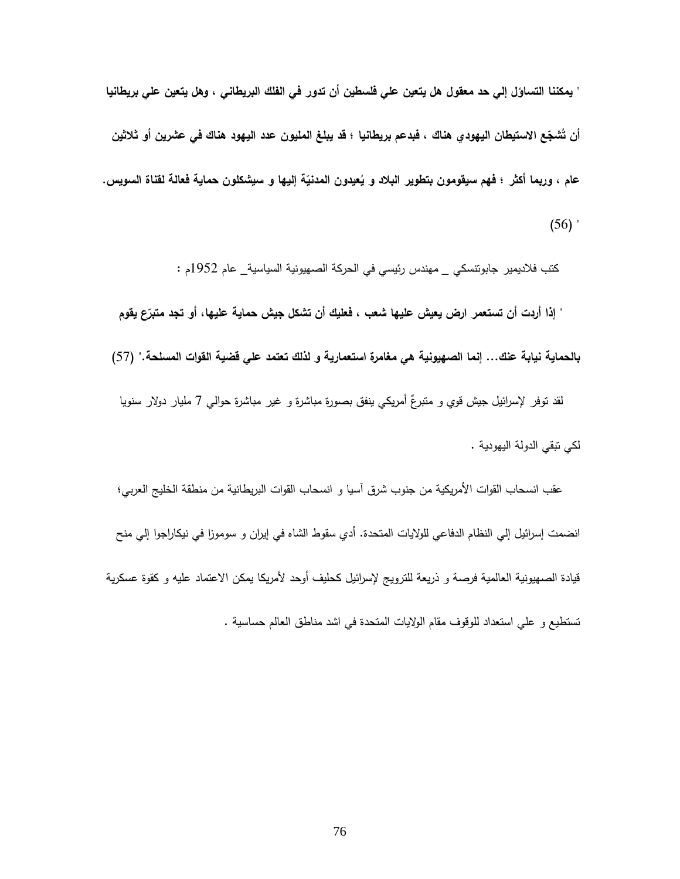**" يمكننا التساؤل إلي حد معقول هل يتعين علي فلسطين أن تدور في الفلك البريطاني ، وهل يتعين علي بريطانيا أن تُشجّع الاستيطان اليهودي هناك ، فبدعم بريطانيا ؛ قد يبلغ المليون عدد اليهود هناك في عشرين أو ثلاثين عام ، وربما أكثر ؛ فهم سيقومون بتطوير البلاد و يُعيدون المدنيّة إليها و سيشكلون حماية فعالة لقناة السويس.** (56) "

كتب فلاديمير جابوتنسكي _ مهندس رئيسي في الحركة الصهيونية السياسية_ عام 1952م :

**" إذا أردت أن تستعمر ارض يعيش عليها شعب ، فعليك أن تشكل جيش حماية عليها، أو تجد متبرّع يقوم بالحماية نيابة عنك... إنما الصهيونية هي مغامرة استعمارية و لذلك تعتمد علي قضية القوات المسلحة."** (57)

لقد توفر لإسرائيل جيش قوي و متبرعٌ أمريكي ينفق بصورة مباشرة و غير مباشرة حوالي 7 مليار دولار سنويا لكي تبقي الدولة اليهودية .

عقب انسحاب القوات الأمريكية من جنوب شرق آسيا و انسحاب القوات البريطانية من منطقة الخليج العربي؛ انضمت إسرائيل إلي النظام الدفاعي للولايات المتحدة. أدي سقوط الشاه في إيران و سوموزا في نيكاراجوا إلي منح قيادة الصهيونية العالمية فرصة و ذريعة للترويج لإسرائيل كحليف أوحد لأمريكا يمكن الاعتماد عليه و كقوة عسكرية تستطيع و علي استعداد للوقوف مقام الولايات المتحدة في اشد مناطق العالم حساسية .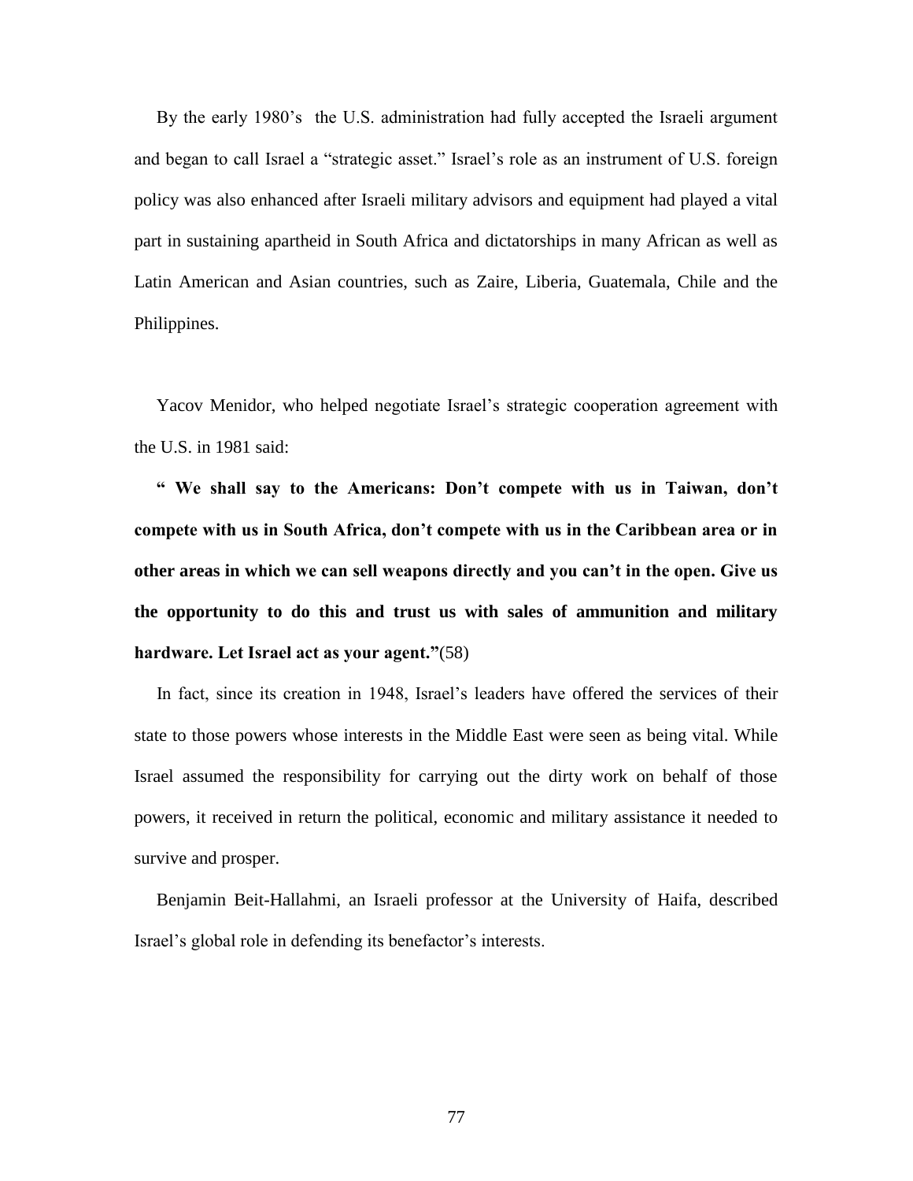By the early 1980's  the U.S. administration had fully accepted the Israeli argument and began to call Israel a "strategic asset." Israel's role as an instrument of U.S. foreign policy was also enhanced after Israeli military advisors and equipment had played a vital part in sustaining apartheid in South Africa and dictatorships in many African as well as Latin American and Asian countries, such as Zaire, Liberia, Guatemala, Chile and the Philippines.

Yacov Menidor, who helped negotiate Israel's strategic cooperation agreement with the U.S. in 1981 said:

**" We shall say to the Americans: Don't compete with us in Taiwan, don't compete with us in South Africa, don't compete with us in the Caribbean area or in other areas in which we can sell weapons directly and you can't in the open. Give us the opportunity to do this and trust us with sales of ammunition and military hardware. Let Israel act as your agent."**(58)

In fact, since its creation in 1948, Israel's leaders have offered the services of their state to those powers whose interests in the Middle East were seen as being vital. While Israel assumed the responsibility for carrying out the dirty work on behalf of those powers, it received in return the political, economic and military assistance it needed to survive and prosper.

Benjamin Beit-Hallahmi, an Israeli professor at the University of Haifa, described Israel's global role in defending its benefactor's interests.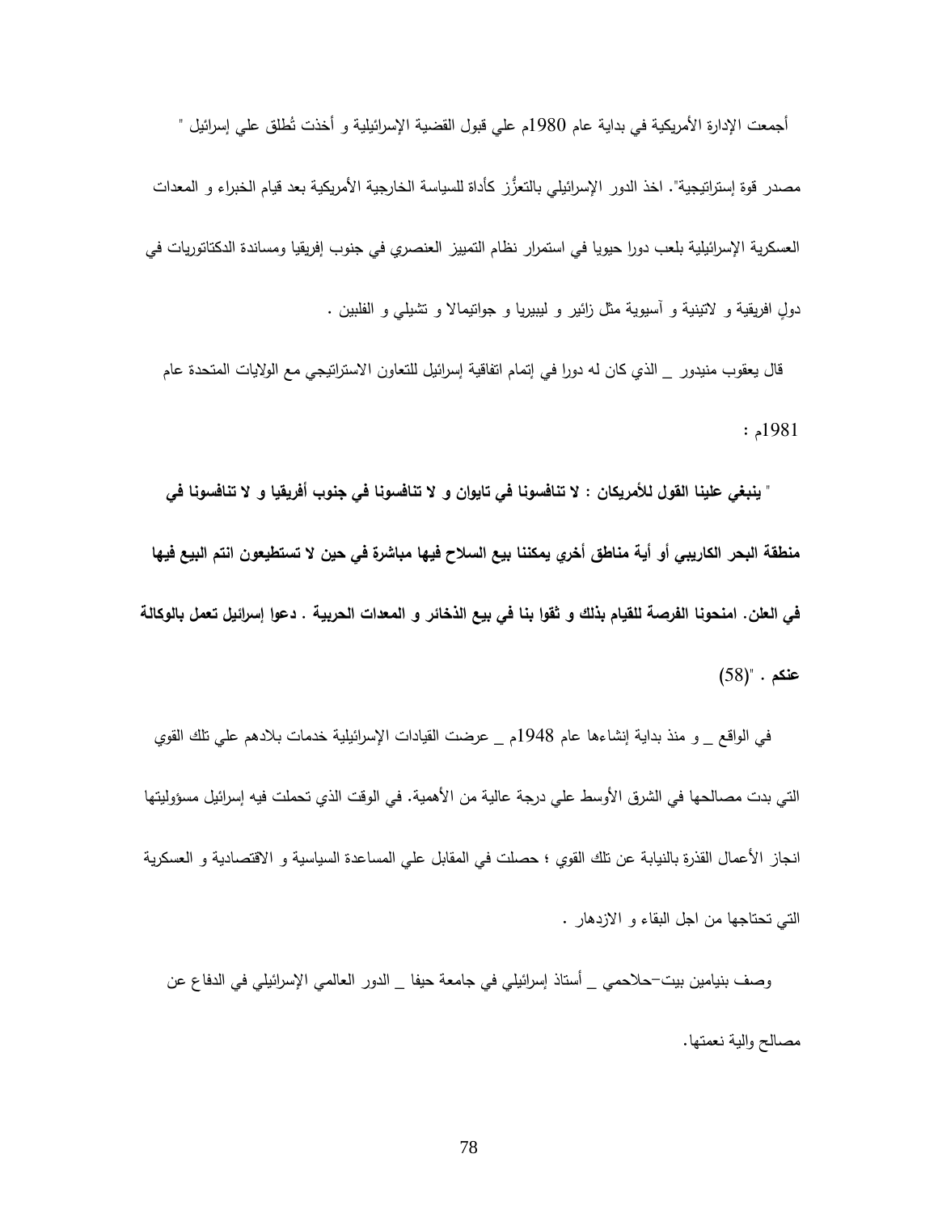أجمعت الإدارة الأمريكية في بداية عام 1980م علي قبول القضية الإسرائيلية و أخذت تُطلق علي إسرائيل " مصدر قوة إستراتيجية". اخذ الدور الإسرائيلي بالتعزُّز كأداة للسياسة الخارجية الأمريكية بعد قيام الخبراء و المعدات العسكرية الإسرائيلية بلعب دورا حيويا في استمرار نظام التمييز العنصري في جنوب إفريقيا ومساندة الدكتاتوريات في دولٍ افريقية و لاتينية و آسيوية مثل زائير و ليبيريا و جواتيمالا و تشيلي و الفلبين .

قال يعقوب منيدور _ الذي كان له دورا في إتمام اتفاقية إسرائيل للتعاون الاستراتيجي مع الولايات المتحدة عام 1981م :

" **ينبغي علينا القول للأمريكان : لا تنافسونا في تايوان و لا تنافسونا في جنوب أفريقيا و لا تنافسونا في منطقة البحر الكاريبي أو أية مناطق أخري يمكننا بيع السلاح فيها مباشرة في حين لا تستطيعون انتم البيع فيها في العلن. امنحونا الفرصة للقيام بذلك و ثقوا بنا في بيع الذخائر و المعدات الحربية . دعوا إسرائيل تعمل بالوكالة عنكم .** "(58)

في الواقع _ و منذ بداية إنشاءها عام 1948م _ عرضت القيادات الإسرائيلية خدمات بلادهم علي تلك القوي التي بدت مصالحها في الشرق الأوسط علي درجة عالية من الأهمية. في الوقت الذي تحملت فيه إسرائيل مسؤوليتها انجاز الأعمال القذرة بالنيابة عن تلك القوي ؛ حصلت في المقابل علي المساعدة السياسية و الاقتصادية و العسكرية التي تحتاجها من اجل البقاء و الازدهار .

وصف بنيامين بيت-حلاحمي _ أستاذ إسرائيلي في جامعة حيفا _ الدور العالمي الإسرائيلي في الدفاع عن مصالح والية نعمتها.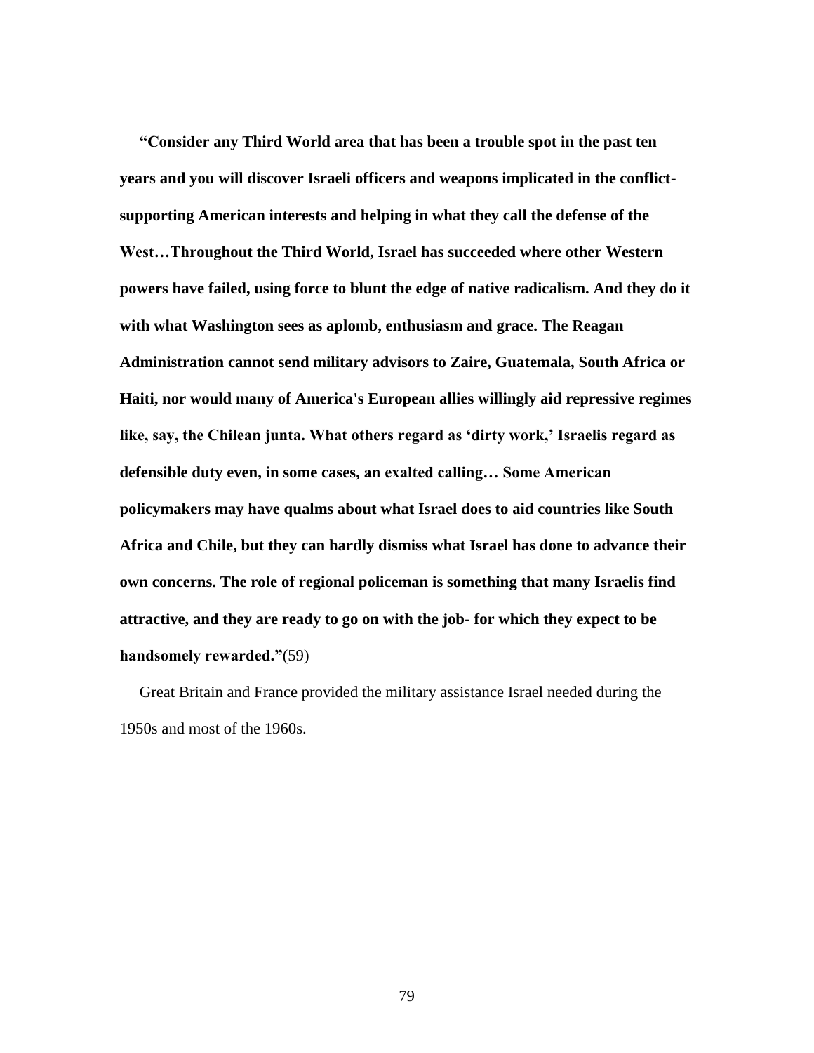**"Consider any Third World area that has been a trouble spot in the past ten years and you will discover Israeli officers and weapons implicated in the conflict-supporting American interests and helping in what they call the defense of the West…Throughout the Third World, Israel has succeeded where other Western powers have failed, using force to blunt the edge of native radicalism. And they do it with what Washington sees as aplomb, enthusiasm and grace. The Reagan Administration cannot send military advisors to Zaire, Guatemala, South Africa or Haiti, nor would many of America's European allies willingly aid repressive regimes like, say, the Chilean junta. What others regard as 'dirty work,' Israelis regard as defensible duty even, in some cases, an exalted calling… Some American policymakers may have qualms about what Israel does to aid countries like South Africa and Chile, but they can hardly dismiss what Israel has done to advance their own concerns. The role of regional policeman is something that many Israelis find attractive, and they are ready to go on with the job- for which they expect to be handsomely rewarded."**(59)

Great Britain and France provided the military assistance Israel needed during the 1950s and most of the 1960s.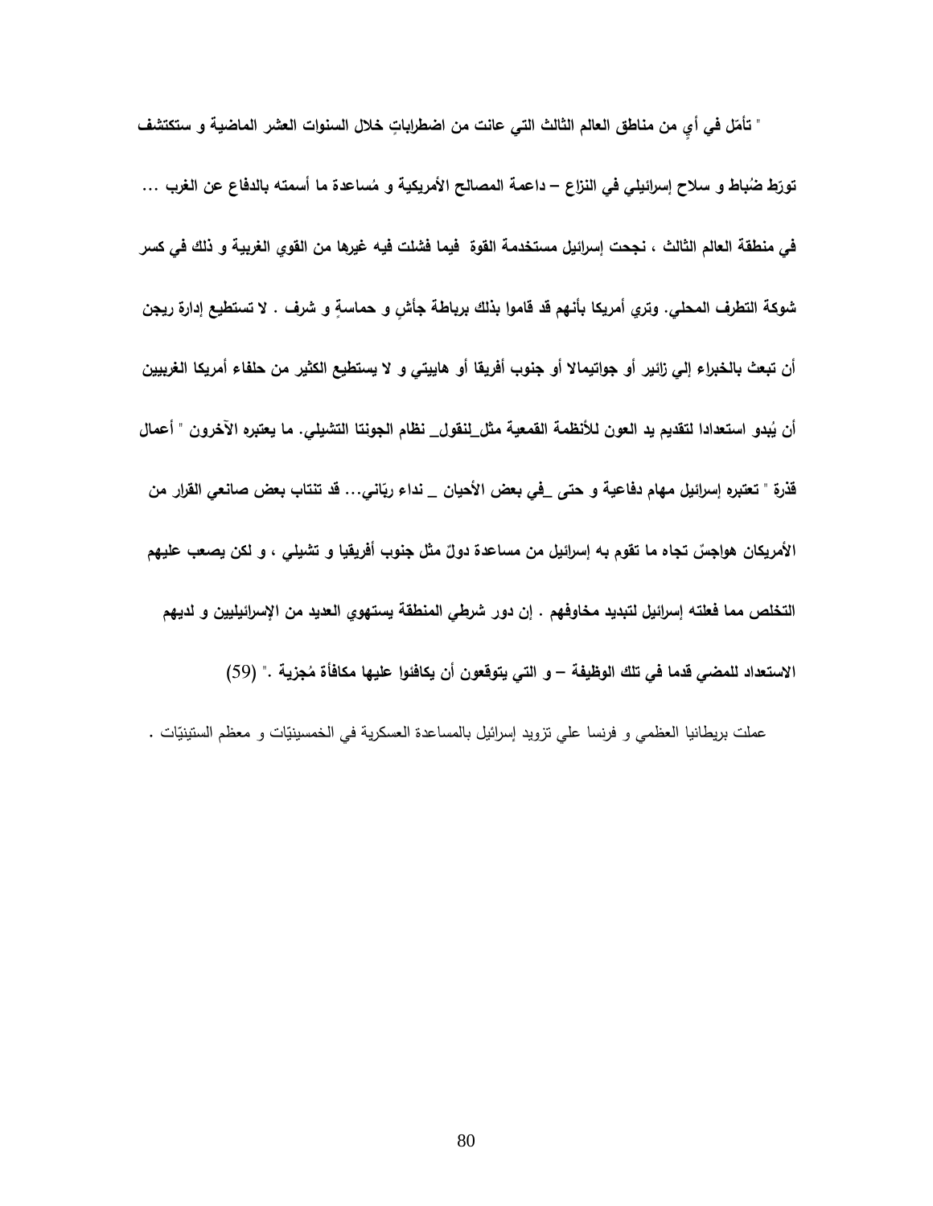**" تأمّل في أيٍ من مناطق العالم الثالث التي عانت من اضطراباتٍ خلال السنوات العشر الماضية و ستكتشف تورّط ضُباط و سلاح إسرائيلي في النزاع – داعمة المصالح الأمريكية و مُساعدة ما أسمته بالدفاع عن الغرب ... في منطقة العالم الثالث ، نجحت إسرائيل مستخدمة القوة فيما فشلت فيه غيرها من القوي الغربية و ذلك في كسر شوكة التطرف المحلي. وتري أمريكا بأنهم قد قاموا بذلك برباطة جأشٍ و حماسةٍ و شرف . لا تستطيع إدارة ريجن أن تبعث بالخبراء إلي زائير أو جواتيمالا أو جنوب أفريقا أو هاييتي و لا يستطيع الكثير من حلفاء أمريكا الغربيين أن يُبدو استعدادا لتقديم يد العون للأنظمة القمعية مثل_لنقول_ نظام الجونتا التشيلي. ما يعتبره الآخرون " أعمال قذرة " تعتبره إسرائيل مهام دفاعية و حتى _في بعض الأحيان _ نداء ربّاني... قد تنتاب بعض صانعي القرار من الأمريكان هواجسّ تجاه ما تقوم به إسرائيل من مساعدة دولٍ مثل جنوب أفريقيا و تشيلي ، و لكن يصعب عليهم التخلص مما فعلته إسرائيل لتبديد مخاوفهم . إن دور شرطي المنطقة يستهوي العديد من الإسرائيليين و لديهم الاستعداد للمضي قدما في تلك الوظيفة – و التي يتوقعون أن يكافئوا عليها مكافأة مُجزية ." (59)**

عملت بريطانيا العظمي و فرنسا علي تزويد إسرائيل بالمساعدة العسكرية في الخمسينيّات و معظم الستينيّات .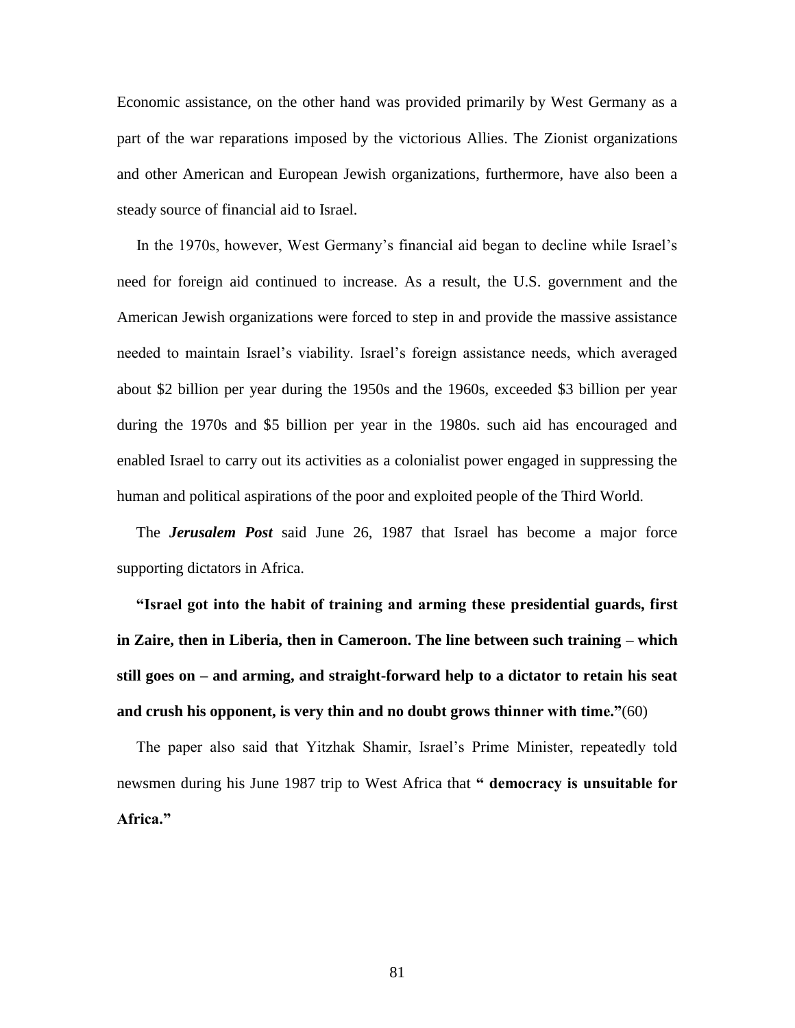Economic assistance, on the other hand was provided primarily by West Germany as a part of the war reparations imposed by the victorious Allies. The Zionist organizations and other American and European Jewish organizations, furthermore, have also been a steady source of financial aid to Israel.

In the 1970s, however, West Germany's financial aid began to decline while Israel's need for foreign aid continued to increase. As a result, the U.S. government and the American Jewish organizations were forced to step in and provide the massive assistance needed to maintain Israel's viability. Israel's foreign assistance needs, which averaged about $2 billion per year during the 1950s and the 1960s, exceeded $3 billion per year during the 1970s and $5 billion per year in the 1980s. such aid has encouraged and enabled Israel to carry out its activities as a colonialist power engaged in suppressing the human and political aspirations of the poor and exploited people of the Third World.

The ***Jerusalem Post*** said June 26, 1987 that Israel has become a major force supporting dictators in Africa.

**"Israel got into the habit of training and arming these presidential guards, first in Zaire, then in Liberia, then in Cameroon. The line between such training – which still goes on – and arming, and straight-forward help to a dictator to retain his seat and crush his opponent, is very thin and no doubt grows thinner with time."**(60)

The paper also said that Yitzhak Shamir, Israel's Prime Minister, repeatedly told newsmen during his June 1987 trip to West Africa that **" democracy is unsuitable for Africa."**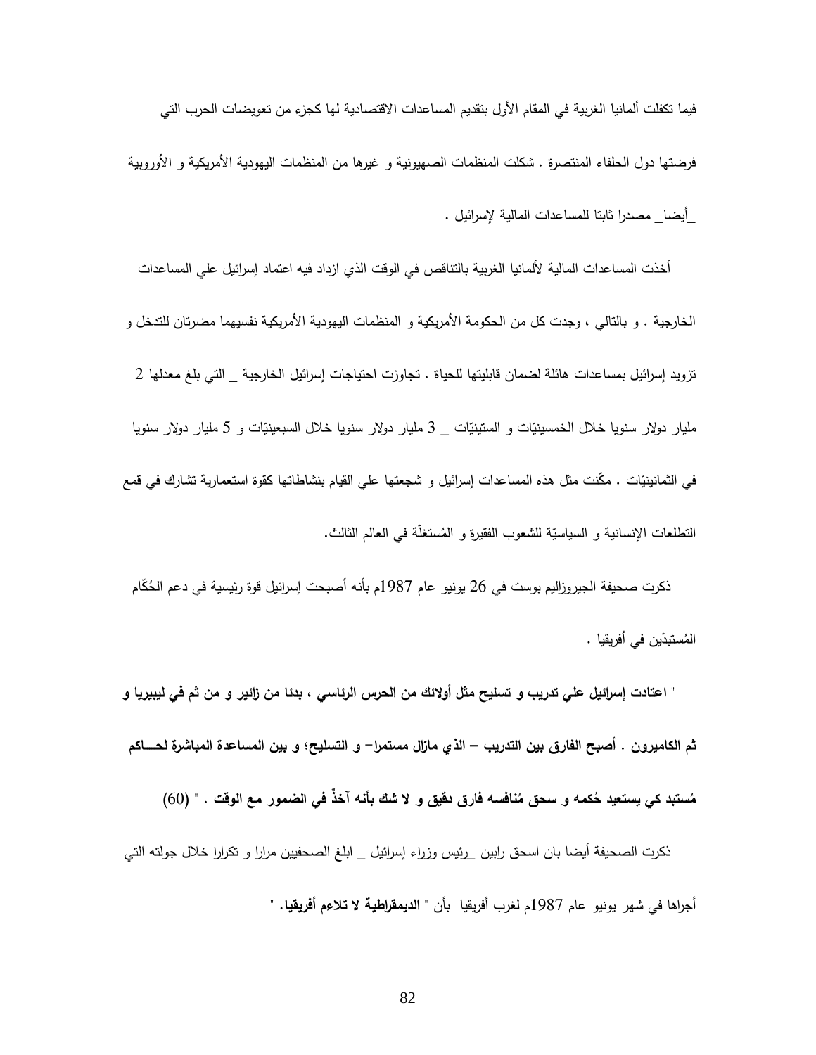فيما تكفلت ألمانيا الغربية في المقام الأول بتقديم المساعدات الاقتصادية لها كجزء من تعويضات الحرب التي فرضتها دول الحلفاء المنتصرة . شكلت المنظمات الصهيونية و غيرها من المنظمات اليهودية الأمريكية و الأوروبية _أيضا_ مصدرا ثابتا للمساعدات المالية لإسرائيل .

أخذت المساعدات المالية لألمانيا الغربية بالتناقص في الوقت الذي ازداد فيه اعتماد إسرائيل علي المساعدات الخارجية . و بالتالي ، وجدت كل من الحكومة الأمريكية و المنظمات اليهودية الأمريكية نفسيهما مضرتان للتدخل و تزويد إسرائيل بمساعدات هائلة لضمان قابليتها للحياة . تجاوزت احتياجات إسرائيل الخارجية _ التي بلغ معدلها 2 مليار دولار سنويا خلال الخمسينيّات و الستينيّات _ 3 مليار دولار سنويا خلال السبعينيّات و 5 مليار دولار سنويا في الثمانينيّات . مكّنت مثل هذه المساعدات إسرائيل و شجعتها علي القيام بنشاطاتها كقوة استعمارية تشارك في قمع التطلعات الإنسانية و السياسيّة للشعوب الفقيرة و المُستغلّة في العالم الثالث.

ذكرت صحيفة الجيروزاليم بوست في 26 يونيو عام 1987م بأنه أصبحت إسرائيل قوة رئيسية في دعم الحُكّام المُستبدّين في أفريقيا .

" **اعتادت إسرائيل علي تدريب و تسليح مثل أولائك من الحرس الرئاسي ، بدئا من زائير و من ثم في ليبيريا و ثم الكاميرون . أصبح الفارق بين التدريب – الذي مازال مستمرا– و التسليح؛ و بين المساعدة المباشرة لحـــاكم مُستبد كي يستعيد حُكمه و سحق مُنافسه فارق دقيق و لا شك بأنه آخذٌ في الضمور مع الوقت .** " (60)

ذكرت الصحيفة أيضا بان اسحق رابين _رئيس وزراء إسرائيل _ ابلغ الصحفيين مرارا و تكرارا خلال جولته التي أجراها في شهر يونيو عام 1987م لغرب أفريقيا بأن " **الديمقراطية لا تلاءم أفريقيا.** "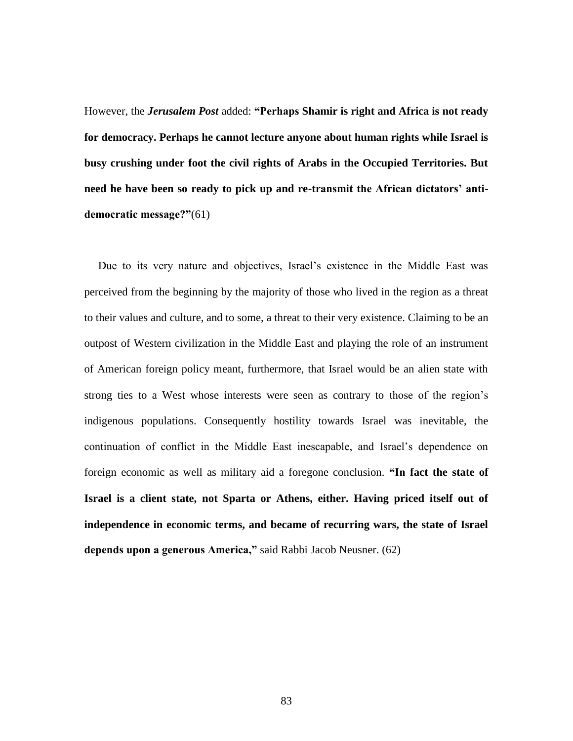However, the ***Jerusalem Post*** added: **"Perhaps Shamir is right and Africa is not ready for democracy. Perhaps he cannot lecture anyone about human rights while Israel is busy crushing under foot the civil rights of Arabs in the Occupied Territories. But need he have been so ready to pick up and re-transmit the African dictators' anti-democratic message?"**(61)

Due to its very nature and objectives, Israel's existence in the Middle East was perceived from the beginning by the majority of those who lived in the region as a threat to their values and culture, and to some, a threat to their very existence. Claiming to be an outpost of Western civilization in the Middle East and playing the role of an instrument of American foreign policy meant, furthermore, that Israel would be an alien state with strong ties to a West whose interests were seen as contrary to those of the region's indigenous populations. Consequently hostility towards Israel was inevitable, the continuation of conflict in the Middle East inescapable, and Israel's dependence on foreign economic as well as military aid a foregone conclusion. **"In fact the state of Israel is a client state, not Sparta or Athens, either. Having priced itself out of independence in economic terms, and became of recurring wars, the state of Israel depends upon a generous America,"** said Rabbi Jacob Neusner. (62)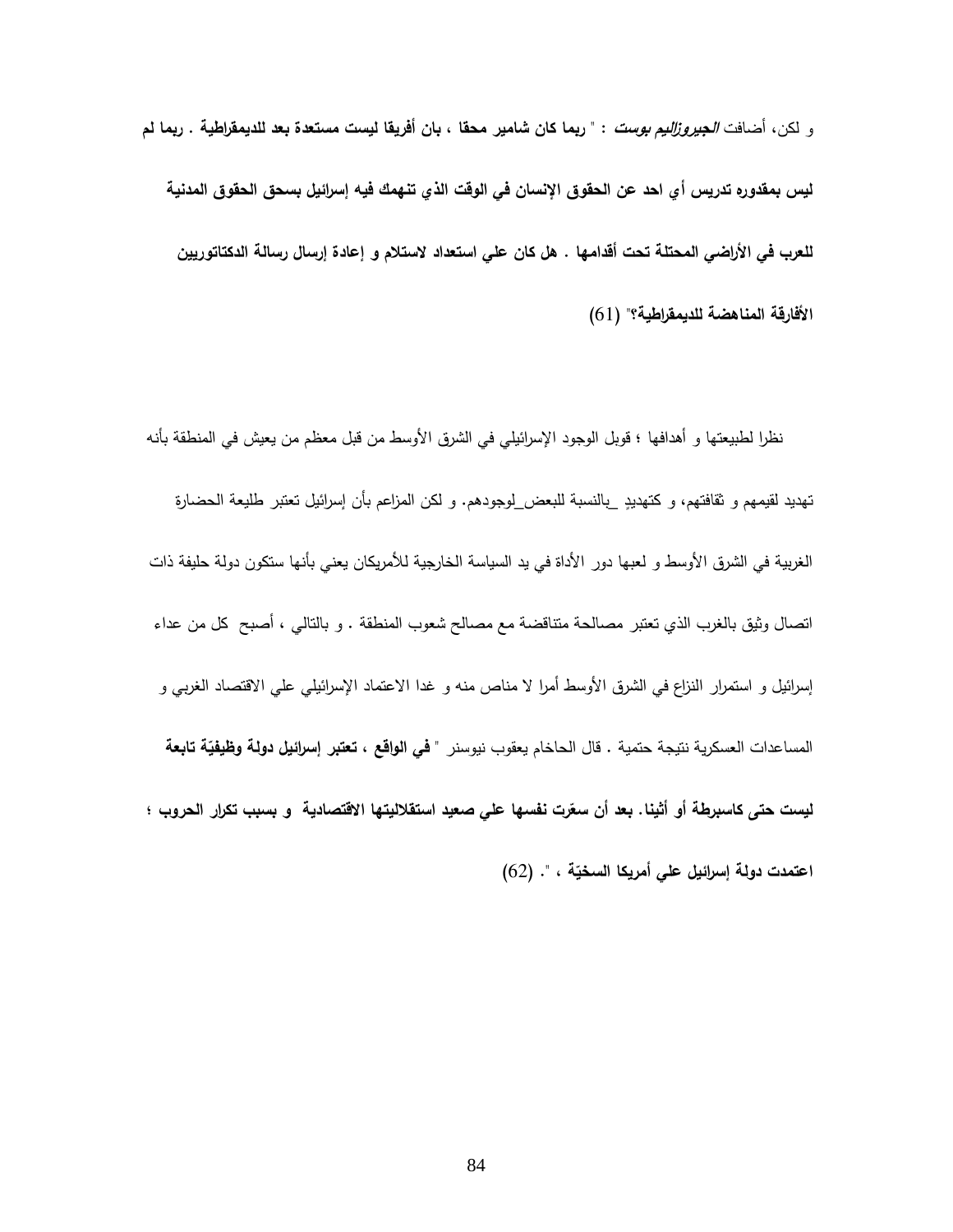و لكن، أضافت ***الجيروزاليم بوست*** : " **ريما كان شامير محقا ، بان أفريقا ليست مستعدة بعد للديمقراطية . ربما لم ليس بمقدوره تدريس أي احد عن الحقوق الإنسان في الوقت الذي تنهمك فيه إسرائيل بسحق الحقوق المدنية للعرب في الأراضي المحتلة تحت أقدامها . هل كان علي استعداد لاستلام و إعادة إرسال رسالة الدكتاتوريين الأفارقة المناهضة للديمقراطية؟**" (61)

نظرا لطبيعتها و أهدافها ؛ قوبل الوجود الإسرائيلي في الشرق الأوسط من قبل معظم من يعيش في المنطقة بأنه تهديد لقيمهم و ثقافتهم، و كتهديدٍ _بالنسبة للبعض_لوجودهم. و لكن المزاعم بأن إسرائيل تعتبر طليعة الحضارة الغربية في الشرق الأوسط و لعبها دور الأداة في يد السياسة الخارجية للأمريكان يعني بأنها ستكون دولة حليفة ذات اتصال وثيق بالغرب الذي تعتبر مصالحة متناقضة مع مصالح شعوب المنطقة . و بالتالي ، أصبح كل من عداء إسرائيل و استمرار النزاع في الشرق الأوسط أمرا لا مناص منه و غدا الاعتماد الإسرائيلي علي الاقتصاد الغربي و المساعدات العسكرية نتيجة حتمية . قال الحاخام يعقوب نيوسنر " **في الواقع ، تعتبر إسرائيل دولة وظيفيّة تابعة ليست حتى كاسبرطة أو أثينا. بعد أن سعّرت نفسها علي صعيد استقلاليتها الاقتصادية و بسبب تكرار الحروب ؛ اعتمدت دولة إسرائيل علي أمريكا السخيّة ، "**. (62)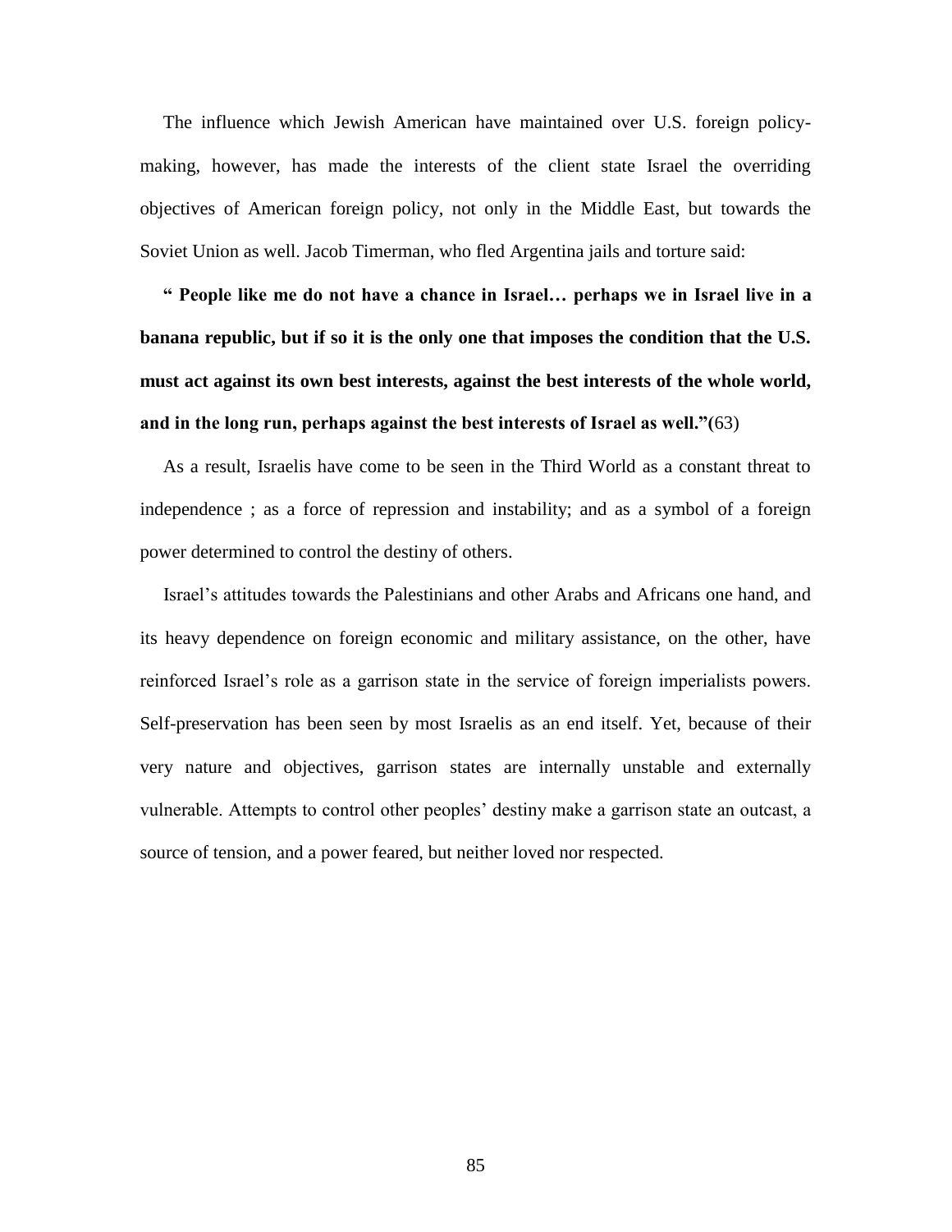The influence which Jewish American have maintained over U.S. foreign policy-making, however, has made the interests of the client state Israel the overriding objectives of American foreign policy, not only in the Middle East, but towards the Soviet Union as well. Jacob Timerman, who fled Argentina jails and torture said:

**" People like me do not have a chance in Israel… perhaps we in Israel live in a banana republic, but if so it is the only one that imposes the condition that the U.S. must act against its own best interests, against the best interests of the whole world, and in the long run, perhaps against the best interests of Israel as well."(**63)

As a result, Israelis have come to be seen in the Third World as a constant threat to independence ; as a force of repression and instability; and as a symbol of a foreign power determined to control the destiny of others.

Israel's attitudes towards the Palestinians and other Arabs and Africans one hand, and its heavy dependence on foreign economic and military assistance, on the other, have reinforced Israel's role as a garrison state in the service of foreign imperialists powers. Self-preservation has been seen by most Israelis as an end itself. Yet, because of their very nature and objectives, garrison states are internally unstable and externally vulnerable. Attempts to control other peoples' destiny make a garrison state an outcast, a source of tension, and a power feared, but neither loved nor respected.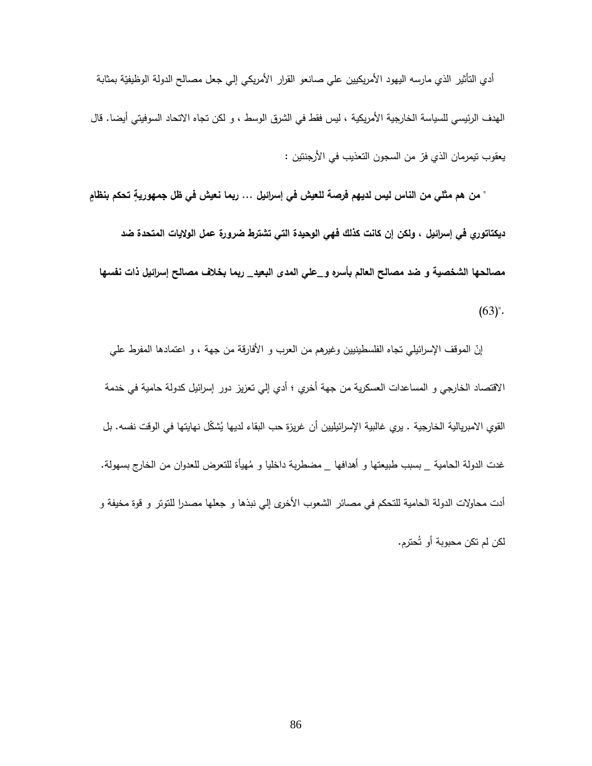أدي التأثير الذي مارسه اليهود الأمريكيين علي صانعو القرار الأمريكي إلي جعل مصالح الدولة الوظيفيّة بمثابة الهدف الرئيسي للسياسة الخارجية الأمريكية ، ليس فقط في الشرق الوسط ، و لكن تجاه الاتحاد السوفيتي أيضا. قال يعقوب تيمرمان الذي فرّ من السجون التعذيب في الأرجنتين :

" **من هم مثلي من الناس ليس لديهم فرصة للعيش في إسرائيل ... ربما نعيش في ظل جمهوريةٍ تحكم بنظامٍ ديكتاتوري في إسرائيل ، ولكن إن كانت كذلك فهي الوحيدة التي تشترط ضرورة عمل الولايات المتحدة ضد مصالحها الشخصية و ضد مصالح العالم بأسره و_علي المدى البعيد_ ربما بخلاف مصالح إسرائيل ذات نفسها** (63)".

إنّ الموقف الإسرائيلي تجاه الفلسطينيين وغيرهم من العرب و الأفارقة من جهة ، و اعتمادها المفرط علي الاقتصاد الخارجي و المساعدات العسكرية من جهة أخري ؛ أدي إلي تعزيز دور إسرائيل كدولة حامية في خدمة القوي الامبريالية الخارجية . يري غالبية الإسرائيليين أن غريزة حب البقاء لديها يُشكّل نهايتها في الوقت نفسه. بل غدت الدولة الحامية _ بسبب طبيعتها و أهدافها _ مضطربة داخليا و مُهيأة للتعرض للعدوان من الخارج بسهولة. أدت محاولات الدولة الحامية للتحكم في مصائر الشعوب الأخرى إلي نبذها و جعلها مصدرا للتوتر و قوة مخيفة و لكن لم تكن محبوبة أو تُحترم.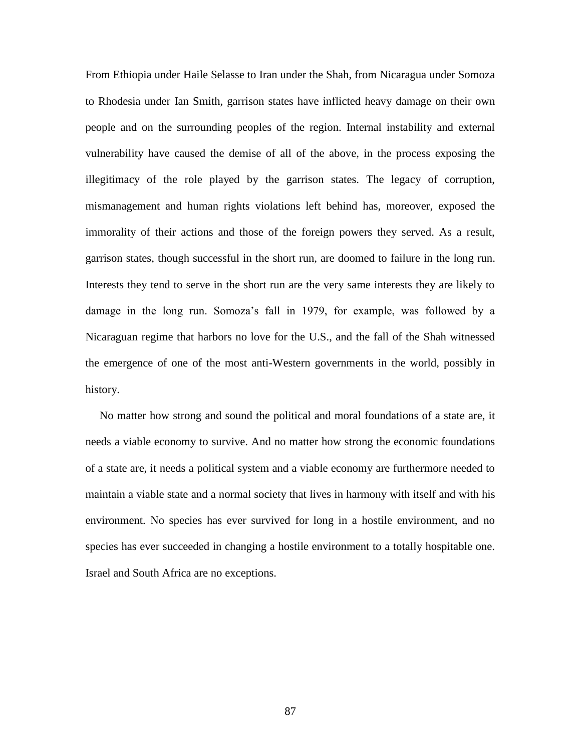From Ethiopia under Haile Selasse to Iran under the Shah, from Nicaragua under Somoza to Rhodesia under Ian Smith, garrison states have inflicted heavy damage on their own people and on the surrounding peoples of the region. Internal instability and external vulnerability have caused the demise of all of the above, in the process exposing the illegitimacy of the role played by the garrison states. The legacy of corruption, mismanagement and human rights violations left behind has, moreover, exposed the immorality of their actions and those of the foreign powers they served. As a result, garrison states, though successful in the short run, are doomed to failure in the long run. Interests they tend to serve in the short run are the very same interests they are likely to damage in the long run. Somoza's fall in 1979, for example, was followed by a Nicaraguan regime that harbors no love for the U.S., and the fall of the Shah witnessed the emergence of one of the most anti-Western governments in the world, possibly in history.

No matter how strong and sound the political and moral foundations of a state are, it needs a viable economy to survive. And no matter how strong the economic foundations of a state are, it needs a political system and a viable economy are furthermore needed to maintain a viable state and a normal society that lives in harmony with itself and with his environment. No species has ever survived for long in a hostile environment, and no species has ever succeeded in changing a hostile environment to a totally hospitable one. Israel and South Africa are no exceptions.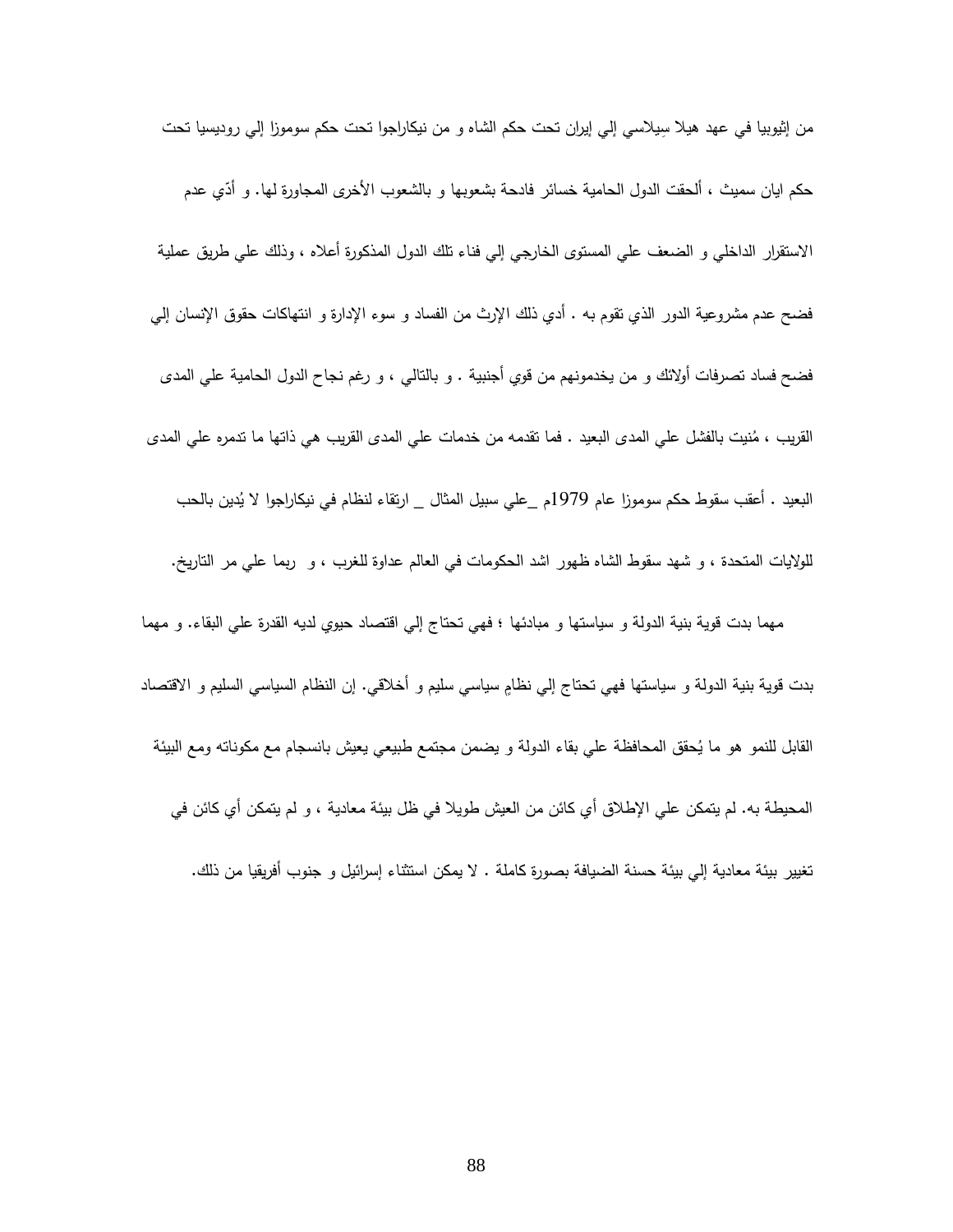من إثيوبيا في عهد هيلا سِيلاسي إلي إيران تحت حكم الشاه و من نيكاراجوا تحت حكم سوموزا إلي روديسيا تحت حكم ايان سميث ، ألحقت الدول الحامية خسائر فادحة بشعوبها و بالشعوب الأخرى المجاورة لها. و أدّي عدم الاستقرار الداخلي و الضعف علي المستوى الخارجي إلي فناء تلك الدول المذكورة أعلاه ، وذلك علي طريق عملية فضح عدم مشروعية الدور الذي تقوم به . أدي ذلك الإرث من الفساد و سوء الإدارة و انتهاكات حقوق الإنسان إلي فضح فساد تصرفات أولائك و من يخدمونهم من قوي أجنبية . و بالتالي ، و رغم نجاح الدول الحامية علي المدى القريب ، مُنيت بالفشل علي المدى البعيد . فما تقدمه من خدمات علي المدى القريب هي ذاتها ما تدمره علي المدى البعيد . أعقب سقوط حكم سوموزا عام 1979م _علي سبيل المثال _ ارتقاء لنظام في نيكاراجوا لا يُدين بالحب للولايات المتحدة ، و شهد سقوط الشاه ظهور اشد الحكومات في العالم عداوة للغرب ، و ربما علي مر التاريخ.

مهما بدت قوية بنية الدولة و سياستها و مبادئها ؛ فهي تحتاج إلي اقتصاد حيوي لديه القدرة علي البقاء. و مهما بدت قوية بنية الدولة و سياستها فهي تحتاج إلي نظامٍ سياسي سليم و أخلاقي. إن النظام السياسي السليم و الاقتصاد القابل للنمو هو ما يُحقق المحافظة علي بقاء الدولة و يضمن مجتمع طبيعي يعيش بانسجام مع مكوناته ومع البيئة المحيطة به. لم يتمكن علي الإطلاق أي كائن من العيش طويلا في ظل بيئة معادية ، و لم يتمكن أي كائن في تغيير بيئة معادية إلي بيئة حسنة الضيافة بصورة كاملة . لا يمكن استثناء إسرائيل و جنوب أفريقيا من ذلك.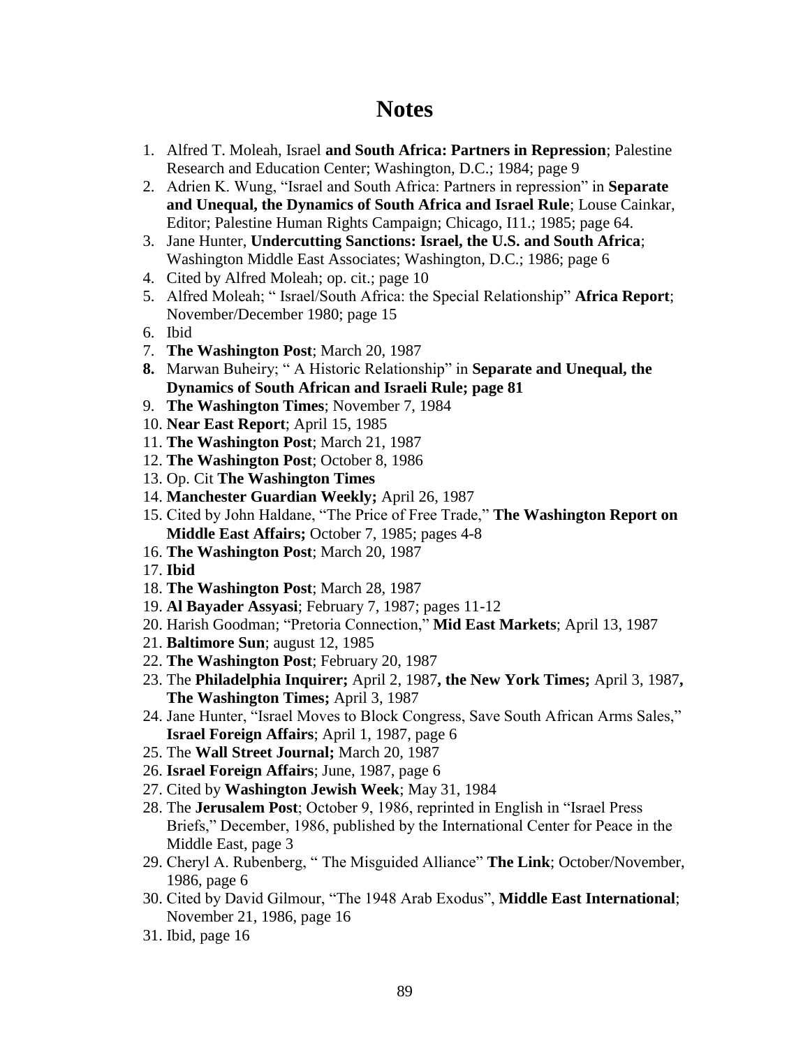# Notes

1. Alfred T. Moleah, Israel **and South Africa: Partners in Repression**; Palestine Research and Education Center; Washington, D.C.; 1984; page 9
2. Adrien K. Wung, "Israel and South Africa: Partners in repression" in **Separate and Unequal, the Dynamics of South Africa and Israel Rule**; Louse Cainkar, Editor; Palestine Human Rights Campaign; Chicago, I11.; 1985; page 64.
3. Jane Hunter, **Undercutting Sanctions: Israel, the U.S. and South Africa**; Washington Middle East Associates; Washington, D.C.; 1986; page 6
4. Cited by Alfred Moleah; op. cit.; page 10
5. Alfred Moleah; " Israel/South Africa: the Special Relationship" **Africa Report**; November/December 1980; page 15
6. Ibid
7. **The Washington Post**; March 20, 1987
8. Marwan Buheiry; " A Historic Relationship" in **Separate and Unequal, the Dynamics of South African and Israeli Rule; page 81**
9. **The Washington Times**; November 7, 1984
10. **Near East Report**; April 15, 1985
11. **The Washington Post**; March 21, 1987
12. **The Washington Post**; October 8, 1986
13. Op. Cit **The Washington Times**
14. **Manchester Guardian Weekly;** April 26, 1987
15. Cited by John Haldane, "The Price of Free Trade," **The Washington Report on Middle East Affairs;** October 7, 1985; pages 4-8
16. **The Washington Post**; March 20, 1987
17. **Ibid**
18. **The Washington Post**; March 28, 1987
19. **Al Bayader Assyasi**; February 7, 1987; pages 11-12
20. Harish Goodman; "Pretoria Connection," **Mid East Markets**; April 13, 1987
21. **Baltimore Sun**; august 12, 1985
22. **The Washington Post**; February 20, 1987
23. The **Philadelphia Inquirer;** April 2, 1987**, the New York Times;** April 3, 1987**, The Washington Times;** April 3, 1987
24. Jane Hunter, "Israel Moves to Block Congress, Save South African Arms Sales," **Israel Foreign Affairs**; April 1, 1987, page 6
25. The **Wall Street Journal;** March 20, 1987
26. **Israel Foreign Affairs**; June, 1987, page 6
27. Cited by **Washington Jewish Week**; May 31, 1984
28. The **Jerusalem Post**; October 9, 1986, reprinted in English in "Israel Press Briefs," December, 1986, published by the International Center for Peace in the Middle East, page 3
29. Cheryl A. Rubenberg, " The Misguided Alliance" **The Link**; October/November, 1986, page 6
30. Cited by David Gilmour, "The 1948 Arab Exodus", **Middle East International**; November 21, 1986, page 16
31. Ibid, page 16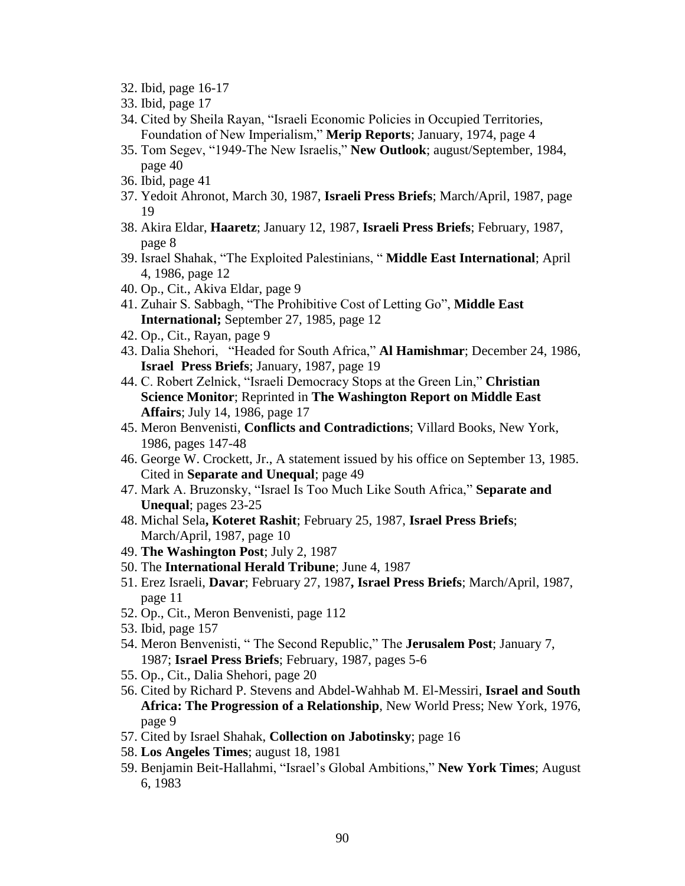32. Ibid, page 16-17
33. Ibid, page 17
34. Cited by Sheila Rayan, "Israeli Economic Policies in Occupied Territories, Foundation of New Imperialism," **Merip Reports**; January, 1974, page 4
35. Tom Segev, "1949-The New Israelis," **New Outlook**; august/September, 1984, page 40
36. Ibid, page 41
37. Yedoit Ahronot, March 30, 1987, **Israeli Press Briefs**; March/April, 1987, page 19
38. Akira Eldar, **Haaretz**; January 12, 1987, **Israeli Press Briefs**; February, 1987, page 8
39. Israel Shahak, "The Exploited Palestinians, " **Middle East International**; April 4, 1986, page 12
40. Op., Cit., Akiva Eldar, page 9
41. Zuhair S. Sabbagh, "The Prohibitive Cost of Letting Go", **Middle East International;** September 27, 1985, page 12
42. Op., Cit., Rayan, page 9
43. Dalia Shehori, "Headed for South Africa," **Al Hamishmar**; December 24, 1986, **Israel Press Briefs**; January, 1987, page 19
44. C. Robert Zelnick, "Israeli Democracy Stops at the Green Lin," **Christian Science Monitor**; Reprinted in **The Washington Report on Middle East Affairs**; July 14, 1986, page 17
45. Meron Benvenisti, **Conflicts and Contradictions**; Villard Books, New York, 1986, pages 147-48
46. George W. Crockett, Jr., A statement issued by his office on September 13, 1985. Cited in **Separate and Unequal**; page 49
47. Mark A. Bruzonsky, "Israel Is Too Much Like South Africa," **Separate and Unequal**; pages 23-25
48. Michal Sela**, Koteret Rashit**; February 25, 1987, **Israel Press Briefs**; March/April, 1987, page 10
49. **The Washington Post**; July 2, 1987
50. The **International Herald Tribune**; June 4, 1987
51. Erez Israeli, **Davar**; February 27, 1987**, Israel Press Briefs**; March/April, 1987, page 11
52. Op., Cit., Meron Benvenisti, page 112
53. Ibid, page 157
54. Meron Benvenisti, " The Second Republic," The **Jerusalem Post**; January 7, 1987; **Israel Press Briefs**; February, 1987, pages 5-6
55. Op., Cit., Dalia Shehori, page 20
56. Cited by Richard P. Stevens and Abdel-Wahhab M. El-Messiri, **Israel and South Africa: The Progression of a Relationship**, New World Press; New York, 1976, page 9
57. Cited by Israel Shahak, **Collection on Jabotinsky**; page 16
58. **Los Angeles Times**; august 18, 1981
59. Benjamin Beit-Hallahmi, "Israel's Global Ambitions," **New York Times**; August 6, 1983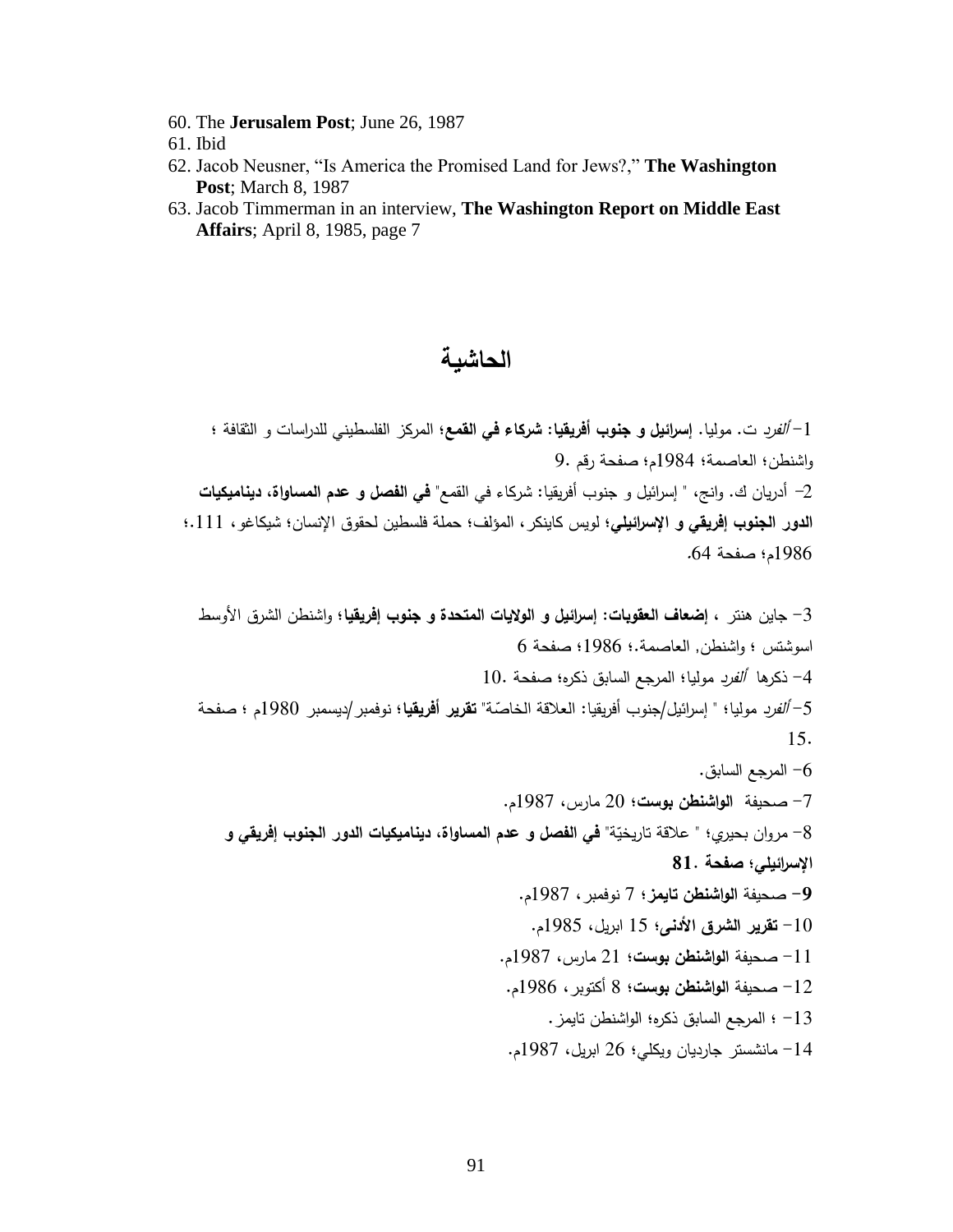60. The **Jerusalem Post**; June 26, 1987
61. Ibid
62. Jacob Neusner, "Is America the Promised Land for Jews?," **The Washington Post**; March 8, 1987
63. Jacob Timmerman in an interview, **The Washington Report on Middle East Affairs**; April 8, 1985, page 7

# الحاشية

1- *ألفرد* ت. موليا. **إسرائيل و جنوب أفريقيا: شركاء في القمع**؛ المركز الفلسطيني للدراسات و الثقافة ؛ واشنطن؛ العاصمة؛ 1984م؛ صفحة رقم .9

2- أدريان ك. وانج، " إسرائيل و جنوب أفريقيا: شركاء في القمع" **في الفصل و عدم المساواة، ديناميكيات الدور الجنوب إفريقي و الإسرائيلي**؛ لويس كاينكر، المؤلف؛ حملة فلسطين لحقوق الإنسان؛ شيكاغو، 111.؛ 1986م؛ صفحة 64.

3- جاين هنتر ، **إضعاف العقوبات: إسرائيل و الولايات المتحدة و جنوب إفريقيا**؛ واشنطن الشرق الأوسط اسوشتس ؛ واشنطن, العاصمة.؛ 1986؛ صفحة 6

4- ذكرها *ألفرد* موليا؛ المرجع السابق ذكره؛ صفحة .10

5- *ألفرد* موليا؛ " إسرائيل/جنوب أفريقيا: العلاقة الخاصّة" **تقرير أفريقيا**؛ نوفمبر/ديسمبر 1980م ؛ صفحة 15.

6- المرجع السابق.

7- صحيفة **الواشنطن بوست**؛ 20 مارس، 1987م.

8- مروان بحيري؛ " علاقة تاريخيّة" **في الفصل و عدم المساواة، ديناميكيات الدور الجنوب إفريقي و الإسرائيلي؛ صفحة .81**

**9**- صحيفة **الواشنطن تايمز**؛ 7 نوفمبر، 1987م.

10- **تقرير الشرق الأدنى**؛ 15 ابريل، 1985م.

11- صحيفة **الواشنطن بوست**؛ 21 مارس، 1987م.

12- صحيفة **الواشنطن بوست**؛ 8 أكتوبر، 1986م.

13- ؛ المرجع السابق ذكره؛ الواشنطن تايمز.

14- مانشستر جارديان ويكلي؛ 26 ابريل، 1987م.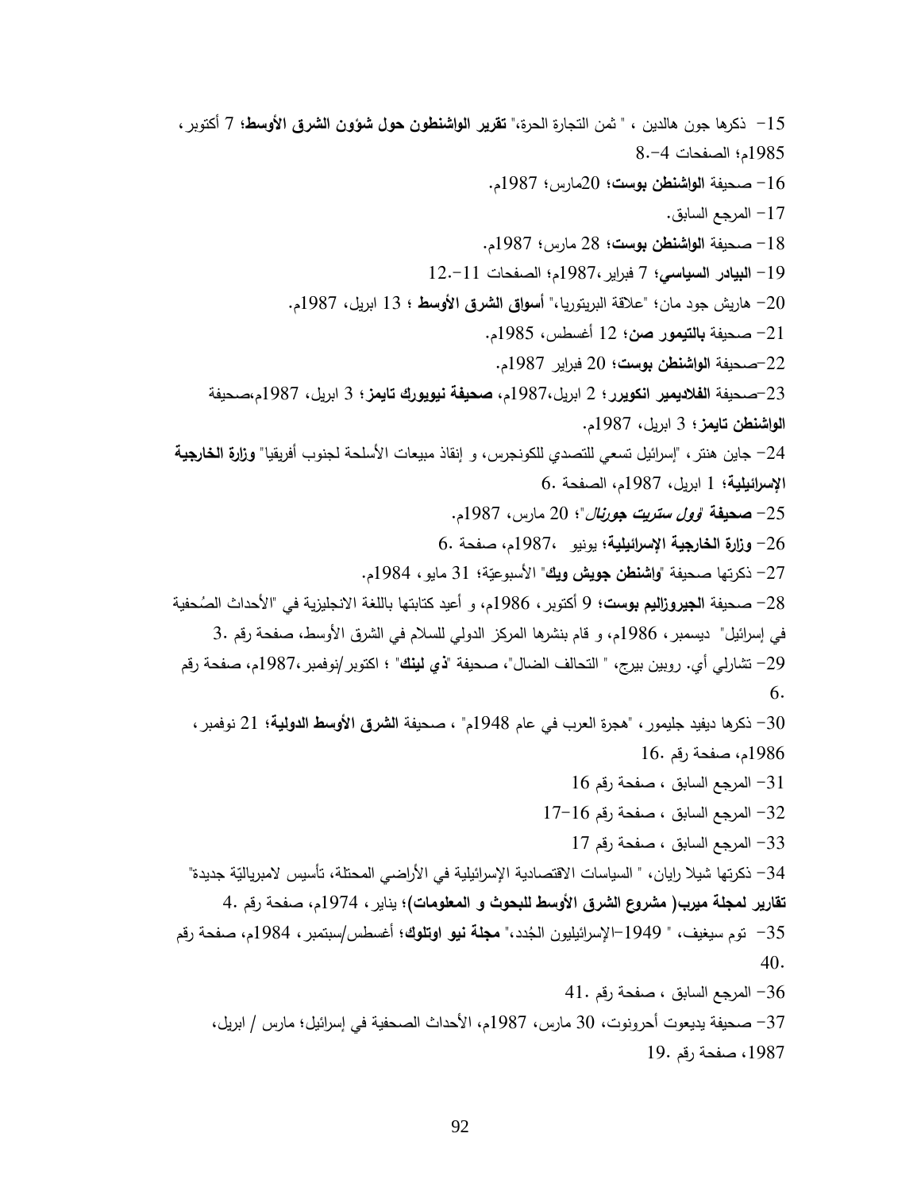15- ذكرها جون هالدين ، " ثمن التجارة الحرة،" **تقرير الواشنطون حول شؤون الشرق الأوسط؛** 7 أكتوبر، 1985م؛ الصفحات 4-8.

16- صحيفة **الواشنطن بوست؛** 20مارس؛ 1987م.

17- المرجع السابق.

18- صحيفة **الواشنطن بوست؛** 28 مارس؛ 1987م.

19- **البيادر السياسي؛** 7 فبراير،1987م؛ الصفحات 11-12.

20- هاريش جود مان؛ "علاقة البريتوريا،" **أسواق الشرق الأوسط** ؛ 13 ابريل، 1987م.

21- صحيفة **بالتيمور صن؛** 12 أغسطس، 1985م.

22-صحيفة **الواشنطن بوست؛** 20 فبراير 1987م.

23-صحيفة **الفلاديمير انكويرر؛** 2 ابريل،1987م، **صحيفة نيويورك تايمز؛** 3 ابريل، 1987م،صحيفة **الواشنطن تايمز؛** 3 ابريل، 1987م.

24- جاين هنتر، "إسرائيل تسعي للتصدي للكونجرس، و إنقاذ مبيعات الأسلحة لجنوب أفريقيا" **وزارة الخارجية الإسرائيلية؛** 1 ابريل، 1987م، الصفحة 6.

25- **صحيفة** ***"وول ستريت جورنال"؛*** 20 مارس، 1987م.

26- **وزارة الخارجية الإسرائيلية؛** يونيو ،1987م، صفحة 6.

27- ذكرتها صحيفة **"واشنطن جويش ويك"** الأسبوعيّة؛ 31 مايو، 1984م.

28- صحيفة **الجيروزاليم بوست؛** 9 أكتوبر، 1986م، و أعيد كتابتها باللغة الانجليزية في "الأحداث الصُحفية في إسرائيل" ديسمبر، 1986م، و قام بنشرها المركز الدولي للسلام في الشرق الأوسط، صفحة رقم 3.

29- تشارلي أي. روبين بيرج، " التحالف الضال"، صحيفة **"ذي لينك"** ؛ اكتوبر/نوفمبر،1987م، صفحة رقم 6.

30- ذكرها ديفيد جليمور، "هجرة العرب في عام 1948م" ، صحيفة **الشرق الأوسط الدولية؛** 21 نوفمبر، 1986م، صفحة رقم 16.

31- المرجع السابق ، صفحة رقم 16

32- المرجع السابق ، صفحة رقم 16-17

33- المرجع السابق ، صفحة رقم 17

34- ذكرتها شيلا رايان، " السياسات الاقتصادية الإسرائيلية في الأراضي المحتلة، تأسيس لامبرياليّة جديدة" **تقارير لمجلة ميرب( مشروع الشرق الأوسط للبحوث و المعلومات)؛** يناير، 1974م، صفحة رقم 4.

35- توم سيغيف، " 1949-الإسرائيليون الجُدد،" **مجلة نيو اوتلوك؛** أغسطس/سبتمبر، 1984م، صفحة رقم 40.

36- المرجع السابق ، صفحة رقم 41.

37- صحيفة يديعوت أحرونوت، 30 مارس، 1987م، الأحداث الصحفية في إسرائيل؛ مارس / ابريل، 1987، صفحة رقم 19.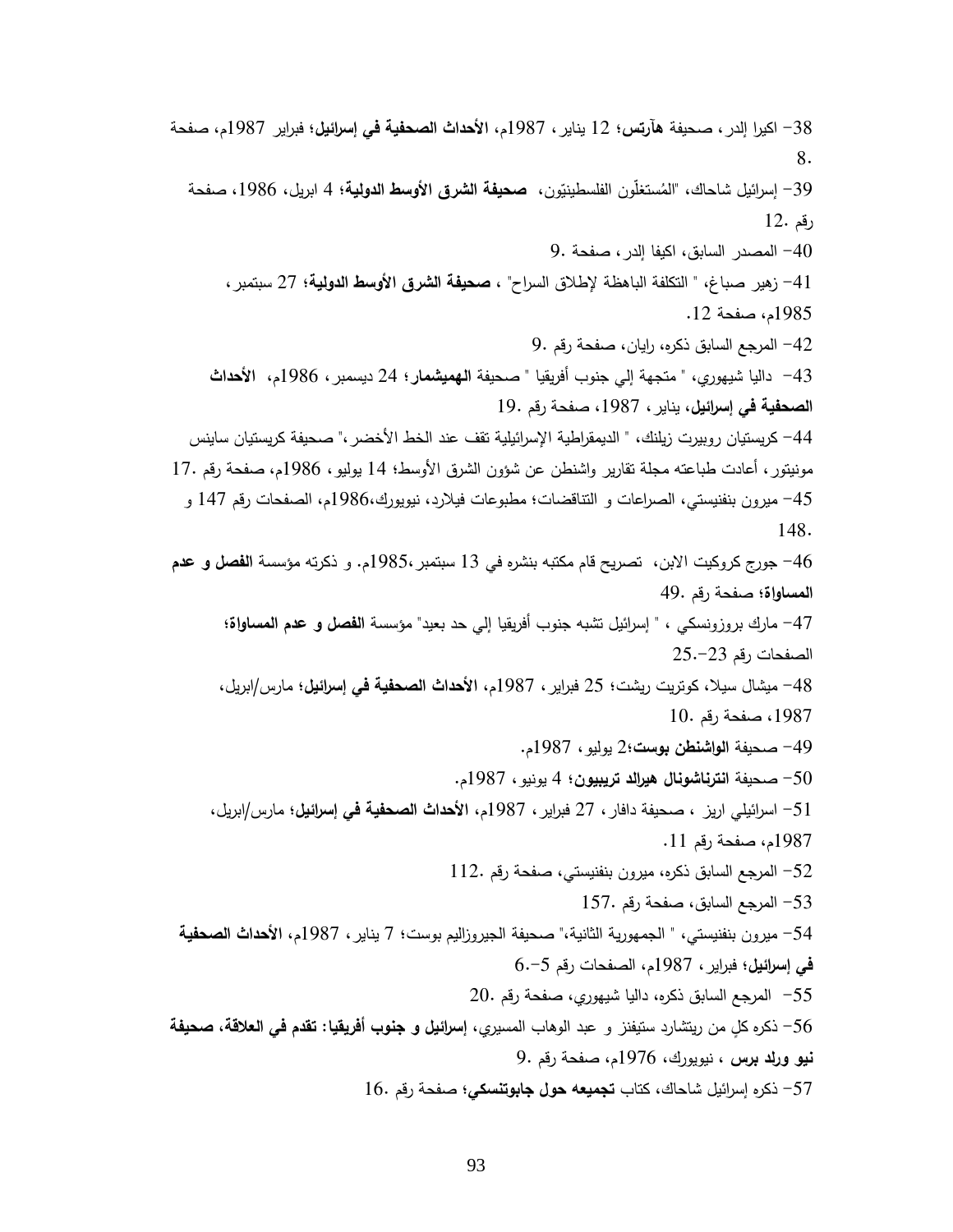38- اكيرا إلدر، صحيفة **هآرتس**؛ 12 يناير، 1987م، **الأحداث الصحفية في إسرائيل**؛ فبراير 1987م، صفحة 8.

39- إسرائيل شاحاك، "المُستغلّون الفلسطينيّون، **صحيفة الشرق الأوسط الدولية**؛ 4 ابريل، 1986، صفحة رقم 12.

40- المصدر السابق، اكيفا إلدر، صفحة 9.

41- زهير صباغ، " التكلفة الباهظة لإطلاق السراح" ، **صحيفة الشرق الأوسط الدولية**؛ 27 سبتمبر، 1985م، صفحة 12.

42- المرجع السابق ذكره، رايان، صفحة رقم 9.

43- داليا شيهوري، " متجهة إلي جنوب أفريقيا " صحيفة **الهميشمار**؛ 24 ديسمبر، 1986م، **الأحداث الصحفية في إسرائيل**، يناير، 1987، صفحة رقم 19.

44- كريستيان روبيرت زيلنك، " الديمقراطية الإسرائيلية تقف عند الخط الأخضر،" صحيفة كريستيان ساينس مونيتور، أعادت طباعته مجلة تقارير واشنطن عن شؤون الشرق الأوسط؛ 14 يوليو، 1986م، صفحة رقم 17.

45- ميرون بنفنيستي، الصراعات و التناقضات؛ مطبوعات فيلارد، نيويورك،1986م، الصفحات رقم 147 و 148.

46- جورج كروكيت الابن، تصريح قام مكتبه بنشره في 13 سبتمبر،1985م. و ذكرته مؤسسة **الفصل و عدم المساواة**؛ صفحة رقم 49.

47- مارك بروزونسكي ، " إسرائيل تشبه جنوب أفريقيا إلي حد بعيد" مؤسسة **الفصل و عدم المساواة**؛ الصفحات رقم 23-25.

48- ميشال سيلا، كوتريت ريشت؛ 25 فبراير، 1987م، **الأحداث الصحفية في إسرائيل**؛ مارس/ابريل، 1987، صفحة رقم 10.

49- صحيفة **الواشنطن بوست**؛2 يوليو، 1987م.

50- صحيفة **انترناشونال هيرالد تريبيون**؛ 4 يونيو، 1987م.

51- اسرائيلي اريز ، صحيفة دافار، 27 فبراير، 1987م، **الأحداث الصحفية في إسرائيل**؛ مارس/ابريل، 1987م، صفحة رقم 11.

52- المرجع السابق ذكره، ميرون بنفنيستي، صفحة رقم 112.

53- المرجع السابق، صفحة رقم 157.

54- ميرون بنفنيستي، " الجمهورية الثانية،" صحيفة الجيروزاليم بوست؛ 7 يناير، 1987م، **الأحداث الصحفية في إسرائيل**؛ فبراير، 1987م، الصفحات رقم 5-6.

55- المرجع السابق ذكره، داليا شيهوري، صفحة رقم 20.

56- ذكره كلٍ من ريتشارد ستيفنز و عبد الوهاب المسيري، **إسرائيل و جنوب أفريقيا: تقدم في العلاقة، صحيفة نيو ورلد برس** ، نيويورك، 1976م، صفحة رقم 9.

57- ذكره إسرائيل شاحاك، كتاب **تجميعه حول جابوتنسكي**؛ صفحة رقم 16.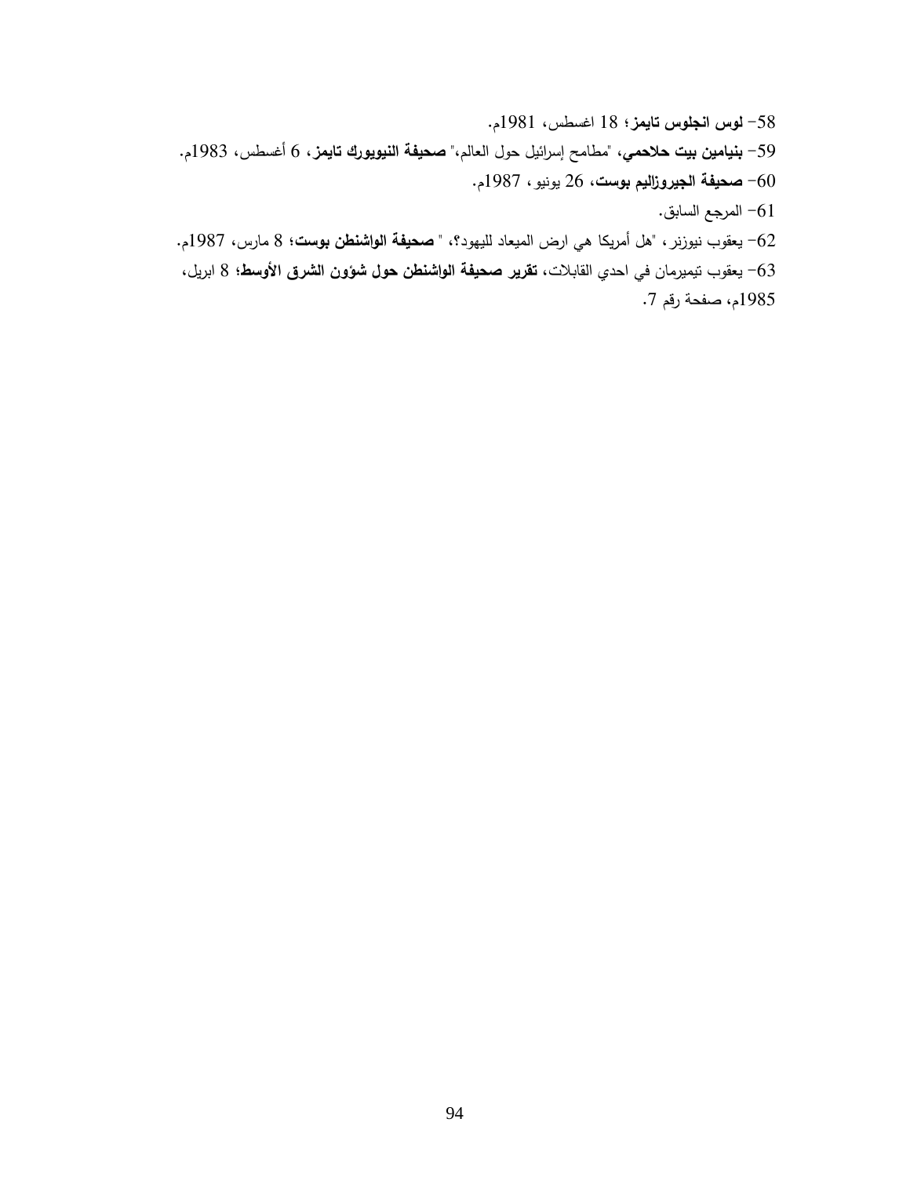58- **لوس انجلوس تايمز**؛ 18 اغسطس، 1981م.

59- **بنيامين بيت حلاحمي،** "مطامح إسرائيل حول العالم،" **صحيفة النيويورك تايمز**، 6 أغسطس، 1983م.

60- **صحيفة الجيروزاليم بوست**، 26 يونيو، 1987م.

61- المرجع السابق.

62- يعقوب نيوزنر، "هل أمريكا هي ارض الميعاد لليهود؟، " **صحيفة الواشنطن بوست**؛ 8 مارس، 1987م.

63- يعقوب تيميرمان في احدي القابلات، **تقرير صحيفة الواشنطن حول شؤون الشرق الأوسط**؛ 8 ابريل، 1985م، صفحة رقم 7.